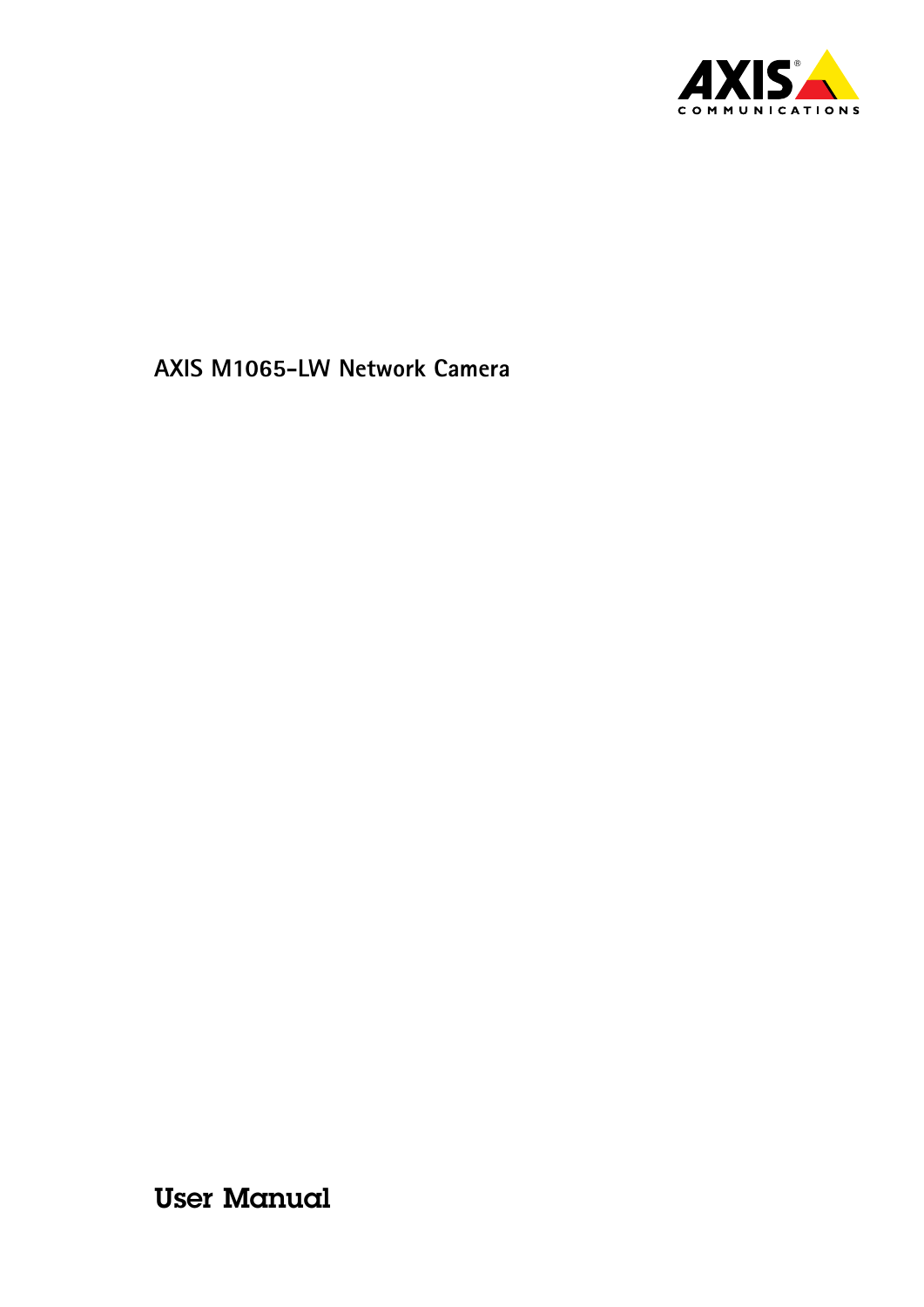AXIS COMMUNICATIONS

# AXIS M1065-LW Network Camera

## User Manual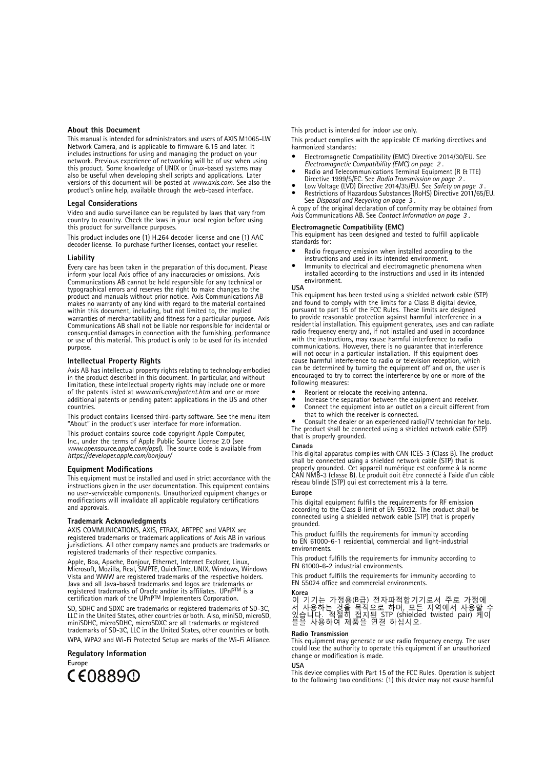## About this Document

This manual is intended for administrators and users of AXIS M1065-LW Network Camera, and is applicable to firmware 6.15 and later. It includes instructions for using and managing the product on your network. Previous experience of networking will be of use when using this product. Some knowledge of UNIX or Linux-based systems may also be useful when developing shell scripts and applications. Later versions of this document will be posted at *www.axis.com*. See also the product's online help, available through the web-based interface.

## Legal Considerations

Video and audio surveillance can be regulated by laws that vary from country to country. Check the laws in your local region before using this product for surveillance purposes.

This product includes one (1) H.264 decoder license and one (1) AAC decoder license. To purchase further licenses, contact your reseller.

## Liability

Every care has been taken in the preparation of this document. Please inform your local Axis office of any inaccuracies or omissions. Axis Communications AB cannot be held responsible for any technical or typographical errors and reserves the right to make changes to the product and manuals without prior notice. Axis Communications AB makes no warranty of any kind with regard to the material contained within this document, including, but not limited to, the implied warranties of merchantability and fitness for a particular purpose. Axis Communications AB shall not be liable nor responsible for incidental or consequential damages in connection with the furnishing, performance or use of this material. This product is only to be used for its intended purpose.

## Intellectual Property Rights

Axis AB has intellectual property rights relating to technology embodied in the product described in this document. In particular, and without limitation, these intellectual property rights may include one or more of the patents listed at *www.axis.com/patent.htm* and one or more additional patents or pending patent applications in the US and other countries.

This product contains licensed third-party software. See the menu item "About" in the product's user interface for more information.

This product contains source code copyright Apple Computer, Inc., under the terms of Apple Public Source License 2.0 (see *www.opensource.apple.com/apsl*). The source code is available from *https://developer.apple.com/bonjour/*

## Equipment Modifications

This equipment must be installed and used in strict accordance with the instructions given in the user documentation. This equipment contains no user-serviceable components. Unauthorized equipment changes or modifications will invalidate all applicable regulatory certifications and approvals.

## Trademark Acknowledgments

AXIS COMMUNICATIONS, AXIS, ETRAX, ARTPEC and VAPIX are registered trademarks or trademark applications of Axis AB in various jurisdictions. All other company names and products are trademarks or registered trademarks of their respective companies.

Apple, Boa, Apache, Bonjour, Ethernet, Internet Explorer, Linux, Microsoft, Mozilla, Real, SMPTE, QuickTime, UNIX, Windows, Windows Vista and WWW are registered trademarks of the respective holders. Java and all Java-based trademarks and logos are trademarks or registered trademarks of Oracle and/or its affiliates. UPnP™ is a certification mark of the UPnP™ Implementers Corporation.

SD, SDHC and SDXC are trademarks or registered trademarks of SD-3C, LLC in the United States, other countries or both. Also, miniSD, microSD, miniSDHC, microSDHC, microSDXC are all trademarks or registered trademarks of SD-3C, LLC in the United States, other countries or both.

WPA, WPA2 and Wi-Fi Protected Setup are marks of the Wi-Fi Alliance.

## Regulatory Information

**Europe**

CE0889ⓘ

This product is intended for indoor use only.

This product complies with the applicable CE marking directives and harmonized standards:

- Electromagnetic Compatibility (EMC) Directive 2014/30/EU. See *Electromagnetic Compatibility (EMC) on page 2* .
- Radio and Telecommunications Terminal Equipment (R & TTE) Directive 1999/5/EC. See *Radio Transmission on page 2* .
- Low Voltage (LVD) Directive 2014/35/EU. See *Safety on page 3* .
- Restrictions of Hazardous Substances (RoHS) Directive 2011/65/EU. See *Disposal and Recycling on page 3* .

A copy of the original declaration of conformity may be obtained from Axis Communications AB. See *Contact Information on page 3* .

**Electromagnetic Compatibility (EMC)**

This equipment has been designed and tested to fulfill applicable standards for:

- Radio frequency emission when installed according to the instructions and used in its intended environment.
- Immunity to electrical and electromagnetic phenomena when installed according to the instructions and used in its intended environment.

**USA**

This equipment has been tested using a shielded network cable (STP) and found to comply with the limits for a Class B digital device, pursuant to part 15 of the FCC Rules. These limits are designed to provide reasonable protection against harmful interference in a residential installation. This equipment generates, uses and can radiate radio frequency energy and, if not installed and used in accordance with the instructions, may cause harmful interference to radio communications. However, there is no guarantee that interference will not occur in a particular installation. If this equipment does cause harmful interference to radio or television reception, which can be determined by turning the equipment off and on, the user is encouraged to try to correct the interference by one or more of the following measures:

- Reorient or relocate the receiving antenna.
- Increase the separation between the equipment and receiver.
- Connect the equipment into an outlet on a circuit different from that to which the receiver is connected.
- Consult the dealer or an experienced radio/TV technician for help.

The product shall be connected using a shielded network cable (STP) that is properly grounded.

**Canada**

This digital apparatus complies with CAN ICES-3 (Class B). The product shall be connected using a shielded network cable (STP) that is properly grounded. Cet appareil numérique est conforme à la norme CAN NMB-3 (classe B). Le produit doit être connecté à l'aide d'un câble réseau blindé (STP) qui est correctement mis à la terre.

**Europe**

This digital equipment fulfills the requirements for RF emission according to the Class B limit of EN 55032. The product shall be connected using a shielded network cable (STP) that is properly grounded.

This product fulfills the requirements for immunity according to EN 61000-6-1 residential, commercial and light-industrial environments.

This product fulfills the requirements for immunity according to EN 61000-6-2 industrial environments.

This product fulfills the requirements for immunity according to EN 55024 office and commercial environments.

**Korea**

이 기기는 가정용(B급) 전자파적합기기로서 주로 가정에서 사용하는 것을 목적으로 하며, 모든 지역에서 사용할 수 있습니다. 적절히 접지된 STP (shielded twisted pair) 케이블을 사용하여 제품을 연결 하십시오.

**Radio Transmission**

This equipment may generate or use radio frequency energy. The user could lose the authority to operate this equipment if an unauthorized change or modification is made.

**USA**

This device complies with Part 15 of the FCC Rules. Operation is subject to the following two conditions: (1) this device may not cause harmful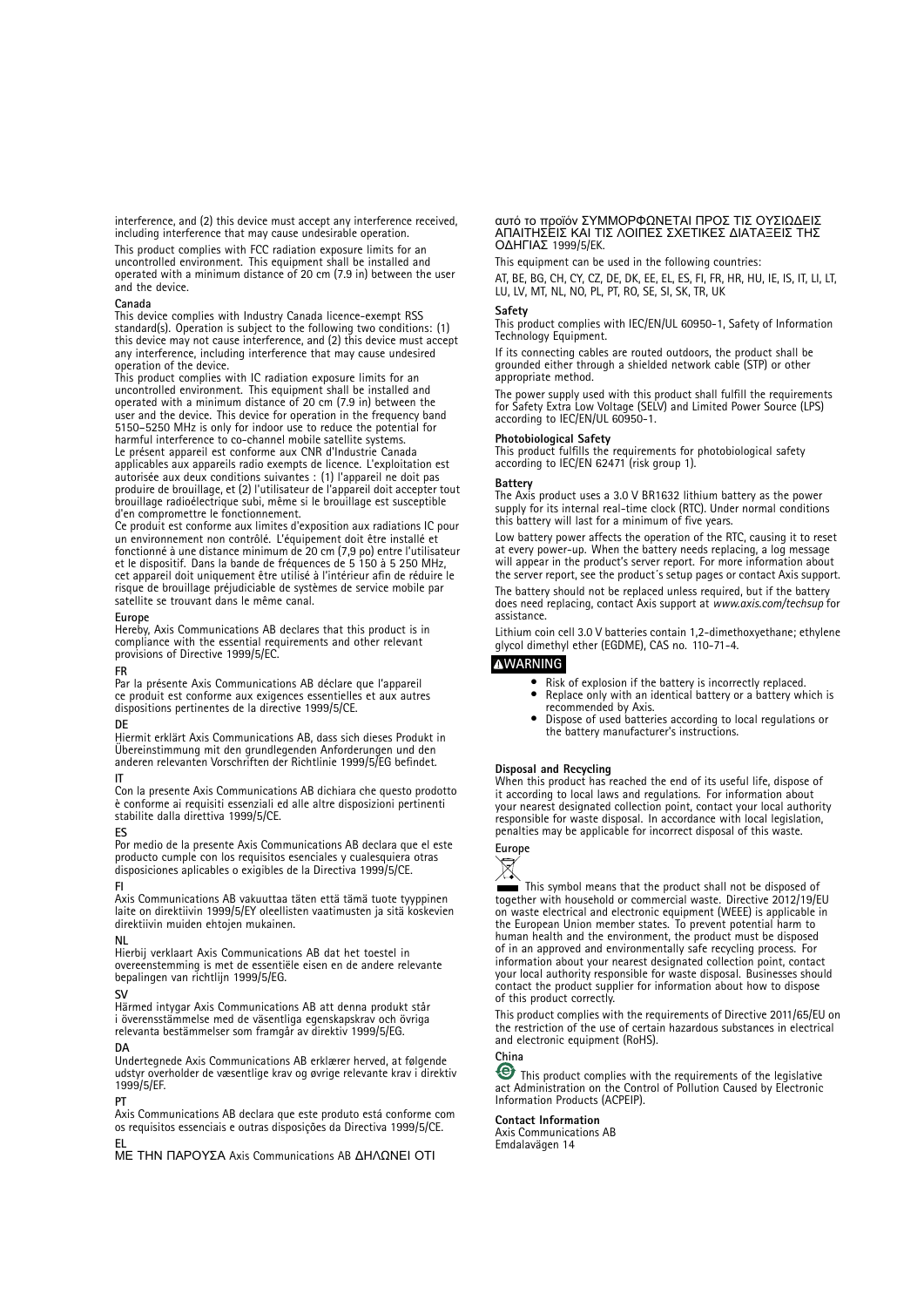interference, and (2) this device must accept any interference received, including interference that may cause undesirable operation.

This product complies with FCC radiation exposure limits for an uncontrolled environment. This equipment shall be installed and operated with a minimum distance of 20 cm (7.9 in) between the user and the device.

**Canada**
This device complies with Industry Canada licence-exempt RSS standard(s). Operation is subject to the following two conditions: (1) this device may not cause interference, and (2) this device must accept any interference, including interference that may cause undesired operation of the device.
This product complies with IC radiation exposure limits for an uncontrolled environment. This equipment shall be installed and operated with a minimum distance of 20 cm (7.9 in) between the user and the device. This device for operation in the frequency band 5150–5250 MHz is only for indoor use to reduce the potential for harmful interference to co-channel mobile satellite systems.
Le présent appareil est conforme aux CNR d'Industrie Canada applicables aux appareils radio exempts de licence. L'exploitation est autorisée aux deux conditions suivantes : (1) l'appareil ne doit pas produire de brouillage, et (2) l'utilisateur de l'appareil doit accepter tout brouillage radioélectrique subi, même si le brouillage est susceptible d'en compromettre le fonctionnement.
Ce produit est conforme aux limites d'exposition aux radiations IC pour un environnement non contrôlé. L'équipement doit être installé et fonctionné à une distance minimum de 20 cm (7,9 po) entre l'utilisateur et le dispositif. Dans la bande de fréquences de 5 150 à 5 250 MHz, cet appareil doit uniquement être utilisé à l'intérieur afin de réduire le risque de brouillage préjudiciable de systèmes de service mobile par satellite se trouvant dans le même canal.

**Europe**
Hereby, Axis Communications AB declares that this product is in compliance with the essential requirements and other relevant provisions of Directive 1999/5/EC.

**FR**
Par la présente Axis Communications AB déclare que l'appareil ce produit est conforme aux exigences essentielles et aux autres dispositions pertinentes de la directive 1999/5/CE.

**DE**
Hiermit erklärt Axis Communications AB, dass sich dieses Produkt in Übereinstimmung mit den grundlegenden Anforderungen und den anderen relevanten Vorschriften der Richtlinie 1999/5/EG befindet.

**IT**
Con la presente Axis Communications AB dichiara che questo prodotto è conforme ai requisiti essenziali ed alle altre disposizioni pertinenti stabilite dalla direttiva 1999/5/CE.

**ES**
Por medio de la presente Axis Communications AB declara que el este producto cumple con los requisitos esenciales y cualesquiera otras disposiciones aplicables o exigibles de la Directiva 1999/5/CE.

**FI**
Axis Communications AB vakuuttaa täten että tämä tuote tyyppinen laite on direktiivin 1999/5/EY oleellisten vaatimusten ja sitä koskevien direktiivin muiden ehtojen mukainen.

**NL**
Hierbij verklaart Axis Communications AB dat het toestel in overeenstemming is met de essentiële eisen en de andere relevante bepalingen van richtlijn 1999/5/EG.

**SV**
Härmed intygar Axis Communications AB att denna produkt står i överensstämmelse med de väsentliga egenskapskrav och övriga relevanta bestämmelser som framgår av direktiv 1999/5/EG.

**DA**
Undertegnede Axis Communications AB erklærer herved, at følgende udstyr overholder de væsentlige krav og øvrige relevante krav i direktiv 1999/5/EF.

**PT**
Axis Communications AB declara que este produto está conforme com os requisitos essenciais e outras disposições da Directiva 1999/5/CE.

**EL**
ΜΕ ΤΗΝ ΠΑΡΟΥΣΑ Axis Communications AB ΔΗΛΩΝΕΙ ΟΤΙ αυτό το προϊόν ΣΥΜΜΟΡΦΩΝΕΤΑΙ ΠΡΟΣ ΤΙΣ ΟΥΣΙΩΔΕΙΣ ΑΠΑΙΤΗΣΕΙΣ ΚΑΙ ΤΙΣ ΛΟΙΠΕΣ ΣΧΕΤΙΚΕΣ ΔΙΑΤΑΞΕΙΣ ΤΗΣ ΟΔΗΓΙΑΣ 1999/5/ΕΚ.

This equipment can be used in the following countries:

AT, BE, BG, CH, CY, CZ, DE, DK, EE, EL, ES, FI, FR, HR, HU, IE, IS, IT, LI, LT, LU, LV, MT, NL, NO, PL, PT, RO, SE, SI, SK, TR, UK

**Safety**
This product complies with IEC/EN/UL 60950-1, Safety of Information Technology Equipment.

If its connecting cables are routed outdoors, the product shall be grounded either through a shielded network cable (STP) or other appropriate method.

The power supply used with this product shall fulfill the requirements for Safety Extra Low Voltage (SELV) and Limited Power Source (LPS) according to IEC/EN/UL 60950-1.

**Photobiological Safety**
This product fulfills the requirements for photobiological safety according to IEC/EN 62471 (risk group 1).

**Battery**
The Axis product uses a 3.0 V BR1632 lithium battery as the power supply for its internal real-time clock (RTC). Under normal conditions this battery will last for a minimum of five years.

Low battery power affects the operation of the RTC, causing it to reset at every power-up. When the battery needs replacing, a log message will appear in the product's server report. For more information about the server report, see the product´s setup pages or contact Axis support.

The battery should not be replaced unless required, but if the battery does need replacing, contact Axis support at *www.axis.com/techsup* for assistance.

Lithium coin cell 3.0 V batteries contain 1,2-dimethoxyethane; ethylene glycol dimethyl ether (EGDME), CAS no. 110-71-4.

**⚠WARNING**

- Risk of explosion if the battery is incorrectly replaced.
- Replace only with an identical battery or a battery which is recommended by Axis.
- Dispose of used batteries according to local regulations or the battery manufacturer's instructions.

**Disposal and Recycling**
When this product has reached the end of its useful life, dispose of it according to local laws and regulations. For information about your nearest designated collection point, contact your local authority responsible for waste disposal. In accordance with local legislation, penalties may be applicable for incorrect disposal of this waste.

**Europe**

This symbol means that the product shall not be disposed of together with household or commercial waste. Directive 2012/19/EU on waste electrical and electronic equipment (WEEE) is applicable in the European Union member states. To prevent potential harm to human health and the environment, the product must be disposed of in an approved and environmentally safe recycling process. For information about your nearest designated collection point, contact your local authority responsible for waste disposal. Businesses should contact the product supplier for information about how to dispose of this product correctly.

This product complies with the requirements of Directive 2011/65/EU on the restriction of the use of certain hazardous substances in electrical and electronic equipment (RoHS).

**China**

This product complies with the requirements of the legislative act Administration on the Control of Pollution Caused by Electronic Information Products (ACPEIP).

**Contact Information**
Axis Communications AB
Emdalavägen 14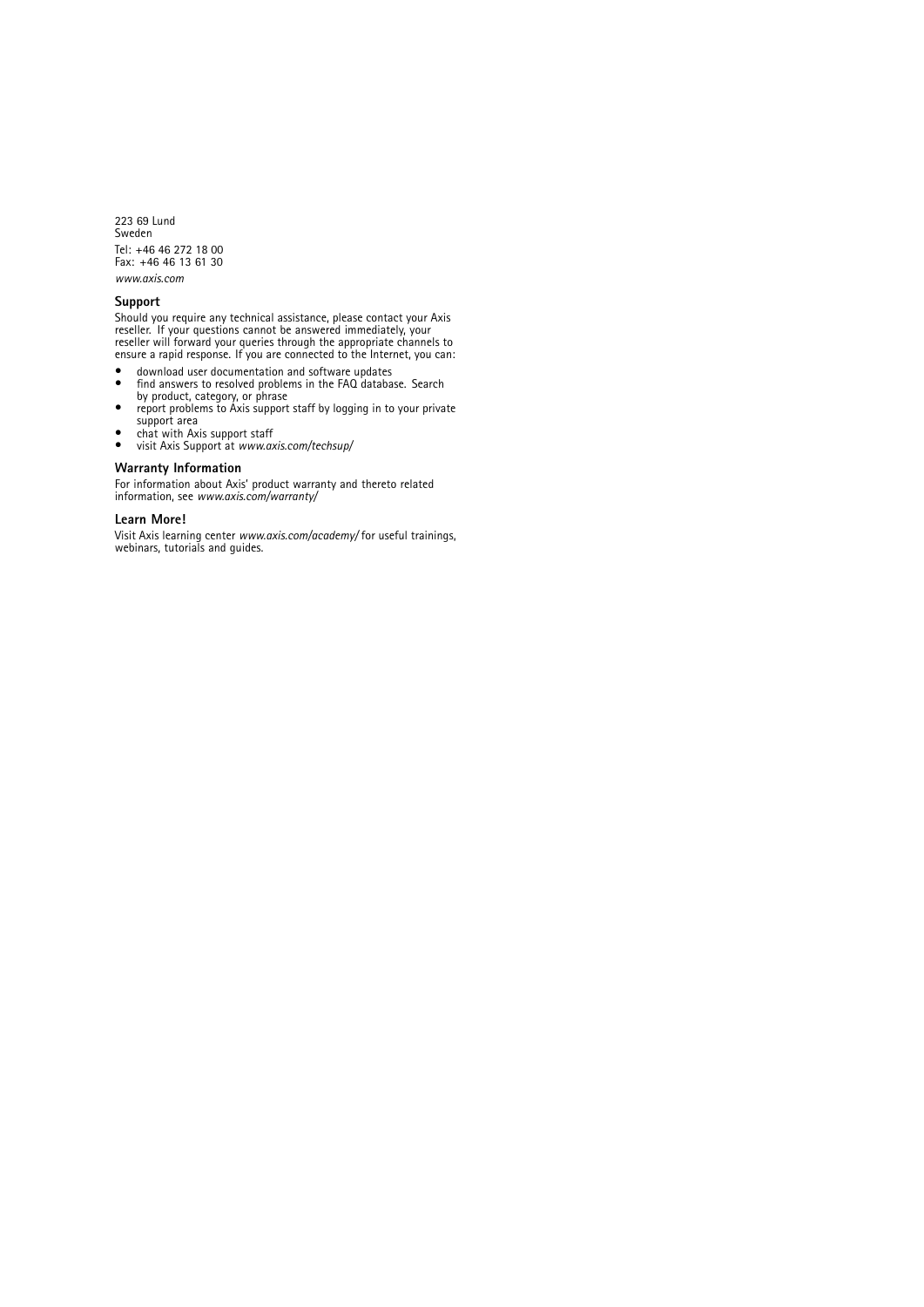223 69 Lund
Sweden

Tel: +46 46 272 18 00
Fax: +46 46 13 61 30

*www.axis.com*

### Support

Should you require any technical assistance, please contact your Axis reseller. If your questions cannot be answered immediately, your reseller will forward your queries through the appropriate channels to ensure a rapid response. If you are connected to the Internet, you can:

- download user documentation and software updates
- find answers to resolved problems in the FAQ database. Search by product, category, or phrase
- report problems to Axis support staff by logging in to your private support area
- chat with Axis support staff
- visit Axis Support at *www.axis.com/techsup/*

### Warranty Information

For information about Axis' product warranty and thereto related information, see *www.axis.com/warranty/*

### Learn More!

Visit Axis learning center *www.axis.com/academy/* for useful trainings, webinars, tutorials and guides.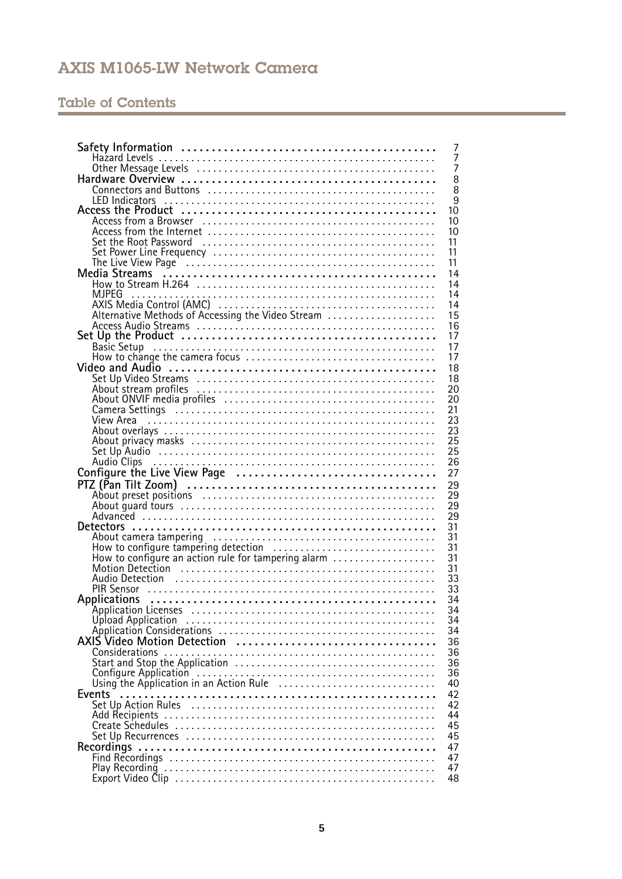# AXIS M1065-LW Network Camera

## Table of Contents

| | |
|---|---|
| **Safety Information** | 7 |
| Hazard Levels | 7 |
| Other Message Levels | 7 |
| **Hardware Overview** | 8 |
| Connectors and Buttons | 8 |
| LED Indicators | 9 |
| **Access the Product** | 10 |
| Access from a Browser | 10 |
| Access from the Internet | 10 |
| Set the Root Password | 11 |
| Set Power Line Frequency | 11 |
| The Live View Page | 11 |
| **Media Streams** | 14 |
| How to Stream H.264 | 14 |
| MJPEG | 14 |
| AXIS Media Control (AMC) | 14 |
| Alternative Methods of Accessing the Video Stream | 15 |
| Access Audio Streams | 16 |
| **Set Up the Product** | 17 |
| Basic Setup | 17 |
| How to change the camera focus | 17 |
| **Video and Audio** | 18 |
| Set Up Video Streams | 18 |
| About stream profiles | 20 |
| About ONVIF media profiles | 20 |
| Camera Settings | 21 |
| View Area | 23 |
| About overlays | 23 |
| About privacy masks | 25 |
| Set Up Audio | 25 |
| Audio Clips | 26 |
| **Configure the Live View Page** | 27 |
| **PTZ (Pan Tilt Zoom)** | 29 |
| About preset positions | 29 |
| About guard tours | 29 |
| Advanced | 29 |
| **Detectors** | 31 |
| About camera tampering | 31 |
| How to configure tampering detection | 31 |
| How to configure an action rule for tampering alarm | 31 |
| Motion Detection | 31 |
| Audio Detection | 33 |
| PIR Sensor | 33 |
| **Applications** | 34 |
| Application Licenses | 34 |
| Upload Application | 34 |
| Application Considerations | 34 |
| **AXIS Video Motion Detection** | 36 |
| Considerations | 36 |
| Start and Stop the Application | 36 |
| Configure Application | 36 |
| Using the Application in an Action Rule | 40 |
| **Events** | 42 |
| Set Up Action Rules | 42 |
| Add Recipients | 44 |
| Create Schedules | 45 |
| Set Up Recurrences | 45 |
| **Recordings** | 47 |
| Find Recordings | 47 |
| Play Recording | 47 |
| Export Video Clip | 48 |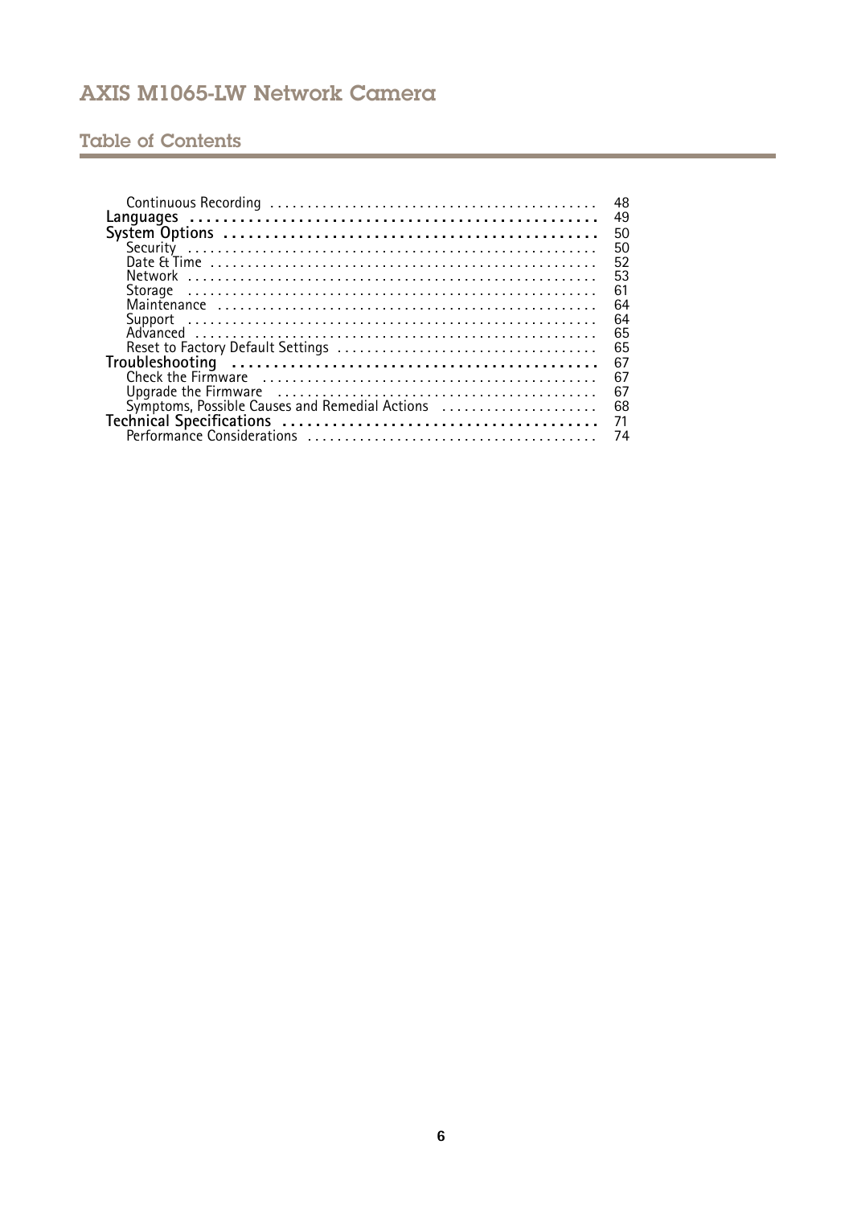## Table of Contents

- Continuous Recording ........ 48
- **Languages** ........ 49
- **System Options** ........ 50
  - Security ........ 50
  - Date & Time ........ 52
  - Network ........ 53
  - Storage ........ 61
  - Maintenance ........ 64
  - Support ........ 64
  - Advanced ........ 65
  - Reset to Factory Default Settings ........ 65
- **Troubleshooting** ........ 67
  - Check the Firmware ........ 67
  - Upgrade the Firmware ........ 67
  - Symptoms, Possible Causes and Remedial Actions ........ 68
- **Technical Specifications** ........ 71
  - Performance Considerations ........ 74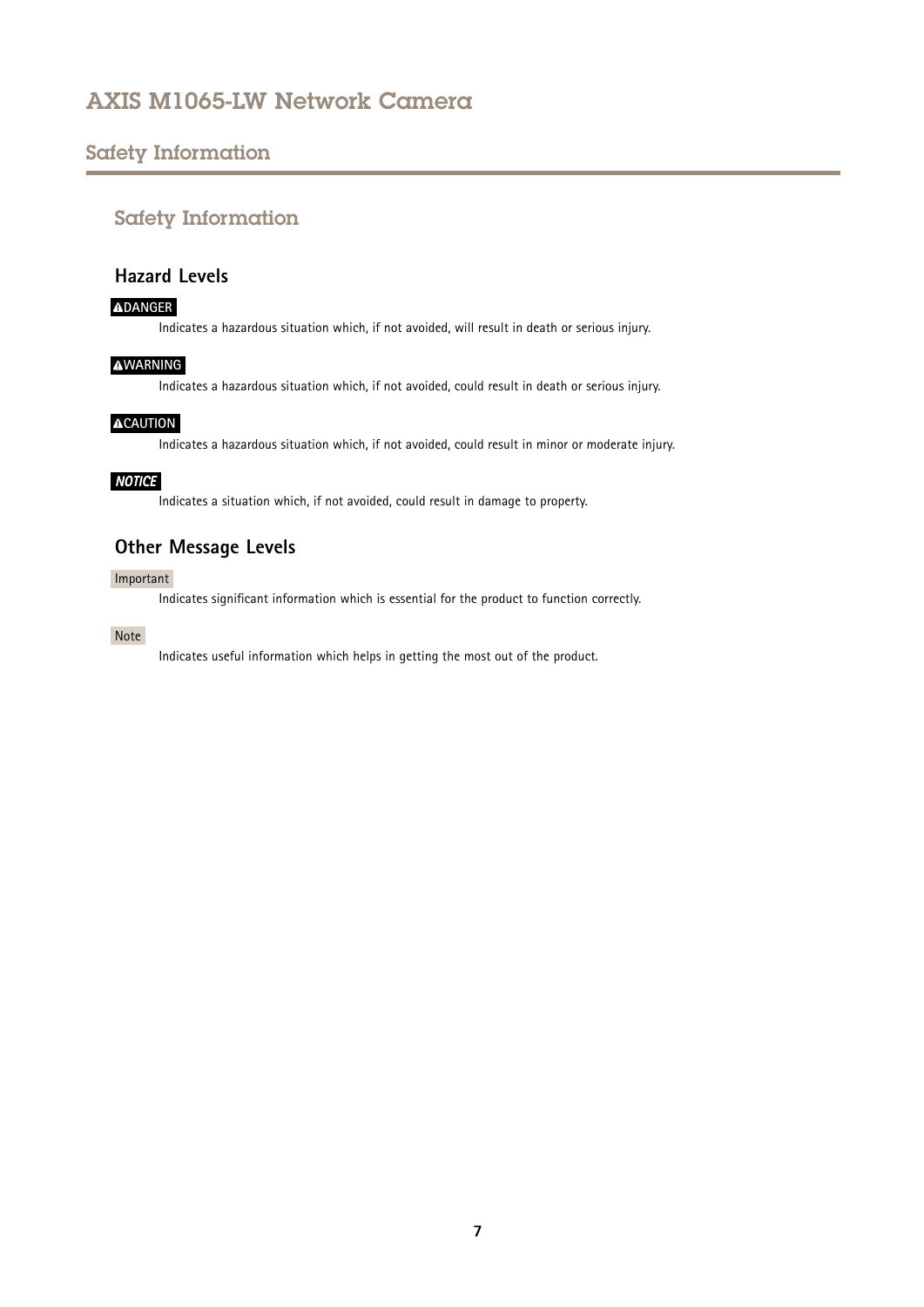## Safety Information

### Hazard Levels

**⚠DANGER**

Indicates a hazardous situation which, if not avoided, will result in death or serious injury.

**⚠WARNING**

Indicates a hazardous situation which, if not avoided, could result in death or serious injury.

**⚠CAUTION**

Indicates a hazardous situation which, if not avoided, could result in minor or moderate injury.

***NOTICE***

Indicates a situation which, if not avoided, could result in damage to property.

### Other Message Levels

Important

Indicates significant information which is essential for the product to function correctly.

Note

Indicates useful information which helps in getting the most out of the product.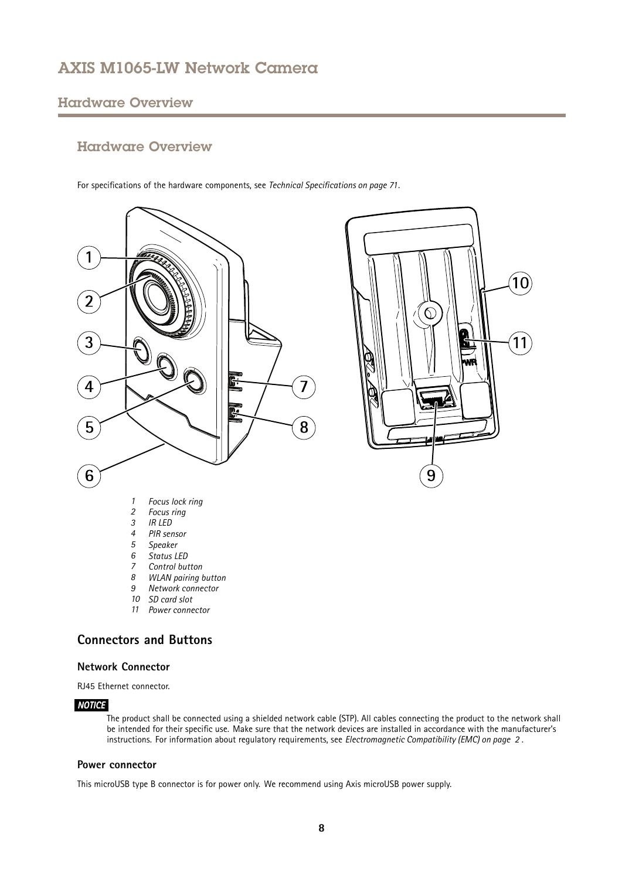## Hardware Overview

For specifications of the hardware components, see *Technical Specifications on page 71*.

1. *Focus lock ring*
2. *Focus ring*
3. *IR LED*
4. *PIR sensor*
5. *Speaker*
6. *Status LED*
7. *Control button*
8. *WLAN pairing button*
9. *Network connector*
10. *SD card slot*
11. *Power connector*

## Connectors and Buttons

### Network Connector

RJ45 Ethernet connector.

***NOTICE***

The product shall be connected using a shielded network cable (STP). All cables connecting the product to the network shall be intended for their specific use. Make sure that the network devices are installed in accordance with the manufacturer's instructions. For information about regulatory requirements, see *Electromagnetic Compatibility (EMC) on page 2*.

### Power connector

This microUSB type B connector is for power only. We recommend using Axis microUSB power supply.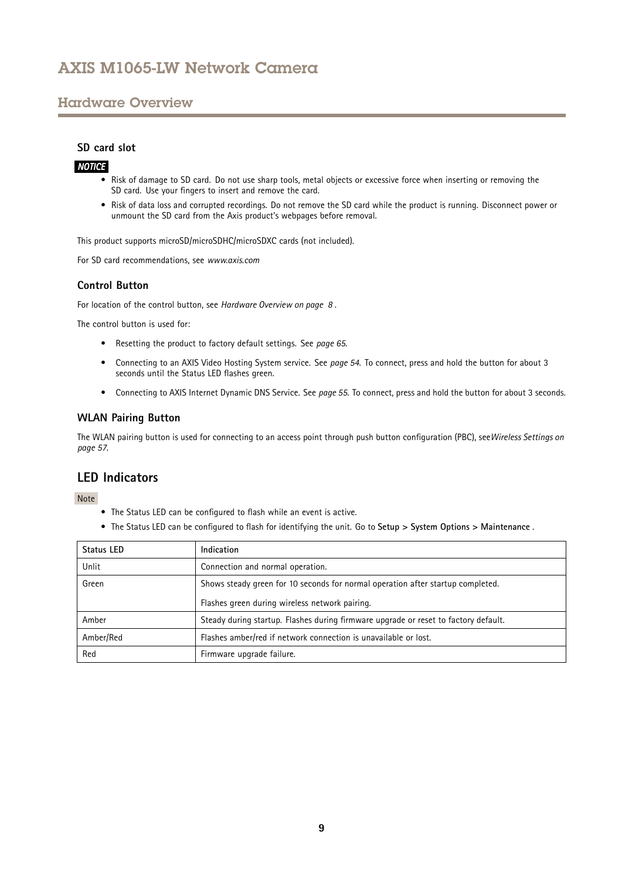### SD card slot

***NOTICE***

- Risk of damage to SD card. Do not use sharp tools, metal objects or excessive force when inserting or removing the SD card. Use your fingers to insert and remove the card.
- Risk of data loss and corrupted recordings. Do not remove the SD card while the product is running. Disconnect power or unmount the SD card from the Axis product's webpages before removal.

This product supports microSD/microSDHC/microSDXC cards (not included).

For SD card recommendations, see *www.axis.com*

### Control Button

For location of the control button, see *Hardware Overview on page 8* .

The control button is used for:

- Resetting the product to factory default settings. See *page 65*.
- Connecting to an AXIS Video Hosting System service. See *page 54*. To connect, press and hold the button for about 3 seconds until the Status LED flashes green.
- Connecting to AXIS Internet Dynamic DNS Service. See *page 55*. To connect, press and hold the button for about 3 seconds.

### WLAN Pairing Button

The WLAN pairing button is used for connecting to an access point through push button configuration (PBC), see *Wireless Settings on page 57*.

## LED Indicators

Note

- The Status LED can be configured to flash while an event is active.
- The Status LED can be configured to flash for identifying the unit. Go to **Setup > System Options > Maintenance** .

| Status LED | Indication |
|---|---|
| Unlit | Connection and normal operation. |
| Green | Shows steady green for 10 seconds for normal operation after startup completed.<br><br>Flashes green during wireless network pairing. |
| Amber | Steady during startup. Flashes during firmware upgrade or reset to factory default. |
| Amber/Red | Flashes amber/red if network connection is unavailable or lost. |
| Red | Firmware upgrade failure. |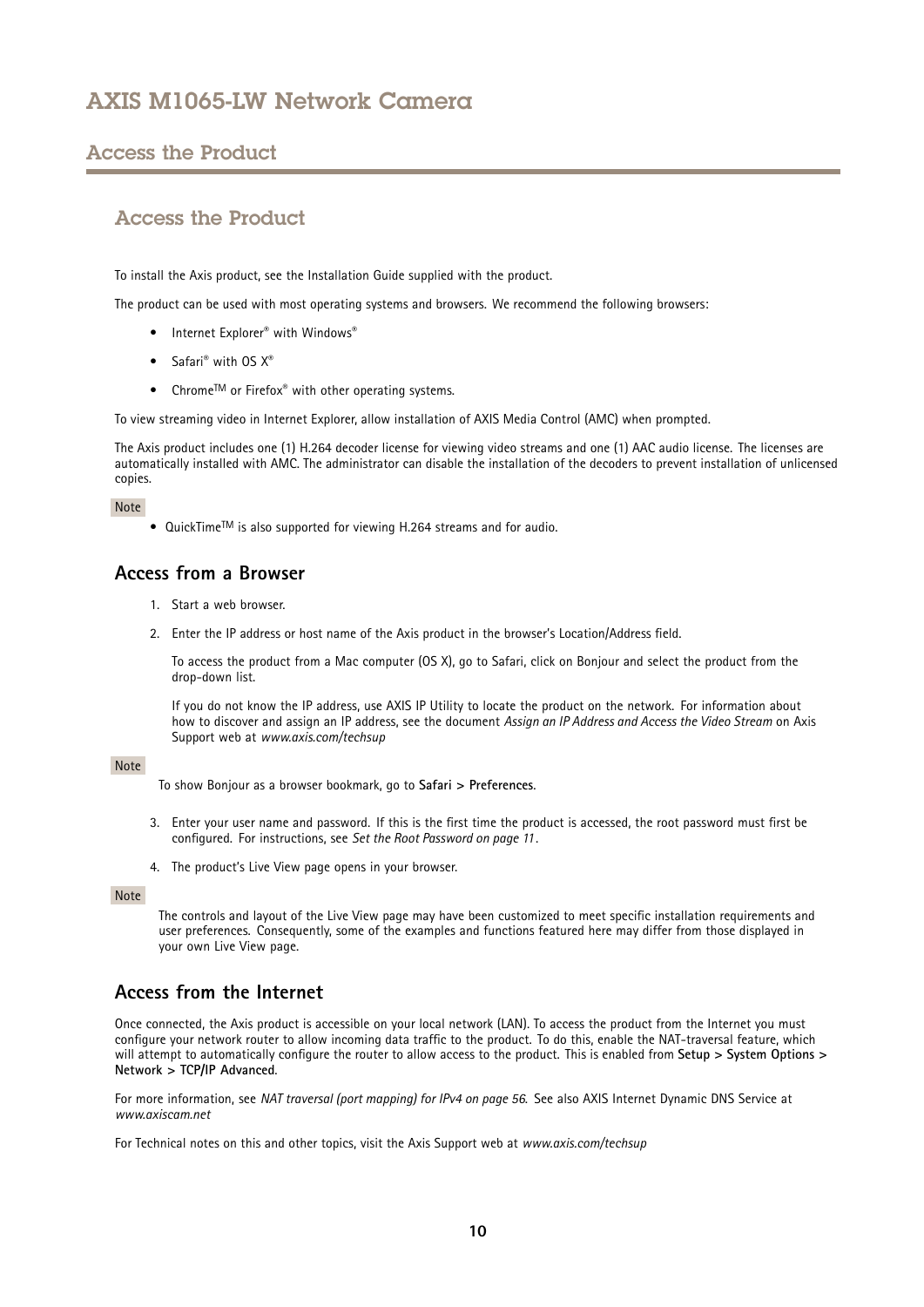# Access the Product

To install the Axis product, see the Installation Guide supplied with the product.

The product can be used with most operating systems and browsers. We recommend the following browsers:

- Internet Explorer® with Windows®
- Safari® with OS X®
- Chrome™ or Firefox® with other operating systems.

To view streaming video in Internet Explorer, allow installation of AXIS Media Control (AMC) when prompted.

The Axis product includes one (1) H.264 decoder license for viewing video streams and one (1) AAC audio license. The licenses are automatically installed with AMC. The administrator can disable the installation of the decoders to prevent installation of unlicensed copies.

Note

- QuickTime™ is also supported for viewing H.264 streams and for audio.

## Access from a Browser

1. Start a web browser.
2. Enter the IP address or host name of the Axis product in the browser's Location/Address field.

   To access the product from a Mac computer (OS X), go to Safari, click on Bonjour and select the product from the drop-down list.

   If you do not know the IP address, use AXIS IP Utility to locate the product on the network. For information about how to discover and assign an IP address, see the document *Assign an IP Address and Access the Video Stream* on Axis Support web at *www.axis.com/techsup*

Note

To show Bonjour as a browser bookmark, go to **Safari > Preferences**.

3. Enter your user name and password. If this is the first time the product is accessed, the root password must first be configured. For instructions, see *Set the Root Password on page 11*.
4. The product's Live View page opens in your browser.

Note

The controls and layout of the Live View page may have been customized to meet specific installation requirements and user preferences. Consequently, some of the examples and functions featured here may differ from those displayed in your own Live View page.

## Access from the Internet

Once connected, the Axis product is accessible on your local network (LAN). To access the product from the Internet you must configure your network router to allow incoming data traffic to the product. To do this, enable the NAT-traversal feature, which will attempt to automatically configure the router to allow access to the product. This is enabled from **Setup > System Options > Network > TCP/IP Advanced**.

For more information, see *NAT traversal (port mapping) for IPv4 on page 56*. See also AXIS Internet Dynamic DNS Service at *www.axiscam.net*

For Technical notes on this and other topics, visit the Axis Support web at *www.axis.com/techsup*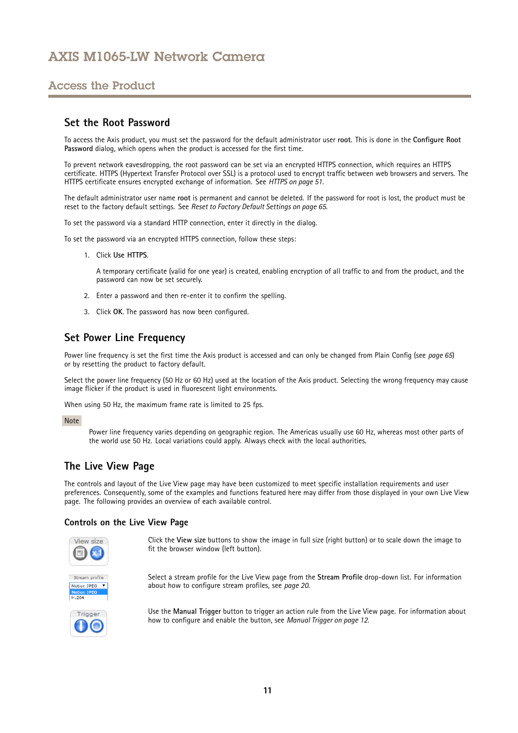## Set the Root Password

To access the Axis product, you must set the password for the default administrator user **root**. This is done in the **Configure Root Password** dialog, which opens when the product is accessed for the first time.

To prevent network eavesdropping, the root password can be set via an encrypted HTTPS connection, which requires an HTTPS certificate. HTTPS (Hypertext Transfer Protocol over SSL) is a protocol used to encrypt traffic between web browsers and servers. The HTTPS certificate ensures encrypted exchange of information. See *HTTPS on page 51*.

The default administrator user name **root** is permanent and cannot be deleted. If the password for root is lost, the product must be reset to the factory default settings. See *Reset to Factory Default Settings on page 65*.

To set the password via a standard HTTP connection, enter it directly in the dialog.

To set the password via an encrypted HTTPS connection, follow these steps:

1. Click **Use HTTPS**.

   A temporary certificate (valid for one year) is created, enabling encryption of all traffic to and from the product, and the password can now be set securely.

2. Enter a password and then re-enter it to confirm the spelling.

3. Click **OK**. The password has now been configured.

## Set Power Line Frequency

Power line frequency is set the first time the Axis product is accessed and can only be changed from Plain Config (see *page 65*) or by resetting the product to factory default.

Select the power line frequency (50 Hz or 60 Hz) used at the location of the Axis product. Selecting the wrong frequency may cause image flicker if the product is used in fluorescent light environments.

When using 50 Hz, the maximum frame rate is limited to 25 fps.

Note

Power line frequency varies depending on geographic region. The Americas usually use 60 Hz, whereas most other parts of the world use 50 Hz. Local variations could apply. Always check with the local authorities.

## The Live View Page

The controls and layout of the Live View page may have been customized to meet specific installation requirements and user preferences. Consequently, some of the examples and functions featured here may differ from those displayed in your own Live View page. The following provides an overview of each available control.

### Controls on the Live View Page

Click the **View size** buttons to show the image in full size (right button) or to scale down the image to fit the browser window (left button).

Select a stream profile for the Live View page from the **Stream Profile** drop-down list. For information about how to configure stream profiles, see *page 20*.

Use the **Manual Trigger** button to trigger an action rule from the Live View page. For information about how to configure and enable the button, see *Manual Trigger on page 12*.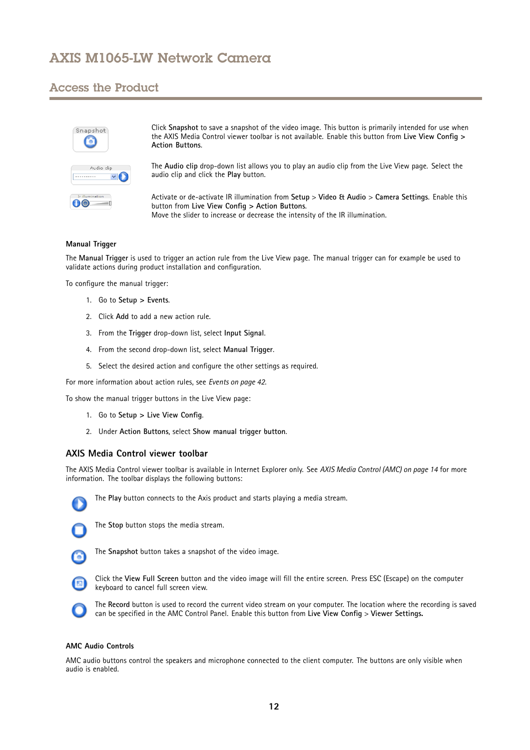Click **Snapshot** to save a snapshot of the video image. This button is primarily intended for use when the AXIS Media Control viewer toolbar is not available. Enable this button from **Live View Config > Action Buttons**.

The **Audio clip** drop-down list allows you to play an audio clip from the Live View page. Select the audio clip and click the **Play** button.

Activate or de-activate IR illumination from **Setup** > **Video & Audio** > **Camera Settings**. Enable this button from **Live View Config > Action Buttons**.
Move the slider to increase or decrease the intensity of the IR illumination.

#### Manual Trigger

The **Manual Trigger** is used to trigger an action rule from the Live View page. The manual trigger can for example be used to validate actions during product installation and configuration.

To configure the manual trigger:

1. Go to **Setup > Events**.
2. Click **Add** to add a new action rule.
3. From the **Trigger** drop-down list, select **Input Signal**.
4. From the second drop-down list, select **Manual Trigger**.
5. Select the desired action and configure the other settings as required.

For more information about action rules, see *Events on page 42*.

To show the manual trigger buttons in the Live View page:

1. Go to **Setup > Live View Config**.
2. Under **Action Buttons**, select **Show manual trigger button**.

### AXIS Media Control viewer toolbar

The AXIS Media Control viewer toolbar is available in Internet Explorer only. See *AXIS Media Control (AMC) on page 14* for more information. The toolbar displays the following buttons:

The **Play** button connects to the Axis product and starts playing a media stream.

The **Stop** button stops the media stream.

The **Snapshot** button takes a snapshot of the video image.

Click the **View Full Screen** button and the video image will fill the entire screen. Press ESC (Escape) on the computer keyboard to cancel full screen view.

The **Record** button is used to record the current video stream on your computer. The location where the recording is saved can be specified in the AMC Control Panel. Enable this button from **Live View Config** > **Viewer Settings.**

#### AMC Audio Controls

AMC audio buttons control the speakers and microphone connected to the client computer. The buttons are only visible when audio is enabled.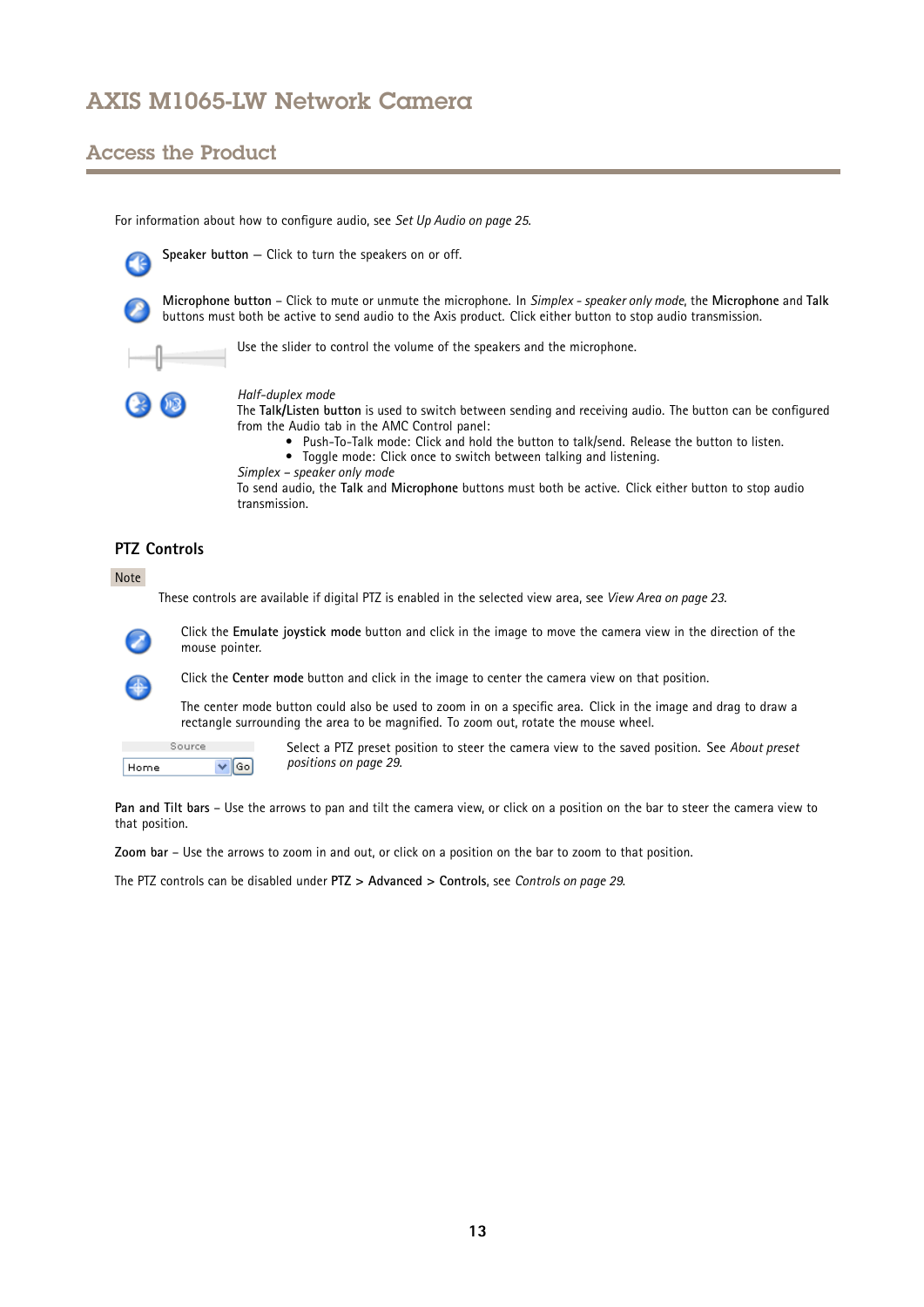For information about how to configure audio, see *Set Up Audio on page 25*.

**Speaker button** — Click to turn the speakers on or off.

**Microphone button** – Click to mute or unmute the microphone. In *Simplex - speaker only mode*, the **Microphone** and **Talk** buttons must both be active to send audio to the Axis product. Click either button to stop audio transmission.

Use the slider to control the volume of the speakers and the microphone.

*Half-duplex mode*
The **Talk/Listen button** is used to switch between sending and receiving audio. The button can be configured from the Audio tab in the AMC Control panel:

- Push-To-Talk mode: Click and hold the button to talk/send. Release the button to listen.
- Toggle mode: Click once to switch between talking and listening.

*Simplex – speaker only mode*
To send audio, the **Talk** and **Microphone** buttons must both be active. Click either button to stop audio transmission.

### PTZ Controls

Note

These controls are available if digital PTZ is enabled in the selected view area, see *View Area on page 23*.

Click the **Emulate joystick mode** button and click in the image to move the camera view in the direction of the mouse pointer.

Click the **Center mode** button and click in the image to center the camera view on that position.

The center mode button could also be used to zoom in on a specific area. Click in the image and drag to draw a rectangle surrounding the area to be magnified. To zoom out, rotate the mouse wheel.

Source
Home | Go

Select a PTZ preset position to steer the camera view to the saved position. See *About preset positions on page 29*.

**Pan and Tilt bars** – Use the arrows to pan and tilt the camera view, or click on a position on the bar to steer the camera view to that position.

**Zoom bar** – Use the arrows to zoom in and out, or click on a position on the bar to zoom to that position.

The PTZ controls can be disabled under **PTZ > Advanced > Controls**, see *Controls on page 29*.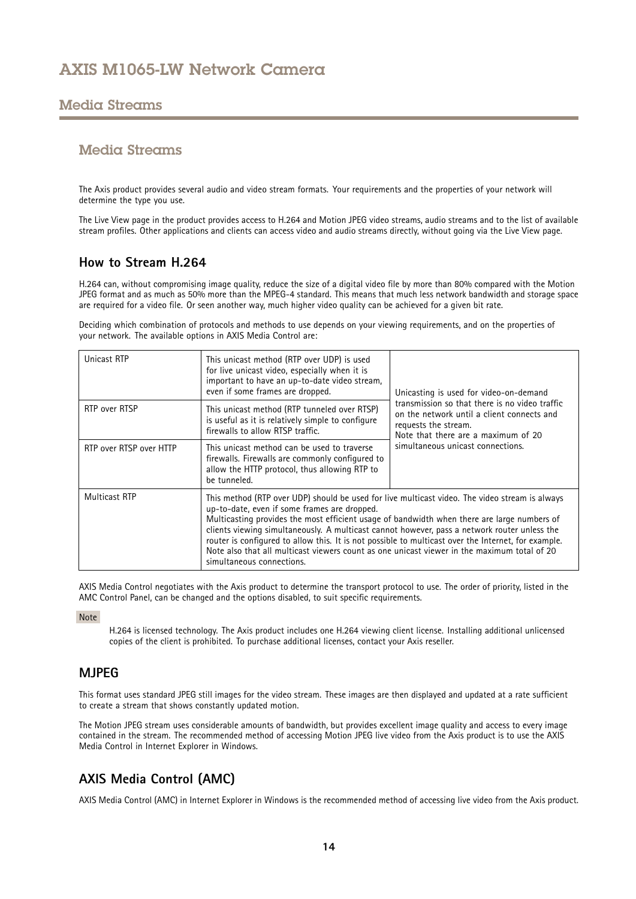## Media Streams

The Axis product provides several audio and video stream formats. Your requirements and the properties of your network will determine the type you use.

The Live View page in the product provides access to H.264 and Motion JPEG video streams, audio streams and to the list of available stream profiles. Other applications and clients can access video and audio streams directly, without going via the Live View page.

### How to Stream H.264

H.264 can, without compromising image quality, reduce the size of a digital video file by more than 80% compared with the Motion JPEG format and as much as 50% more than the MPEG-4 standard. This means that much less network bandwidth and storage space are required for a video file. Or seen another way, much higher video quality can be achieved for a given bit rate.

Deciding which combination of protocols and methods to use depends on your viewing requirements, and on the properties of your network. The available options in AXIS Media Control are:

| | | |
|---|---|---|
| Unicast RTP | This unicast method (RTP over UDP) is used for live unicast video, especially when it is important to have an up-to-date video stream, even if some frames are dropped. | Unicasting is used for video-on-demand transmission so that there is no video traffic on the network until a client connects and requests the stream. Note that there are a maximum of 20 simultaneous unicast connections. |
| RTP over RTSP | This unicast method (RTP tunneled over RTSP) is useful as it is relatively simple to configure firewalls to allow RTSP traffic. | |
| RTP over RTSP over HTTP | This unicast method can be used to traverse firewalls. Firewalls are commonly configured to allow the HTTP protocol, thus allowing RTP to be tunneled. | |
| Multicast RTP | This method (RTP over UDP) should be used for live multicast video. The video stream is always up-to-date, even if some frames are dropped. Multicasting provides the most efficient usage of bandwidth when there are large numbers of clients viewing simultaneously. A multicast cannot however, pass a network router unless the router is configured to allow this. It is not possible to multicast over the Internet, for example. Note also that all multicast viewers count as one unicast viewer in the maximum total of 20 simultaneous connections. | |

AXIS Media Control negotiates with the Axis product to determine the transport protocol to use. The order of priority, listed in the AMC Control Panel, can be changed and the options disabled, to suit specific requirements.

**Note**

H.264 is licensed technology. The Axis product includes one H.264 viewing client license. Installing additional unlicensed copies of the client is prohibited. To purchase additional licenses, contact your Axis reseller.

### MJPEG

This format uses standard JPEG still images for the video stream. These images are then displayed and updated at a rate sufficient to create a stream that shows constantly updated motion.

The Motion JPEG stream uses considerable amounts of bandwidth, but provides excellent image quality and access to every image contained in the stream. The recommended method of accessing Motion JPEG live video from the Axis product is to use the AXIS Media Control in Internet Explorer in Windows.

### AXIS Media Control (AMC)

AXIS Media Control (AMC) in Internet Explorer in Windows is the recommended method of accessing live video from the Axis product.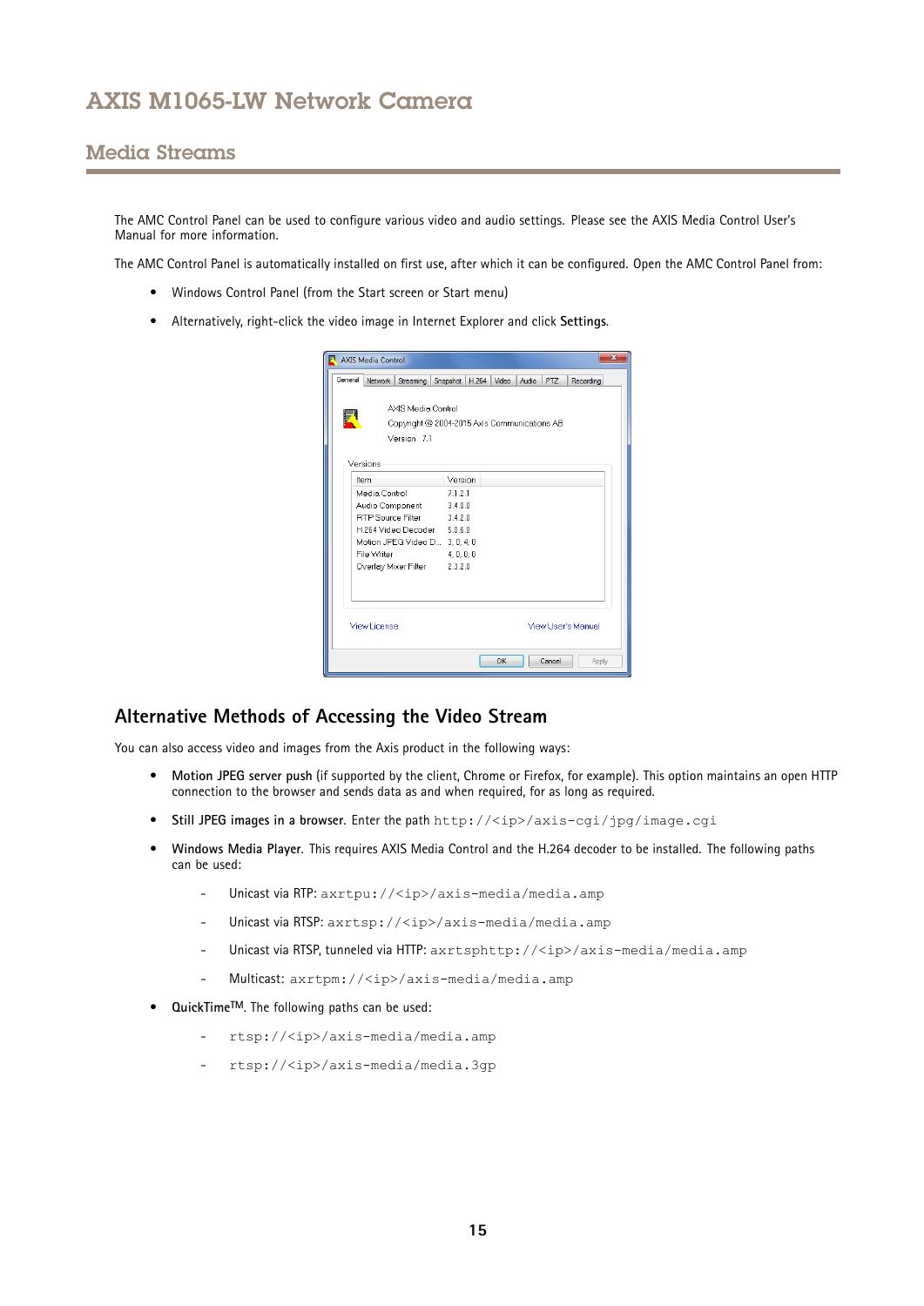The AMC Control Panel can be used to configure various video and audio settings. Please see the AXIS Media Control User's Manual for more information.

The AMC Control Panel is automatically installed on first use, after which it can be configured. Open the AMC Control Panel from:

- Windows Control Panel (from the Start screen or Start menu)
- Alternatively, right-click the video image in Internet Explorer and click **Settings**.

## Alternative Methods of Accessing the Video Stream

You can also access video and images from the Axis product in the following ways:

- **Motion JPEG server push** (if supported by the client, Chrome or Firefox, for example). This option maintains an open HTTP connection to the browser and sends data as and when required, for as long as required.
- **Still JPEG images in a browser**. Enter the path `http://<ip>/axis-cgi/jpg/image.cgi`
- **Windows Media Player**. This requires AXIS Media Control and the H.264 decoder to be installed. The following paths can be used:
  - Unicast via RTP: `axrtpu://<ip>/axis-media/media.amp`
  - Unicast via RTSP: `axrtsp://<ip>/axis-media/media.amp`
  - Unicast via RTSP, tunneled via HTTP: `axrtsphttp://<ip>/axis-media/media.amp`
  - Multicast: `axrtpm://<ip>/axis-media/media.amp`
- **QuickTime™**. The following paths can be used:
  - `rtsp://<ip>/axis-media/media.amp`
  - `rtsp://<ip>/axis-media/media.3gp`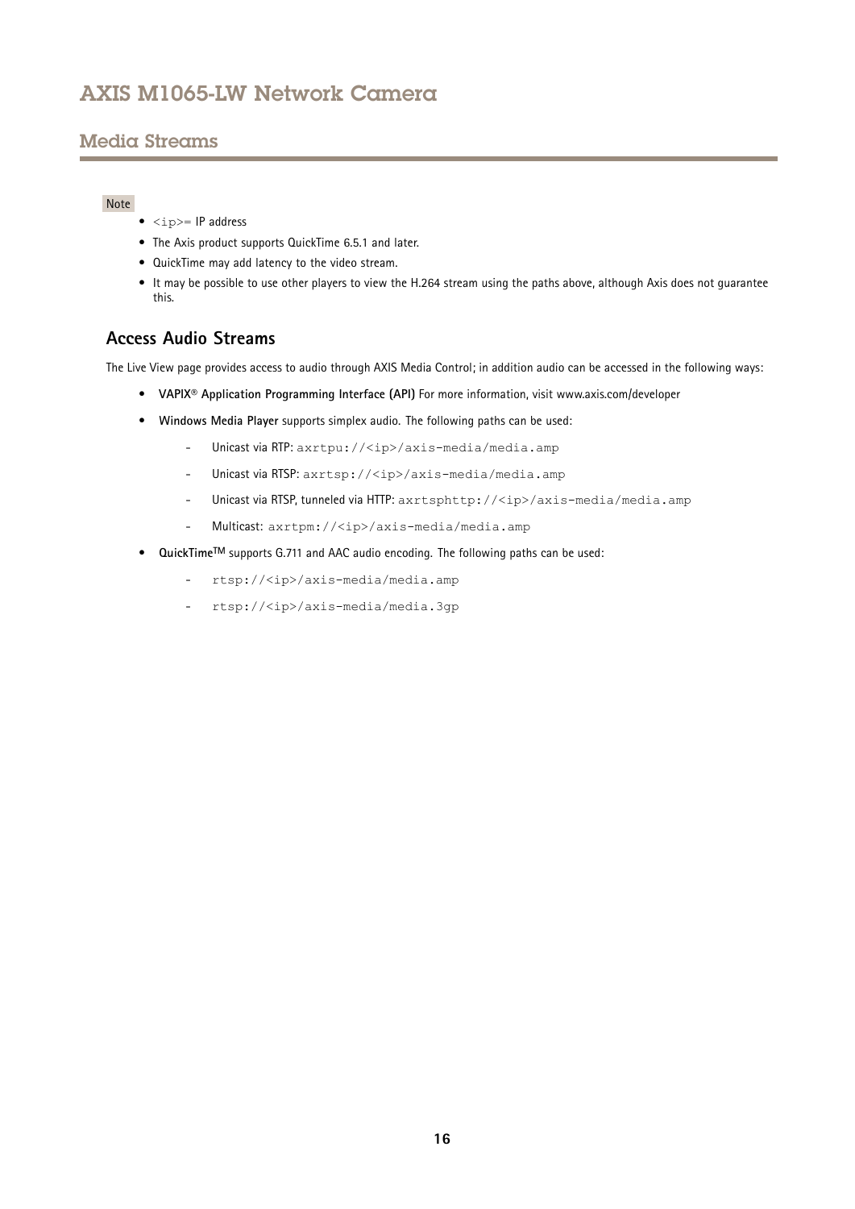Note

- `<ip>`= IP address
- The Axis product supports QuickTime 6.5.1 and later.
- QuickTime may add latency to the video stream.
- It may be possible to use other players to view the H.264 stream using the paths above, although Axis does not guarantee this.

### Access Audio Streams

The Live View page provides access to audio through AXIS Media Control; in addition audio can be accessed in the following ways:

- **VAPIX® Application Programming Interface (API)** For more information, visit www.axis.com/developer
- **Windows Media Player** supports simplex audio. The following paths can be used:
  - Unicast via RTP: `axrtpu://<ip>/axis-media/media.amp`
  - Unicast via RTSP: `axrtsp://<ip>/axis-media/media.amp`
  - Unicast via RTSP, tunneled via HTTP: `axrtsphttp://<ip>/axis-media/media.amp`
  - Multicast: `axrtpm://<ip>/axis-media/media.amp`
- **QuickTime™** supports G.711 and AAC audio encoding. The following paths can be used:
  - `rtsp://<ip>/axis-media/media.amp`
  - `rtsp://<ip>/axis-media/media.3gp`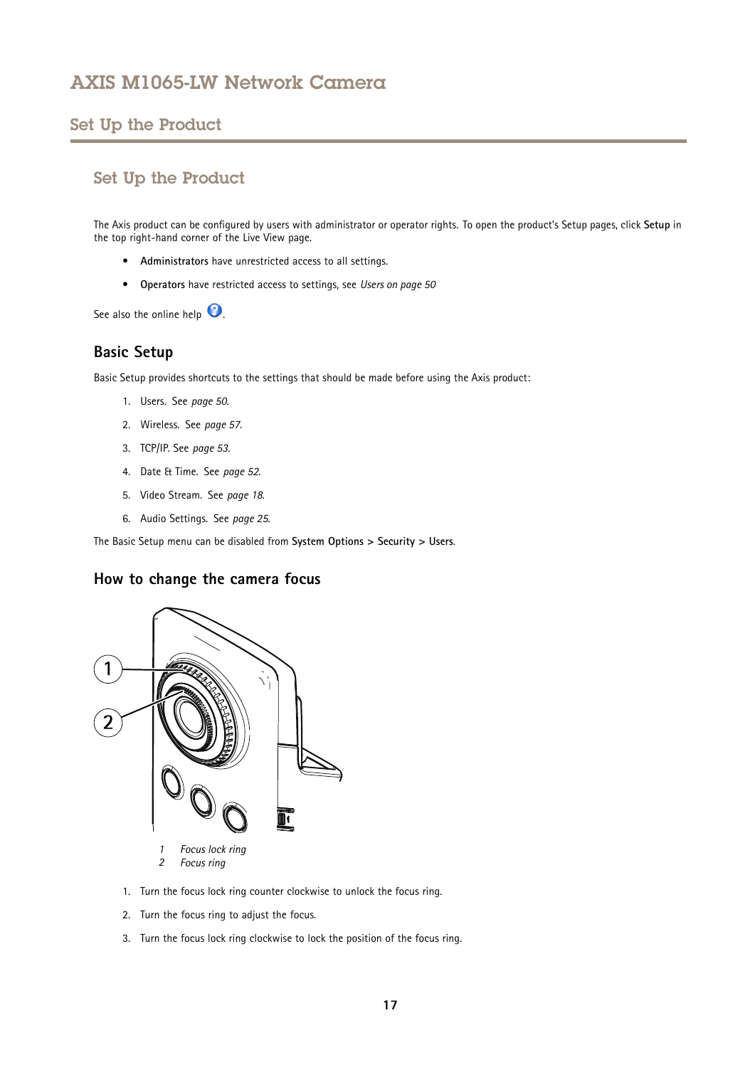## Set Up the Product

The Axis product can be configured by users with administrator or operator rights. To open the product's Setup pages, click **Setup** in the top right-hand corner of the Live View page.

- **Administrators** have unrestricted access to all settings.
- **Operators** have restricted access to settings, see *Users on page 50*

See also the online help.

### Basic Setup

Basic Setup provides shortcuts to the settings that should be made before using the Axis product:

1. Users. See *page 50*.
2. Wireless. See *page 57*.
3. TCP/IP. See *page 53*.
4. Date & Time. See *page 52*.
5. Video Stream. See *page 18*.
6. Audio Settings. See *page 25*.

The Basic Setup menu can be disabled from **System Options** > **Security** > **Users**.

### How to change the camera focus

*1 Focus lock ring*
*2 Focus ring*

1. Turn the focus lock ring counter clockwise to unlock the focus ring.
2. Turn the focus ring to adjust the focus.
3. Turn the focus lock ring clockwise to lock the position of the focus ring.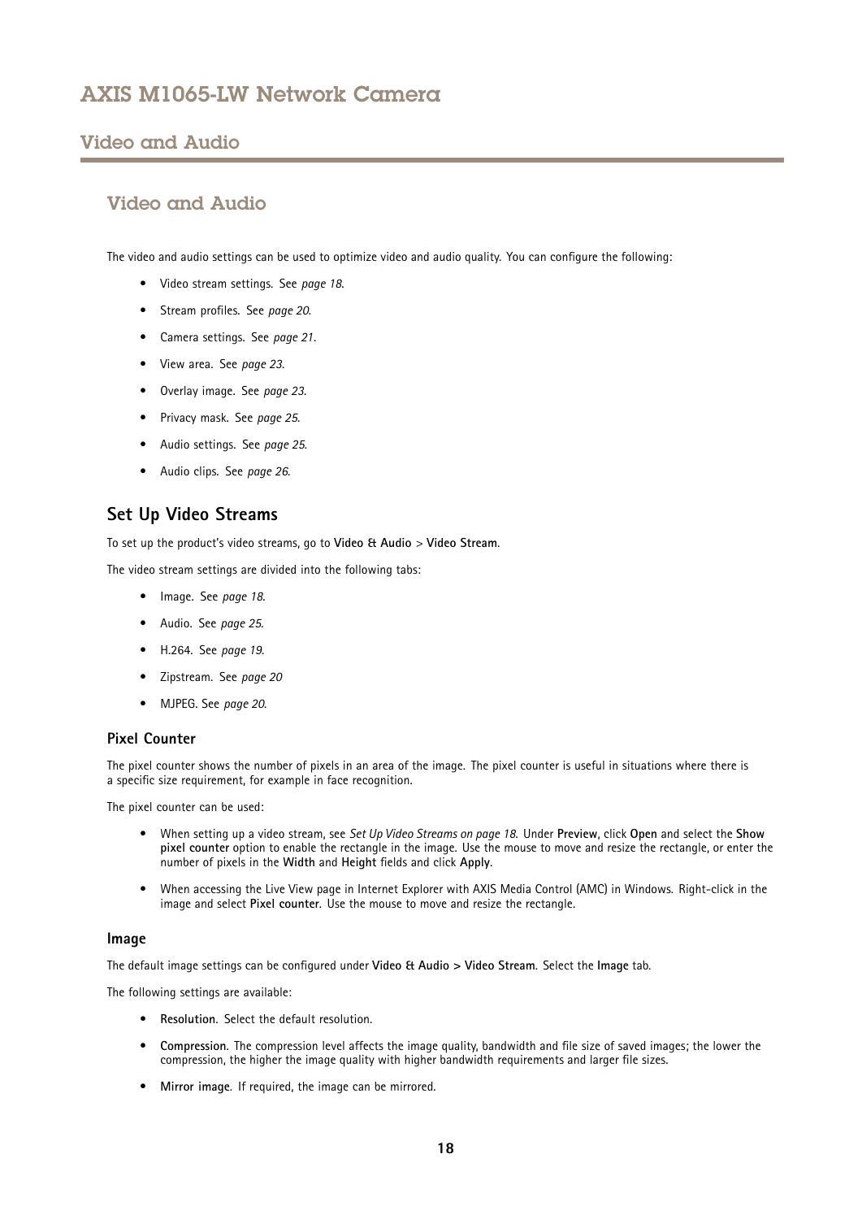# Video and Audio

The video and audio settings can be used to optimize video and audio quality. You can configure the following:

- Video stream settings. See *page 18*.
- Stream profiles. See *page 20*.
- Camera settings. See *page 21*.
- View area. See *page 23*.
- Overlay image. See *page 23*.
- Privacy mask. See *page 25*.
- Audio settings. See *page 25*.
- Audio clips. See *page 26*.

## Set Up Video Streams

To set up the product's video streams, go to **Video & Audio** > **Video Stream**.

The video stream settings are divided into the following tabs:

- Image. See *page 18*.
- Audio. See *page 25*.
- H.264. See *page 19*.
- Zipstream. See *page 20*
- MJPEG. See *page 20*.

### Pixel Counter

The pixel counter shows the number of pixels in an area of the image. The pixel counter is useful in situations where there is a specific size requirement, for example in face recognition.

The pixel counter can be used:

- When setting up a video stream, see *Set Up Video Streams on page 18*. Under **Preview**, click **Open** and select the **Show pixel counter** option to enable the rectangle in the image. Use the mouse to move and resize the rectangle, or enter the number of pixels in the **Width** and **Height** fields and click **Apply**.
- When accessing the Live View page in Internet Explorer with AXIS Media Control (AMC) in Windows. Right-click in the image and select **Pixel counter**. Use the mouse to move and resize the rectangle.

### Image

The default image settings can be configured under **Video & Audio > Video Stream**. Select the **Image** tab.

The following settings are available:

- **Resolution**. Select the default resolution.
- **Compression**. The compression level affects the image quality, bandwidth and file size of saved images; the lower the compression, the higher the image quality with higher bandwidth requirements and larger file sizes.
- **Mirror image**. If required, the image can be mirrored.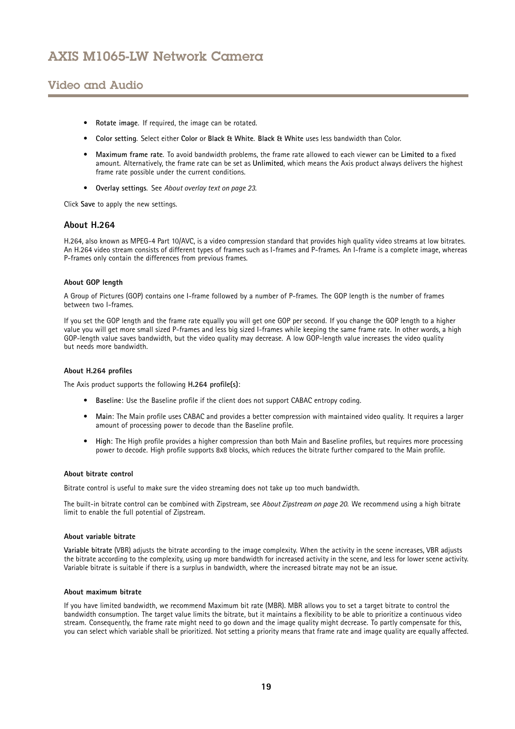- **Rotate image**. If required, the image can be rotated.
- **Color setting**. Select either **Color** or **Black & White**. **Black & White** uses less bandwidth than Color.
- **Maximum frame rate**. To avoid bandwidth problems, the frame rate allowed to each viewer can be **Limited to** a fixed amount. Alternatively, the frame rate can be set as **Unlimited**, which means the Axis product always delivers the highest frame rate possible under the current conditions.
- **Overlay settings**. See *About overlay text on page 23*.

Click **Save** to apply the new settings.

### About H.264

H.264, also known as MPEG-4 Part 10/AVC, is a video compression standard that provides high quality video streams at low bitrates. An H.264 video stream consists of different types of frames such as I-frames and P-frames. An I-frame is a complete image, whereas P-frames only contain the differences from previous frames.

#### About GOP length

A Group of Pictures (GOP) contains one I-frame followed by a number of P-frames. The GOP length is the number of frames between two I-frames.

If you set the GOP length and the frame rate equally you will get one GOP per second. If you change the GOP length to a higher value you will get more small sized P-frames and less big sized I-frames while keeping the same frame rate. In other words, a high GOP-length value saves bandwidth, but the video quality may decrease. A low GOP-length value increases the video quality but needs more bandwidth.

#### About H.264 profiles

The Axis product supports the following **H.264 profile(s)**:

- **Baseline**: Use the Baseline profile if the client does not support CABAC entropy coding.
- **Main**: The Main profile uses CABAC and provides a better compression with maintained video quality. It requires a larger amount of processing power to decode than the Baseline profile.
- **High**: The High profile provides a higher compression than both Main and Baseline profiles, but requires more processing power to decode. High profile supports 8x8 blocks, which reduces the bitrate further compared to the Main profile.

#### About bitrate control

Bitrate control is useful to make sure the video streaming does not take up too much bandwidth.

The built-in bitrate control can be combined with Zipstream, see *About Zipstream on page 20.* We recommend using a high bitrate limit to enable the full potential of Zipstream.

#### About variable bitrate

**Variable bitrate** (VBR) adjusts the bitrate according to the image complexity. When the activity in the scene increases, VBR adjusts the bitrate according to the complexity, using up more bandwidth for increased activity in the scene, and less for lower scene activity. Variable bitrate is suitable if there is a surplus in bandwidth, where the increased bitrate may not be an issue.

#### About maximum bitrate

If you have limited bandwidth, we recommend Maximum bit rate (MBR). MBR allows you to set a target bitrate to control the bandwidth consumption. The target value limits the bitrate, but it maintains a flexibility to be able to prioritize a continuous video stream. Consequently, the frame rate might need to go down and the image quality might decrease. To partly compensate for this, you can select which variable shall be prioritized. Not setting a priority means that frame rate and image quality are equally affected.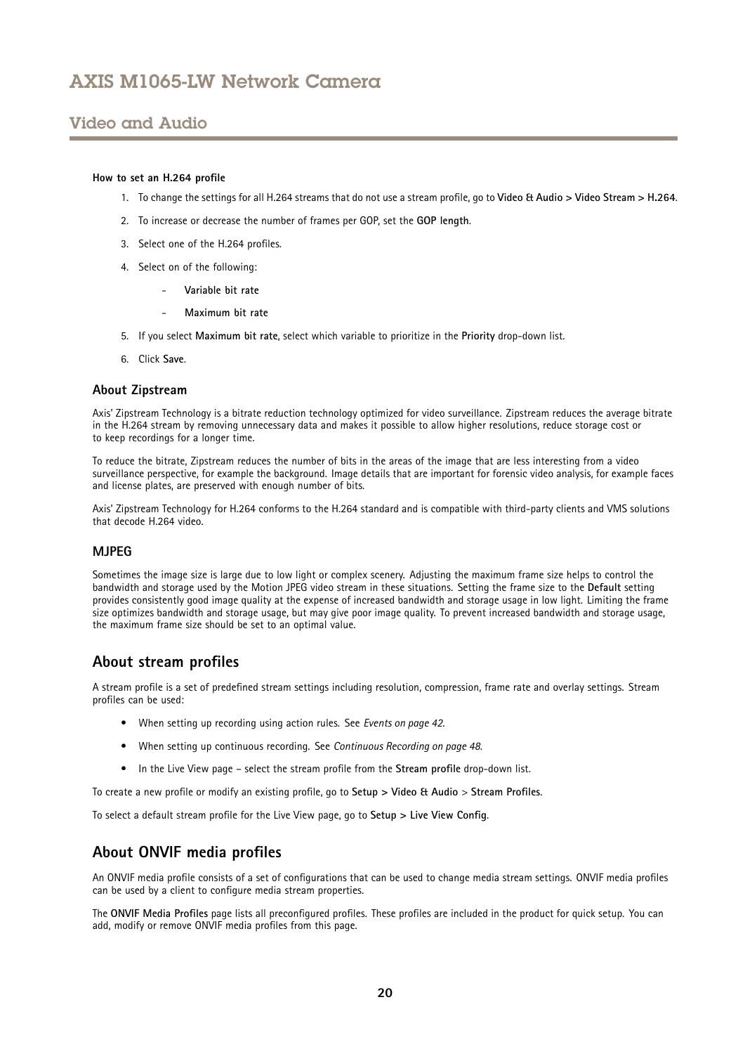#### How to set an H.264 profile

1. To change the settings for all H.264 streams that do not use a stream profile, go to **Video & Audio > Video Stream > H.264**.
2. To increase or decrease the number of frames per GOP, set the **GOP length**.
3. Select one of the H.264 profiles.
4. Select on of the following:
   - **Variable bit rate**
   - **Maximum bit rate**
5. If you select **Maximum bit rate**, select which variable to prioritize in the **Priority** drop-down list.
6. Click **Save**.

### About Zipstream

Axis' Zipstream Technology is a bitrate reduction technology optimized for video surveillance. Zipstream reduces the average bitrate in the H.264 stream by removing unnecessary data and makes it possible to allow higher resolutions, reduce storage cost or to keep recordings for a longer time.

To reduce the bitrate, Zipstream reduces the number of bits in the areas of the image that are less interesting from a video surveillance perspective, for example the background. Image details that are important for forensic video analysis, for example faces and license plates, are preserved with enough number of bits.

Axis' Zipstream Technology for H.264 conforms to the H.264 standard and is compatible with third-party clients and VMS solutions that decode H.264 video.

### MJPEG

Sometimes the image size is large due to low light or complex scenery. Adjusting the maximum frame size helps to control the bandwidth and storage used by the Motion JPEG video stream in these situations. Setting the frame size to the **Default** setting provides consistently good image quality at the expense of increased bandwidth and storage usage in low light. Limiting the frame size optimizes bandwidth and storage usage, but may give poor image quality. To prevent increased bandwidth and storage usage, the maximum frame size should be set to an optimal value.

## About stream profiles

A stream profile is a set of predefined stream settings including resolution, compression, frame rate and overlay settings. Stream profiles can be used:

- When setting up recording using action rules. See *Events on page 42*.
- When setting up continuous recording. See *Continuous Recording on page 48*.
- In the Live View page – select the stream profile from the **Stream profile** drop-down list.

To create a new profile or modify an existing profile, go to **Setup > Video & Audio** > **Stream Profiles**.

To select a default stream profile for the Live View page, go to **Setup > Live View Config**.

## About ONVIF media profiles

An ONVIF media profile consists of a set of configurations that can be used to change media stream settings. ONVIF media profiles can be used by a client to configure media stream properties.

The **ONVIF Media Profiles** page lists all preconfigured profiles. These profiles are included in the product for quick setup. You can add, modify or remove ONVIF media profiles from this page.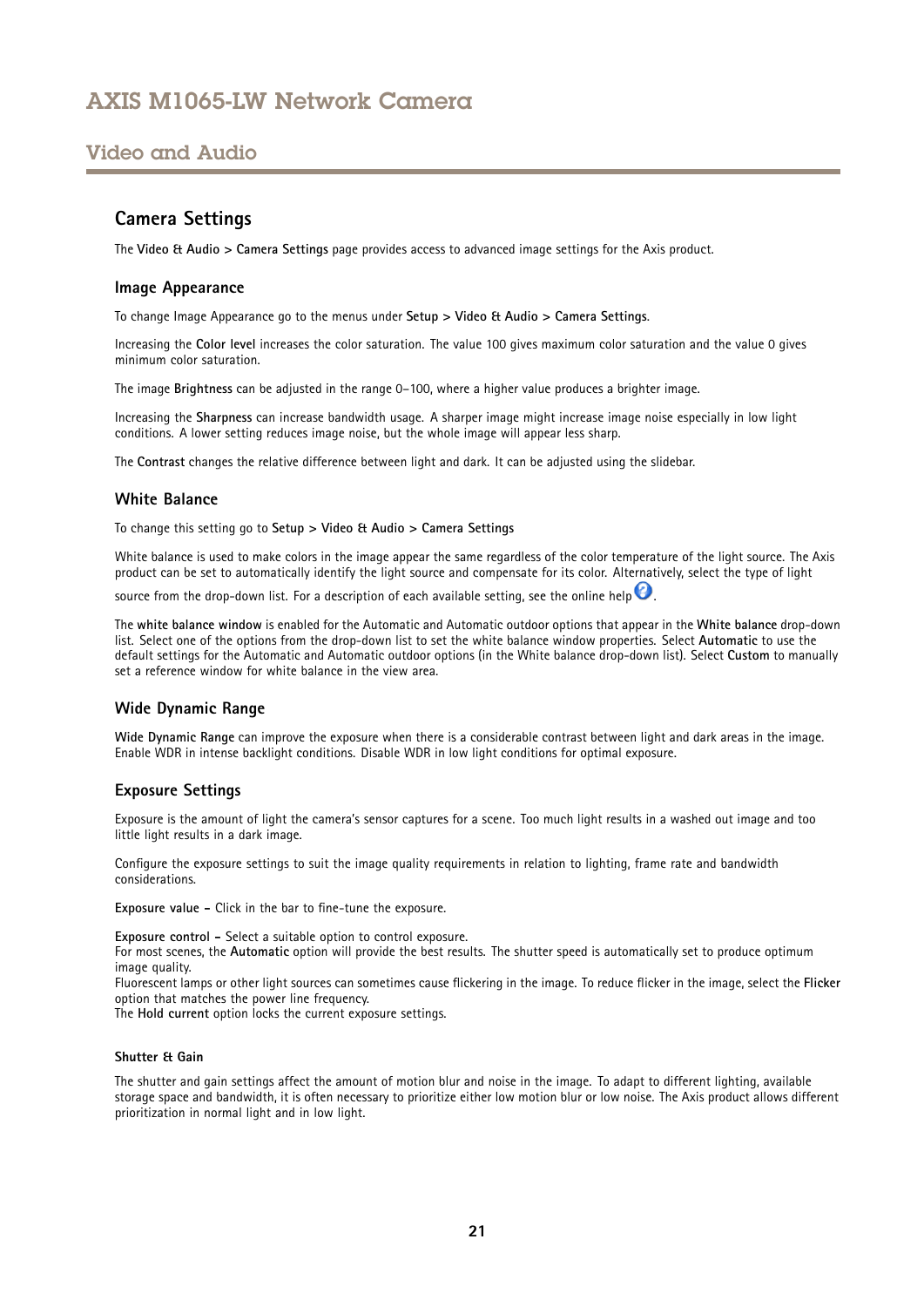## Camera Settings

The **Video & Audio > Camera Settings** page provides access to advanced image settings for the Axis product.

### Image Appearance

To change Image Appearance go to the menus under **Setup > Video & Audio > Camera Settings**.

Increasing the **Color level** increases the color saturation. The value 100 gives maximum color saturation and the value 0 gives minimum color saturation.

The image **Brightness** can be adjusted in the range 0–100, where a higher value produces a brighter image.

Increasing the **Sharpness** can increase bandwidth usage. A sharper image might increase image noise especially in low light conditions. A lower setting reduces image noise, but the whole image will appear less sharp.

The **Contrast** changes the relative difference between light and dark. It can be adjusted using the slidebar.

### White Balance

To change this setting go to **Setup > Video & Audio > Camera Settings**

White balance is used to make colors in the image appear the same regardless of the color temperature of the light source. The Axis product can be set to automatically identify the light source and compensate for its color. Alternatively, select the type of light source from the drop-down list. For a description of each available setting, see the online help.

The **white balance window** is enabled for the Automatic and Automatic outdoor options that appear in the **White balance** drop-down list. Select one of the options from the drop-down list to set the white balance window properties. Select **Automatic** to use the default settings for the Automatic and Automatic outdoor options (in the White balance drop-down list). Select **Custom** to manually set a reference window for white balance in the view area.

### Wide Dynamic Range

**Wide Dynamic Range** can improve the exposure when there is a considerable contrast between light and dark areas in the image. Enable WDR in intense backlight conditions. Disable WDR in low light conditions for optimal exposure.

### Exposure Settings

Exposure is the amount of light the camera's sensor captures for a scene. Too much light results in a washed out image and too little light results in a dark image.

Configure the exposure settings to suit the image quality requirements in relation to lighting, frame rate and bandwidth considerations.

**Exposure value –** Click in the bar to fine-tune the exposure.

**Exposure control –** Select a suitable option to control exposure.
For most scenes, the **Automatic** option will provide the best results. The shutter speed is automatically set to produce optimum image quality.
Fluorescent lamps or other light sources can sometimes cause flickering in the image. To reduce flicker in the image, select the **Flicker** option that matches the power line frequency.
The **Hold current** option locks the current exposure settings.

#### Shutter & Gain

The shutter and gain settings affect the amount of motion blur and noise in the image. To adapt to different lighting, available storage space and bandwidth, it is often necessary to prioritize either low motion blur or low noise. The Axis product allows different prioritization in normal light and in low light.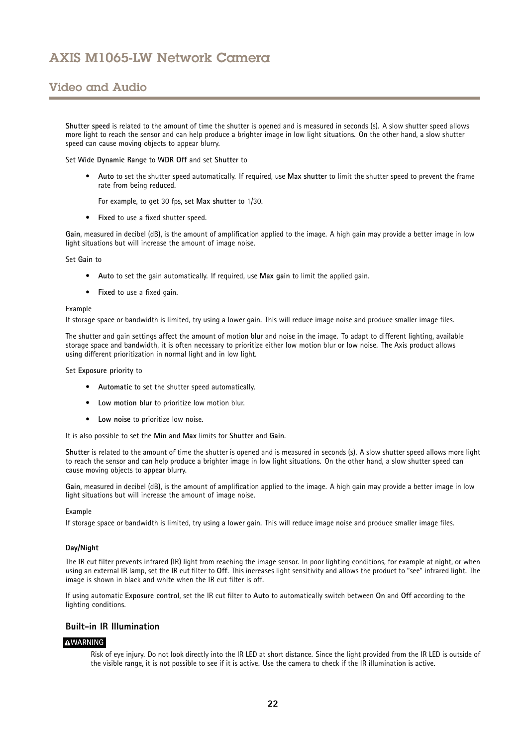**Shutter speed** is related to the amount of time the shutter is opened and is measured in seconds (s). A slow shutter speed allows more light to reach the sensor and can help produce a brighter image in low light situations. On the other hand, a slow shutter speed can cause moving objects to appear blurry.

Set **Wide Dynamic Range** to **WDR Off** and set **Shutter** to

- **Auto** to set the shutter speed automatically. If required, use **Max shutter** to limit the shutter speed to prevent the frame rate from being reduced.

  For example, to get 30 fps, set **Max shutter** to 1/30.

- **Fixed** to use a fixed shutter speed.

**Gain**, measured in decibel (dB), is the amount of amplification applied to the image. A high gain may provide a better image in low light situations but will increase the amount of image noise.

Set **Gain** to

- **Auto** to set the gain automatically. If required, use **Max gain** to limit the applied gain.
- **Fixed** to use a fixed gain.

Example

If storage space or bandwidth is limited, try using a lower gain. This will reduce image noise and produce smaller image files.

The shutter and gain settings affect the amount of motion blur and noise in the image. To adapt to different lighting, available storage space and bandwidth, it is often necessary to prioritize either low motion blur or low noise. The Axis product allows using different prioritization in normal light and in low light.

Set **Exposure priority** to

- **Automatic** to set the shutter speed automatically.
- **Low motion blur** to prioritize low motion blur.
- **Low noise** to prioritize low noise.

It is also possible to set the **Min** and **Max** limits for **Shutter** and **Gain**.

**Shutter** is related to the amount of time the shutter is opened and is measured in seconds (s). A slow shutter speed allows more light to reach the sensor and can help produce a brighter image in low light situations. On the other hand, a slow shutter speed can cause moving objects to appear blurry.

**Gain**, measured in decibel (dB), is the amount of amplification applied to the image. A high gain may provide a better image in low light situations but will increase the amount of image noise.

Example

If storage space or bandwidth is limited, try using a lower gain. This will reduce image noise and produce smaller image files.

#### Day/Night

The IR cut filter prevents infrared (IR) light from reaching the image sensor. In poor lighting conditions, for example at night, or when using an external IR lamp, set the IR cut filter to **Off**. This increases light sensitivity and allows the product to "see" infrared light. The image is shown in black and white when the IR cut filter is off.

If using automatic **Exposure control**, set the IR cut filter to **Auto** to automatically switch between **On** and **Off** according to the lighting conditions.

### Built-in IR Illumination

**⚠WARNING**

Risk of eye injury. Do not look directly into the IR LED at short distance. Since the light provided from the IR LED is outside of the visible range, it is not possible to see if it is active. Use the camera to check if the IR illumination is active.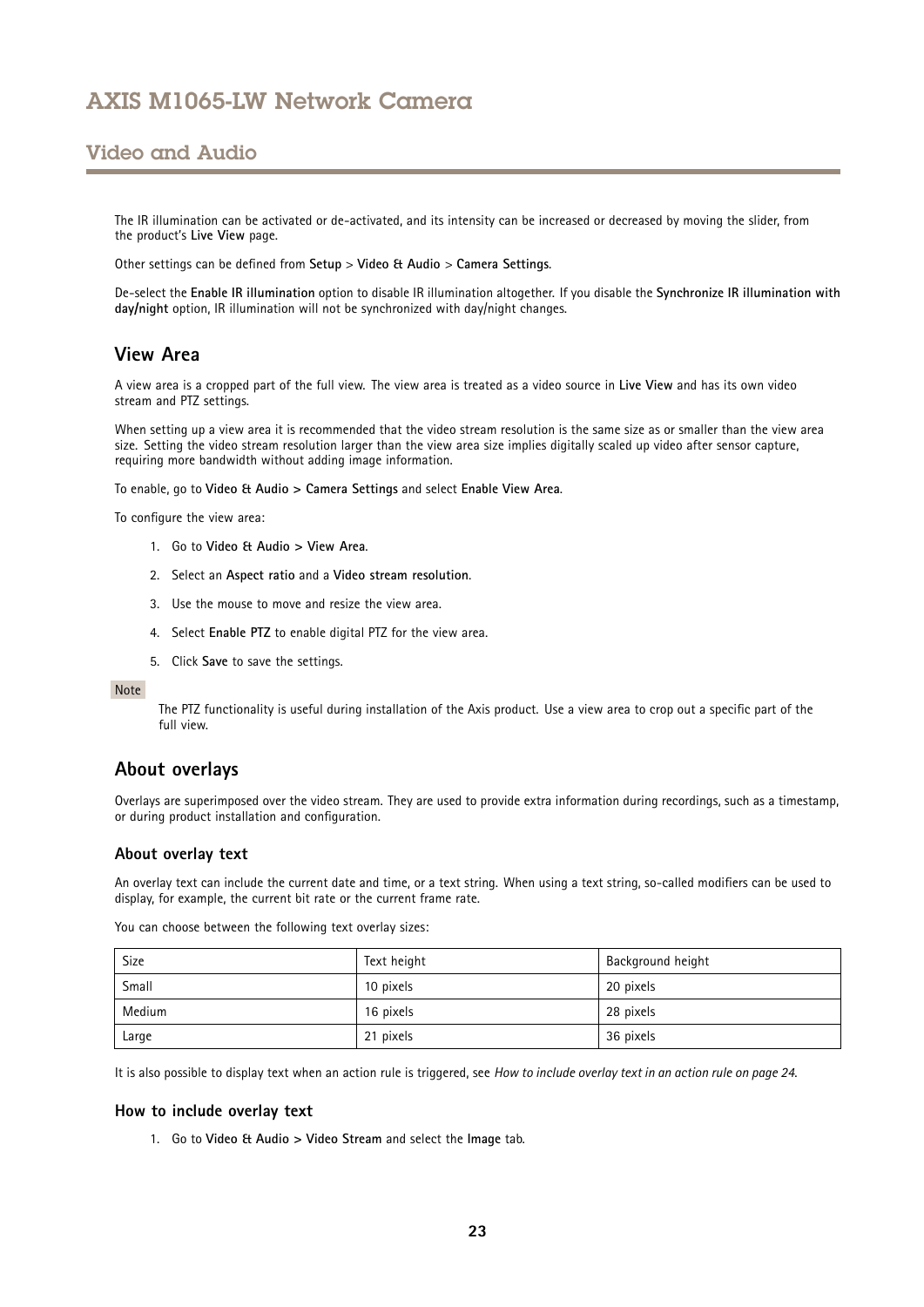The IR illumination can be activated or de-activated, and its intensity can be increased or decreased by moving the slider, from the product's **Live View** page.

Other settings can be defined from **Setup** > **Video & Audio** > **Camera Settings**.

De-select the **Enable IR illumination** option to disable IR illumination altogether. If you disable the **Synchronize IR illumination with day/night** option, IR illumination will not be synchronized with day/night changes.

## View Area

A view area is a cropped part of the full view. The view area is treated as a video source in **Live View** and has its own video stream and PTZ settings.

When setting up a view area it is recommended that the video stream resolution is the same size as or smaller than the view area size. Setting the video stream resolution larger than the view area size implies digitally scaled up video after sensor capture, requiring more bandwidth without adding image information.

To enable, go to **Video & Audio > Camera Settings** and select **Enable View Area**.

To configure the view area:

1. Go to **Video & Audio > View Area**.
2. Select an **Aspect ratio** and a **Video stream resolution**.
3. Use the mouse to move and resize the view area.
4. Select **Enable PTZ** to enable digital PTZ for the view area.
5. Click **Save** to save the settings.

Note

The PTZ functionality is useful during installation of the Axis product. Use a view area to crop out a specific part of the full view.

## About overlays

Overlays are superimposed over the video stream. They are used to provide extra information during recordings, such as a timestamp, or during product installation and configuration.

### About overlay text

An overlay text can include the current date and time, or a text string. When using a text string, so-called modifiers can be used to display, for example, the current bit rate or the current frame rate.

You can choose between the following text overlay sizes:

| Size | Text height | Background height |
|---|---|---|
| Small | 10 pixels | 20 pixels |
| Medium | 16 pixels | 28 pixels |
| Large | 21 pixels | 36 pixels |

It is also possible to display text when an action rule is triggered, see *How to include overlay text in an action rule on page 24*.

### How to include overlay text

1. Go to **Video & Audio > Video Stream** and select the **Image** tab.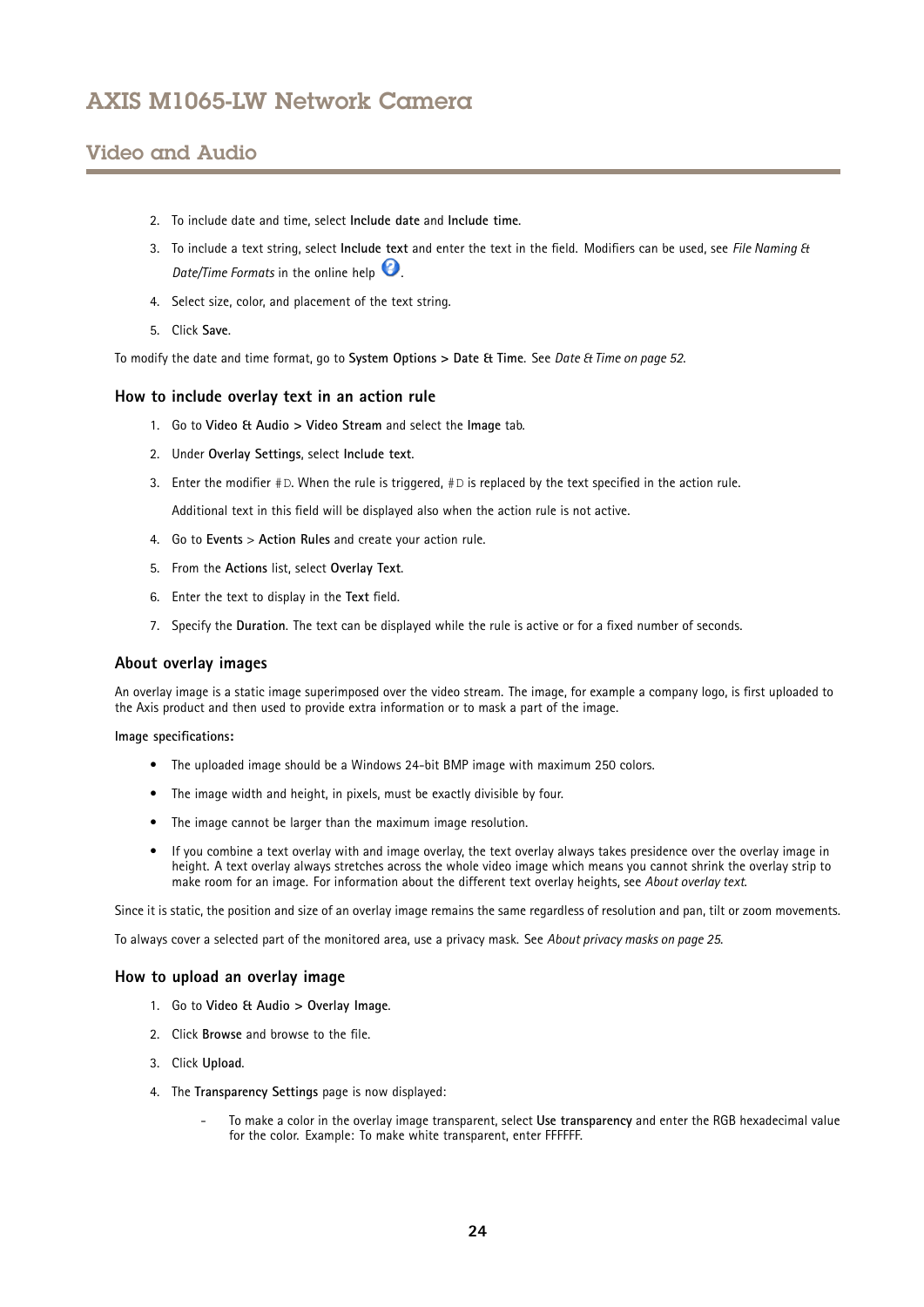2. To include date and time, select **Include date** and **Include time**.
3. To include a text string, select **Include text** and enter the text in the field. Modifiers can be used, see *File Naming & Date/Time Formats* in the online help.
4. Select size, color, and placement of the text string.
5. Click **Save**.

To modify the date and time format, go to **System Options > Date & Time**. See *Date & Time on page 52*.

### How to include overlay text in an action rule

1. Go to **Video & Audio > Video Stream** and select the **Image** tab.
2. Under **Overlay Settings**, select **Include text**.
3. Enter the modifier `#D`. When the rule is triggered, `#D` is replaced by the text specified in the action rule.

   Additional text in this field will be displayed also when the action rule is not active.
4. Go to **Events** > **Action Rules** and create your action rule.
5. From the **Actions** list, select **Overlay Text**.
6. Enter the text to display in the **Text** field.
7. Specify the **Duration**. The text can be displayed while the rule is active or for a fixed number of seconds.

### About overlay images

An overlay image is a static image superimposed over the video stream. The image, for example a company logo, is first uploaded to the Axis product and then used to provide extra information or to mask a part of the image.

**Image specifications:**

- The uploaded image should be a Windows 24-bit BMP image with maximum 250 colors.
- The image width and height, in pixels, must be exactly divisible by four.
- The image cannot be larger than the maximum image resolution.
- If you combine a text overlay with and image overlay, the text overlay always takes presidence over the overlay image in height. A text overlay always stretches across the whole video image which means you cannot shrink the overlay strip to make room for an image. For information about the different text overlay heights, see *About overlay text*.

Since it is static, the position and size of an overlay image remains the same regardless of resolution and pan, tilt or zoom movements.

To always cover a selected part of the monitored area, use a privacy mask. See *About privacy masks on page 25*.

### How to upload an overlay image

1. Go to **Video & Audio > Overlay Image**.
2. Click **Browse** and browse to the file.
3. Click **Upload**.
4. The **Transparency Settings** page is now displayed:
   - To make a color in the overlay image transparent, select **Use transparency** and enter the RGB hexadecimal value for the color. Example: To make white transparent, enter FFFFFF.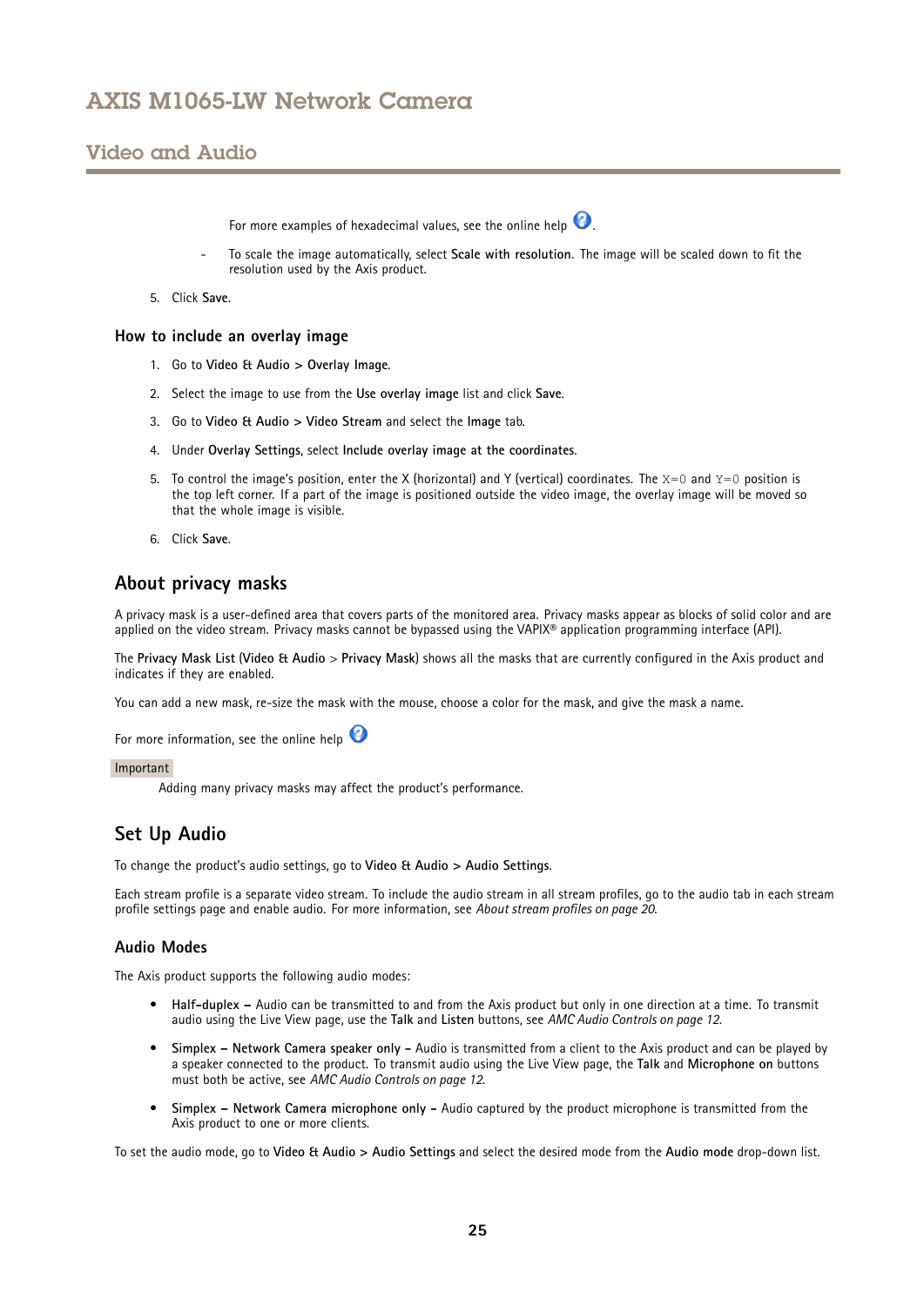For more examples of hexadecimal values, see the online help.

- To scale the image automatically, select **Scale with resolution**. The image will be scaled down to fit the resolution used by the Axis product.

5. Click **Save**.

### How to include an overlay image

1. Go to **Video & Audio > Overlay Image**.
2. Select the image to use from the **Use overlay image** list and click **Save**.
3. Go to **Video & Audio > Video Stream** and select the **Image** tab.
4. Under **Overlay Settings**, select **Include overlay image at the coordinates**.
5. To control the image's position, enter the X (horizontal) and Y (vertical) coordinates. The `X=0` and `Y=0` position is the top left corner. If a part of the image is positioned outside the video image, the overlay image will be moved so that the whole image is visible.
6. Click **Save**.

## About privacy masks

A privacy mask is a user-defined area that covers parts of the monitored area. Privacy masks appear as blocks of solid color and are applied on the video stream. Privacy masks cannot be bypassed using the VAPIX® application programming interface (API).

The **Privacy Mask List** (**Video & Audio** > **Privacy Mask**) shows all the masks that are currently configured in the Axis product and indicates if they are enabled.

You can add a new mask, re-size the mask with the mouse, choose a color for the mask, and give the mask a name.

For more information, see the online help

**Important**

Adding many privacy masks may affect the product's performance.

## Set Up Audio

To change the product's audio settings, go to **Video & Audio > Audio Settings**.

Each stream profile is a separate video stream. To include the audio stream in all stream profiles, go to the audio tab in each stream profile settings page and enable audio. For more information, see *About stream profiles on page 20*.

### Audio Modes

The Axis product supports the following audio modes:

- **Half-duplex –** Audio can be transmitted to and from the Axis product but only in one direction at a time. To transmit audio using the Live View page, use the **Talk** and **Listen** buttons, see *AMC Audio Controls on page 12*.
- **Simplex – Network Camera speaker only –** Audio is transmitted from a client to the Axis product and can be played by a speaker connected to the product. To transmit audio using the Live View page, the **Talk** and **Microphone on** buttons must both be active, see *AMC Audio Controls on page 12*.
- **Simplex – Network Camera microphone only –** Audio captured by the product microphone is transmitted from the Axis product to one or more clients.

To set the audio mode, go to **Video & Audio > Audio Settings** and select the desired mode from the **Audio mode** drop-down list.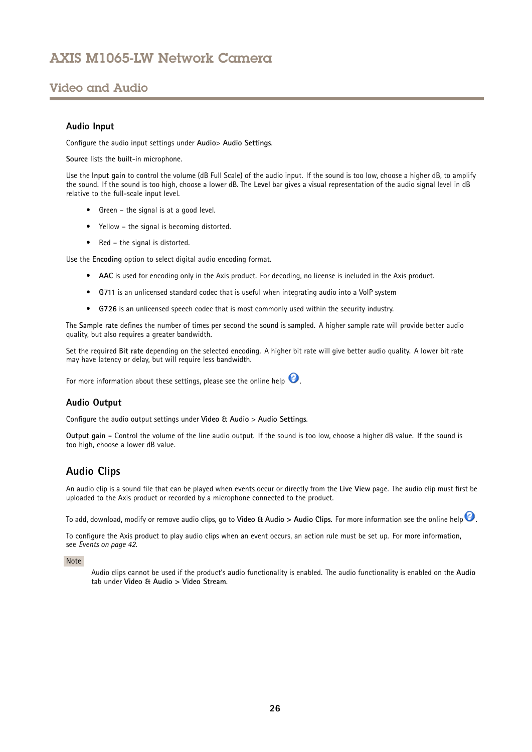### Audio Input

Configure the audio input settings under **Audio**> **Audio Settings**.

**Source** lists the built-in microphone.

Use the **Input gain** to control the volume (dB Full Scale) of the audio input. If the sound is too low, choose a higher dB, to amplify the sound. If the sound is too high, choose a lower dB. The **Level** bar gives a visual representation of the audio signal level in dB relative to the full-scale input level.

- Green – the signal is at a good level.
- Yellow – the signal is becoming distorted.
- Red – the signal is distorted.

Use the **Encoding** option to select digital audio encoding format.

- **AAC** is used for encoding only in the Axis product. For decoding, no license is included in the Axis product.
- **G711** is an unlicensed standard codec that is useful when integrating audio into a VoIP system
- **G726** is an unlicensed speech codec that is most commonly used within the security industry.

The **Sample rate** defines the number of times per second the sound is sampled. A higher sample rate will provide better audio quality, but also requires a greater bandwidth.

Set the required **Bit rate** depending on the selected encoding. A higher bit rate will give better audio quality. A lower bit rate may have latency or delay, but will require less bandwidth.

For more information about these settings, please see the online help.

### Audio Output

Configure the audio output settings under **Video & Audio** > **Audio Settings**.

**Output gain –** Control the volume of the line audio output. If the sound is too low, choose a higher dB value. If the sound is too high, choose a lower dB value.

## Audio Clips

An audio clip is a sound file that can be played when events occur or directly from the **Live View** page. The audio clip must first be uploaded to the Axis product or recorded by a microphone connected to the product.

To add, download, modify or remove audio clips, go to **Video & Audio > Audio Clips**. For more information see the online help.

To configure the Axis product to play audio clips when an event occurs, an action rule must be set up. For more information, see *Events on page 42*.

Note

Audio clips cannot be used if the product's audio functionality is enabled. The audio functionality is enabled on the **Audio** tab under **Video & Audio > Video Stream**.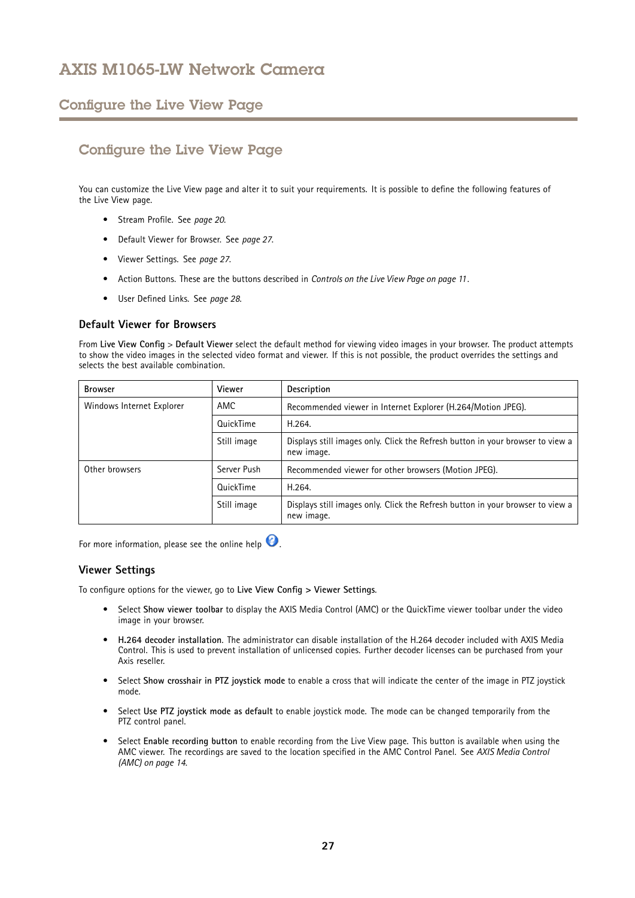# Configure the Live View Page

You can customize the Live View page and alter it to suit your requirements. It is possible to define the following features of the Live View page.

- Stream Profile. See *page 20*.
- Default Viewer for Browser. See *page 27*.
- Viewer Settings. See *page 27*.
- Action Buttons. These are the buttons described in *Controls on the Live View Page on page 11*.
- User Defined Links. See *page 28*.

### Default Viewer for Browsers

From **Live View Config** > **Default Viewer** select the default method for viewing video images in your browser. The product attempts to show the video images in the selected video format and viewer. If this is not possible, the product overrides the settings and selects the best available combination.

| Browser | Viewer | Description |
|---|---|---|
| Windows Internet Explorer | AMC | Recommended viewer in Internet Explorer (H.264/Motion JPEG). |
| | QuickTime | H.264. |
| | Still image | Displays still images only. Click the Refresh button in your browser to view a new image. |
| Other browsers | Server Push | Recommended viewer for other browsers (Motion JPEG). |
| | QuickTime | H.264. |
| | Still image | Displays still images only. Click the Refresh button in your browser to view a new image. |

For more information, please see the online help.

### Viewer Settings

To configure options for the viewer, go to **Live View Config > Viewer Settings**.

- Select **Show viewer toolbar** to display the AXIS Media Control (AMC) or the QuickTime viewer toolbar under the video image in your browser.
- **H.264 decoder installation**. The administrator can disable installation of the H.264 decoder included with AXIS Media Control. This is used to prevent installation of unlicensed copies. Further decoder licenses can be purchased from your Axis reseller.
- Select **Show crosshair in PTZ joystick mode** to enable a cross that will indicate the center of the image in PTZ joystick mode.
- Select **Use PTZ joystick mode as default** to enable joystick mode. The mode can be changed temporarily from the PTZ control panel.
- Select **Enable recording button** to enable recording from the Live View page. This button is available when using the AMC viewer. The recordings are saved to the location specified in the AMC Control Panel. See *AXIS Media Control (AMC) on page 14*.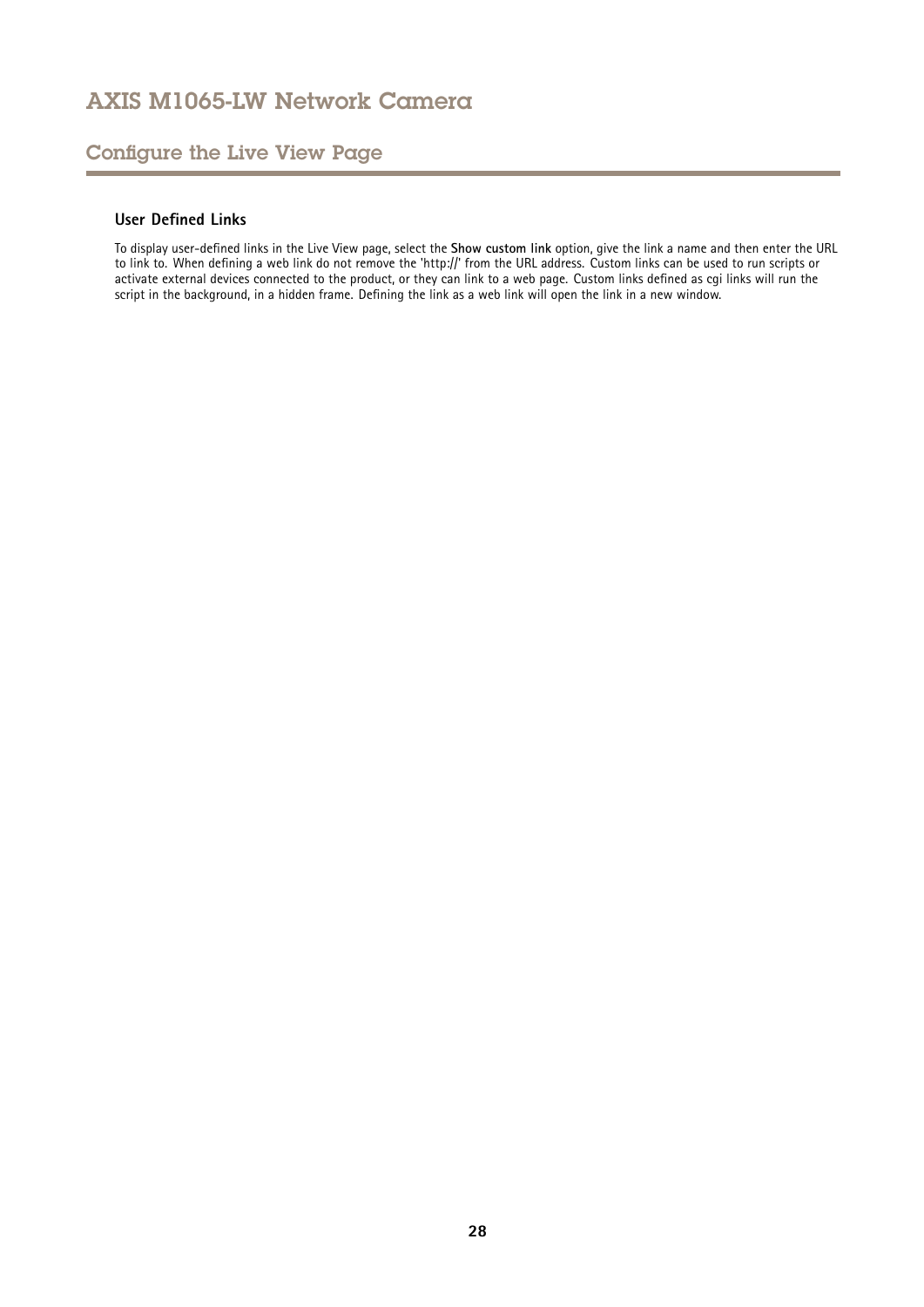## Configure the Live View Page

### User Defined Links

To display user-defined links in the Live View page, select the **Show custom link** option, give the link a name and then enter the URL to link to. When defining a web link do not remove the 'http://' from the URL address. Custom links can be used to run scripts or activate external devices connected to the product, or they can link to a web page. Custom links defined as cgi links will run the script in the background, in a hidden frame. Defining the link as a web link will open the link in a new window.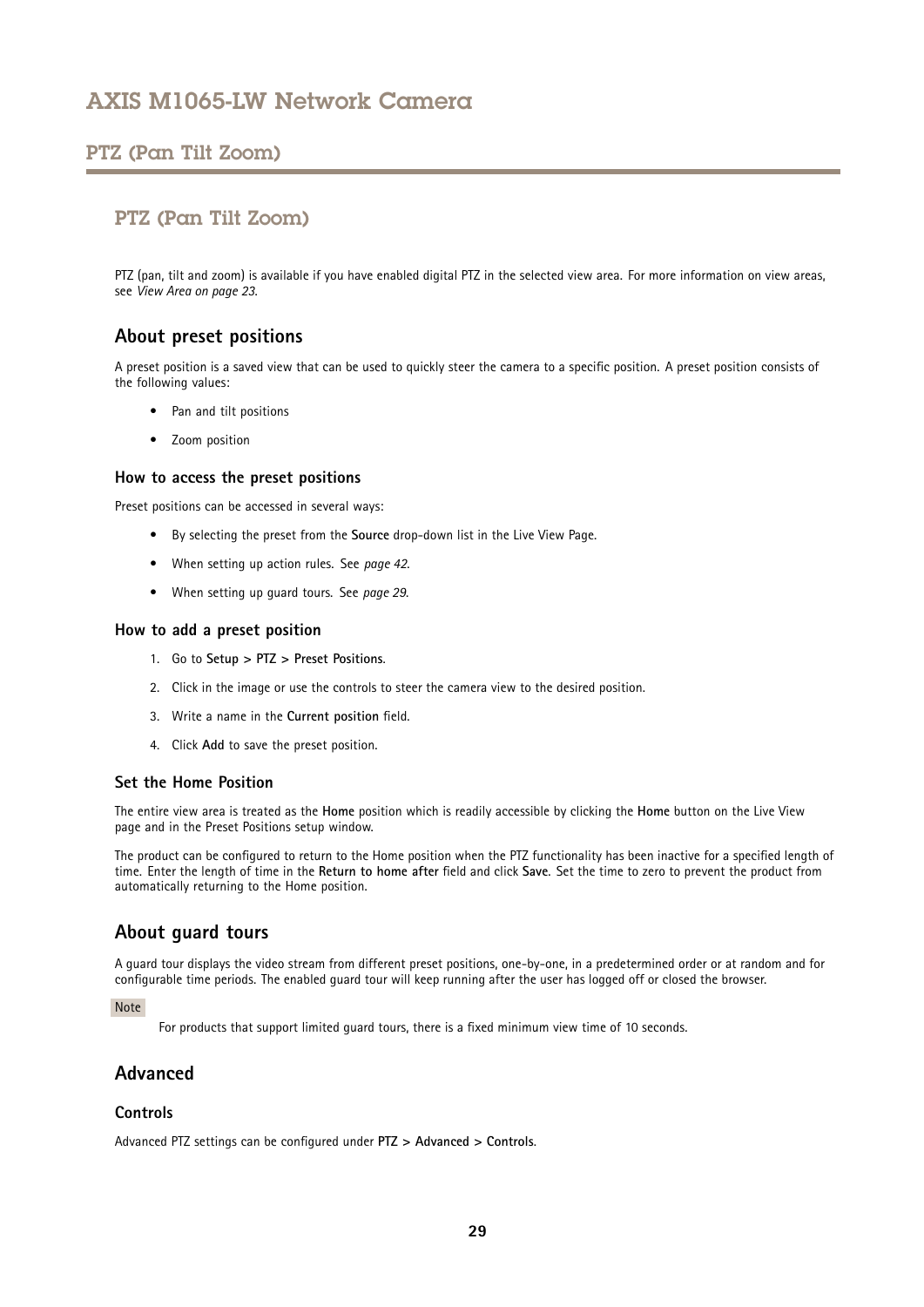## PTZ (Pan Tilt Zoom)

PTZ (pan, tilt and zoom) is available if you have enabled digital PTZ in the selected view area. For more information on view areas, see *View Area on page 23*.

### About preset positions

A preset position is a saved view that can be used to quickly steer the camera to a specific position. A preset position consists of the following values:

- Pan and tilt positions
- Zoom position

#### How to access the preset positions

Preset positions can be accessed in several ways:

- By selecting the preset from the **Source** drop-down list in the Live View Page.
- When setting up action rules. See *page 42*.
- When setting up guard tours. See *page 29*.

#### How to add a preset position

1. Go to **Setup > PTZ > Preset Positions**.
2. Click in the image or use the controls to steer the camera view to the desired position.
3. Write a name in the **Current position** field.
4. Click **Add** to save the preset position.

#### Set the Home Position

The entire view area is treated as the **Home** position which is readily accessible by clicking the **Home** button on the Live View page and in the Preset Positions setup window.

The product can be configured to return to the Home position when the PTZ functionality has been inactive for a specified length of time. Enter the length of time in the **Return to home after** field and click **Save**. Set the time to zero to prevent the product from automatically returning to the Home position.

### About guard tours

A guard tour displays the video stream from different preset positions, one-by-one, in a predetermined order or at random and for configurable time periods. The enabled guard tour will keep running after the user has logged off or closed the browser.

Note

For products that support limited guard tours, there is a fixed minimum view time of 10 seconds.

### Advanced

#### Controls

Advanced PTZ settings can be configured under **PTZ > Advanced > Controls**.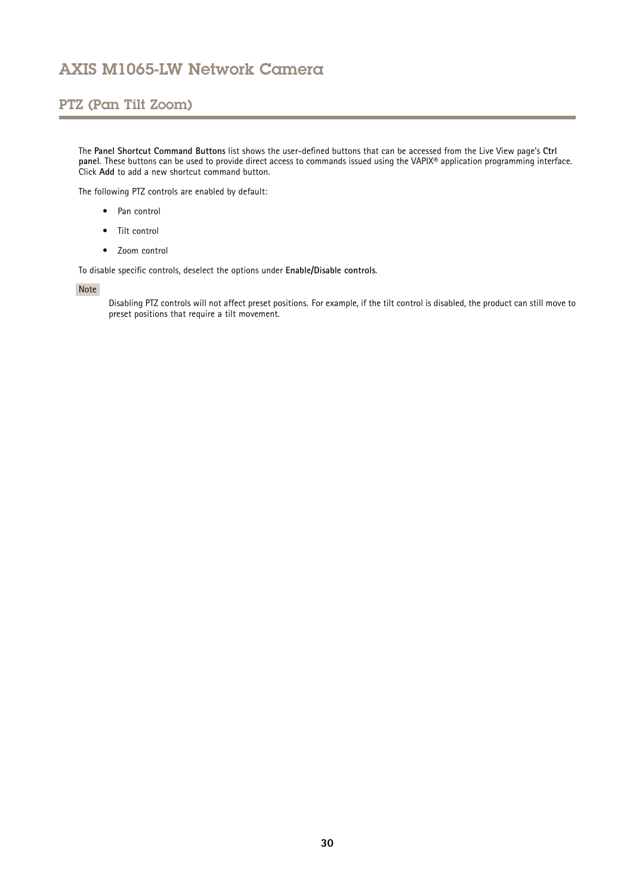## PTZ (Pan Tilt Zoom)

The **Panel Shortcut Command Buttons** list shows the user-defined buttons that can be accessed from the Live View page's **Ctrl panel**. These buttons can be used to provide direct access to commands issued using the VAPIX® application programming interface. Click **Add** to add a new shortcut command button.

The following PTZ controls are enabled by default:

- Pan control
- Tilt control
- Zoom control

To disable specific controls, deselect the options under **Enable/Disable controls**.

Note

Disabling PTZ controls will not affect preset positions. For example, if the tilt control is disabled, the product can still move to preset positions that require a tilt movement.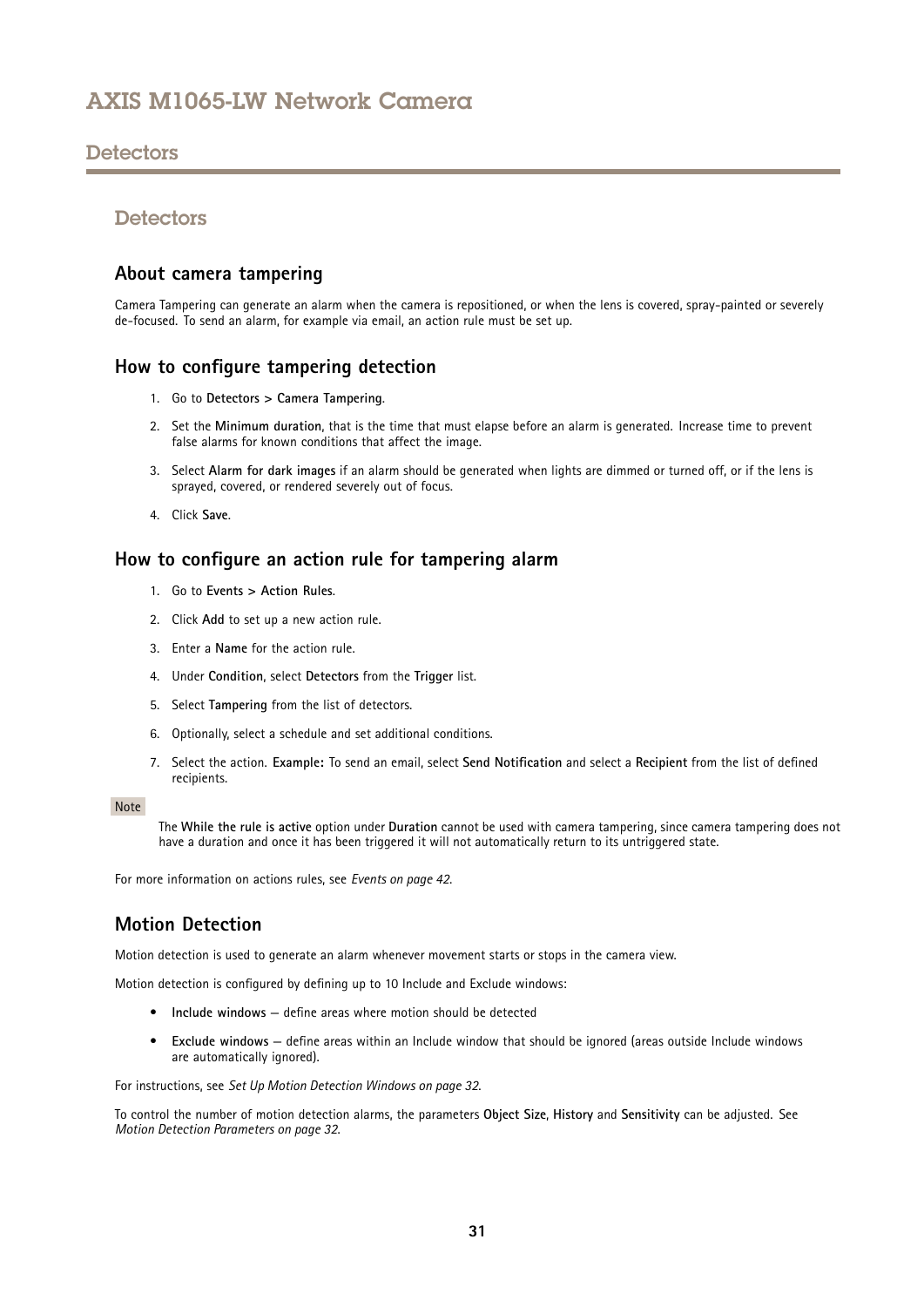## Detectors

### About camera tampering

Camera Tampering can generate an alarm when the camera is repositioned, or when the lens is covered, spray-painted or severely de-focused. To send an alarm, for example via email, an action rule must be set up.

### How to configure tampering detection

1. Go to **Detectors > Camera Tampering**.
2. Set the **Minimum duration**, that is the time that must elapse before an alarm is generated. Increase time to prevent false alarms for known conditions that affect the image.
3. Select **Alarm for dark images** if an alarm should be generated when lights are dimmed or turned off, or if the lens is sprayed, covered, or rendered severely out of focus.
4. Click **Save**.

### How to configure an action rule for tampering alarm

1. Go to **Events > Action Rules**.
2. Click **Add** to set up a new action rule.
3. Enter a **Name** for the action rule.
4. Under **Condition**, select **Detectors** from the **Trigger** list.
5. Select **Tampering** from the list of detectors.
6. Optionally, select a schedule and set additional conditions.
7. Select the action. **Example:** To send an email, select **Send Notification** and select a **Recipient** from the list of defined recipients.

**Note**

The **While the rule is active** option under **Duration** cannot be used with camera tampering, since camera tampering does not have a duration and once it has been triggered it will not automatically return to its untriggered state.

For more information on actions rules, see *Events on page 42*.

### Motion Detection

Motion detection is used to generate an alarm whenever movement starts or stops in the camera view.

Motion detection is configured by defining up to 10 Include and Exclude windows:

- **Include windows** — define areas where motion should be detected
- **Exclude windows** — define areas within an Include window that should be ignored (areas outside Include windows are automatically ignored).

For instructions, see *Set Up Motion Detection Windows on page 32*.

To control the number of motion detection alarms, the parameters **Object Size**, **History** and **Sensitivity** can be adjusted. See *Motion Detection Parameters on page 32*.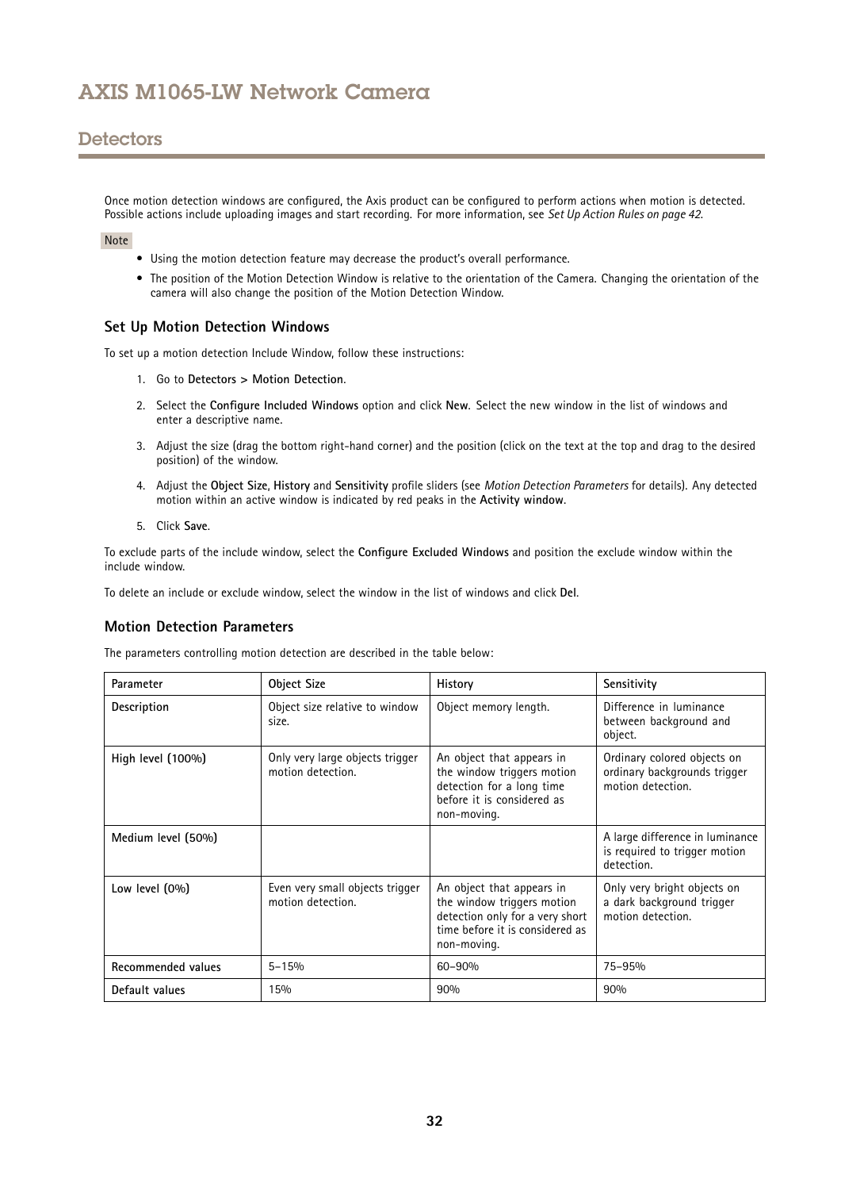## Detectors

Once motion detection windows are configured, the Axis product can be configured to perform actions when motion is detected. Possible actions include uploading images and start recording. For more information, see *Set Up Action Rules on page 42*.

Note

- Using the motion detection feature may decrease the product's overall performance.
- The position of the Motion Detection Window is relative to the orientation of the Camera. Changing the orientation of the camera will also change the position of the Motion Detection Window.

### Set Up Motion Detection Windows

To set up a motion detection Include Window, follow these instructions:

1. Go to **Detectors > Motion Detection**.
2. Select the **Configure Included Windows** option and click **New**. Select the new window in the list of windows and enter a descriptive name.
3. Adjust the size (drag the bottom right-hand corner) and the position (click on the text at the top and drag to the desired position) of the window.
4. Adjust the **Object Size**, **History** and **Sensitivity** profile sliders (see *Motion Detection Parameters* for details). Any detected motion within an active window is indicated by red peaks in the **Activity window**.
5. Click **Save**.

To exclude parts of the include window, select the **Configure Excluded Windows** and position the exclude window within the include window.

To delete an include or exclude window, select the window in the list of windows and click **Del**.

### Motion Detection Parameters

The parameters controlling motion detection are described in the table below:

| Parameter | Object Size | History | Sensitivity |
|---|---|---|---|
| **Description** | Object size relative to window size. | Object memory length. | Difference in luminance between background and object. |
| **High level (100%)** | Only very large objects trigger motion detection. | An object that appears in the window triggers motion detection for a long time before it is considered as non-moving. | Ordinary colored objects on ordinary backgrounds trigger motion detection. |
| **Medium level (50%)** | | | A large difference in luminance is required to trigger motion detection. |
| **Low level (0%)** | Even very small objects trigger motion detection. | An object that appears in the window triggers motion detection only for a very short time before it is considered as non-moving. | Only very bright objects on a dark background trigger motion detection. |
| **Recommended values** | 5–15% | 60–90% | 75–95% |
| **Default values** | 15% | 90% | 90% |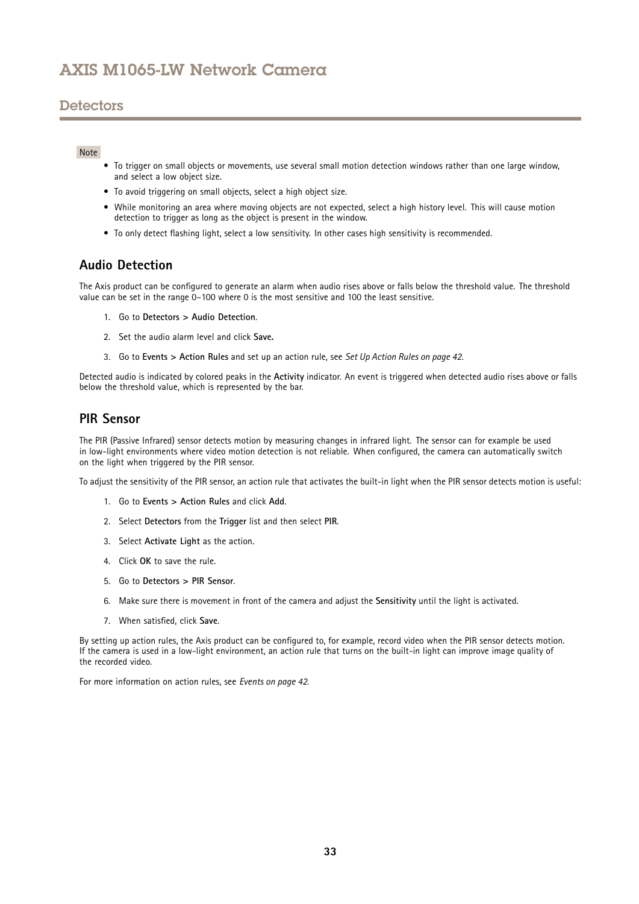## Detectors

Note

- To trigger on small objects or movements, use several small motion detection windows rather than one large window, and select a low object size.
- To avoid triggering on small objects, select a high object size.
- While monitoring an area where moving objects are not expected, select a high history level. This will cause motion detection to trigger as long as the object is present in the window.
- To only detect flashing light, select a low sensitivity. In other cases high sensitivity is recommended.

### Audio Detection

The Axis product can be configured to generate an alarm when audio rises above or falls below the threshold value. The threshold value can be set in the range 0–100 where 0 is the most sensitive and 100 the least sensitive.

1. Go to **Detectors > Audio Detection**.
2. Set the audio alarm level and click **Save.**
3. Go to **Events > Action Rules** and set up an action rule, see *Set Up Action Rules on page 42*.

Detected audio is indicated by colored peaks in the **Activity** indicator. An event is triggered when detected audio rises above or falls below the threshold value, which is represented by the bar.

### PIR Sensor

The PIR (Passive Infrared) sensor detects motion by measuring changes in infrared light. The sensor can for example be used in low-light environments where video motion detection is not reliable. When configured, the camera can automatically switch on the light when triggered by the PIR sensor.

To adjust the sensitivity of the PIR sensor, an action rule that activates the built-in light when the PIR sensor detects motion is useful:

1. Go to **Events > Action Rules** and click **Add**.
2. Select **Detectors** from the **Trigger** list and then select **PIR**.
3. Select **Activate Light** as the action.
4. Click **OK** to save the rule.
5. Go to **Detectors > PIR Sensor**.
6. Make sure there is movement in front of the camera and adjust the **Sensitivity** until the light is activated.
7. When satisfied, click **Save**.

By setting up action rules, the Axis product can be configured to, for example, record video when the PIR sensor detects motion. If the camera is used in a low-light environment, an action rule that turns on the built-in light can improve image quality of the recorded video.

For more information on action rules, see *Events on page 42*.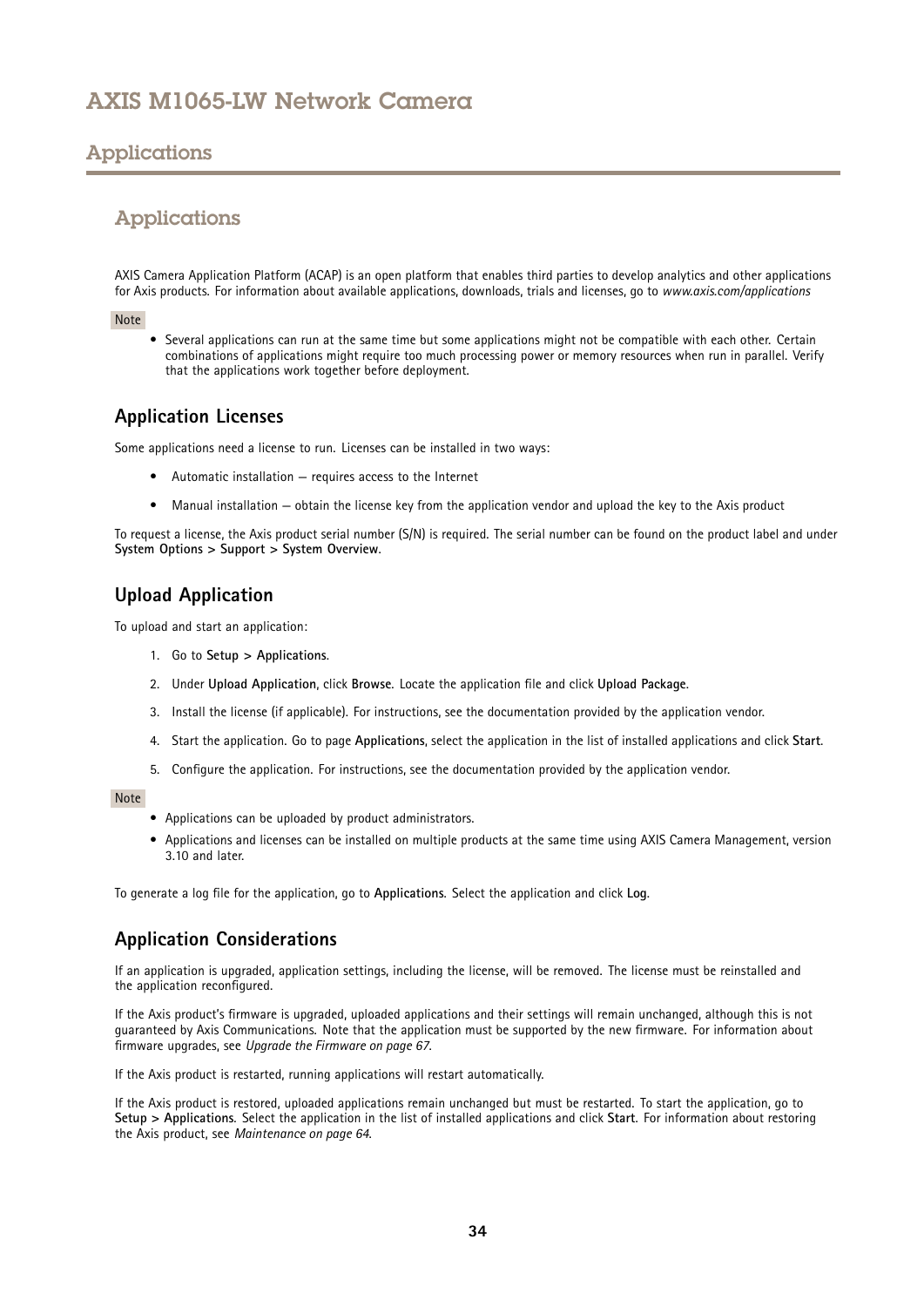## Applications

AXIS Camera Application Platform (ACAP) is an open platform that enables third parties to develop analytics and other applications for Axis products. For information about available applications, downloads, trials and licenses, go to *www.axis.com/applications*

Note

- Several applications can run at the same time but some applications might not be compatible with each other. Certain combinations of applications might require too much processing power or memory resources when run in parallel. Verify that the applications work together before deployment.

### Application Licenses

Some applications need a license to run. Licenses can be installed in two ways:

- Automatic installation — requires access to the Internet
- Manual installation — obtain the license key from the application vendor and upload the key to the Axis product

To request a license, the Axis product serial number (S/N) is required. The serial number can be found on the product label and under **System Options > Support > System Overview**.

### Upload Application

To upload and start an application:

1. Go to **Setup > Applications**.
2. Under **Upload Application**, click **Browse**. Locate the application file and click **Upload Package**.
3. Install the license (if applicable). For instructions, see the documentation provided by the application vendor.
4. Start the application. Go to page **Applications**, select the application in the list of installed applications and click **Start**.
5. Configure the application. For instructions, see the documentation provided by the application vendor.

Note

- Applications can be uploaded by product administrators.
- Applications and licenses can be installed on multiple products at the same time using AXIS Camera Management, version 3.10 and later.

To generate a log file for the application, go to **Applications**. Select the application and click **Log**.

### Application Considerations

If an application is upgraded, application settings, including the license, will be removed. The license must be reinstalled and the application reconfigured.

If the Axis product's firmware is upgraded, uploaded applications and their settings will remain unchanged, although this is not guaranteed by Axis Communications. Note that the application must be supported by the new firmware. For information about firmware upgrades, see *Upgrade the Firmware on page 67*.

If the Axis product is restarted, running applications will restart automatically.

If the Axis product is restored, uploaded applications remain unchanged but must be restarted. To start the application, go to **Setup > Applications**. Select the application in the list of installed applications and click **Start**. For information about restoring the Axis product, see *Maintenance on page 64*.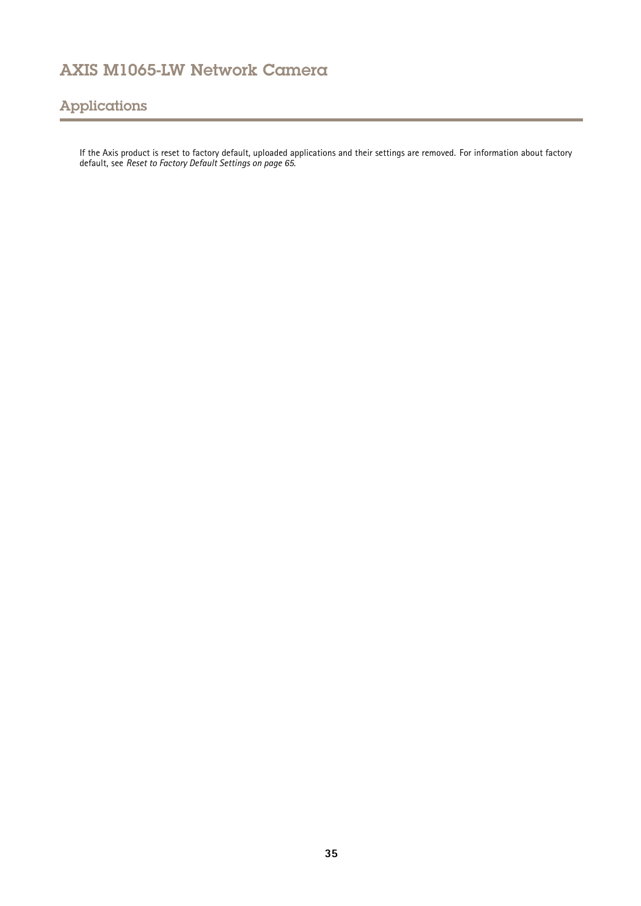## Applications

If the Axis product is reset to factory default, uploaded applications and their settings are removed. For information about factory default, see *Reset to Factory Default Settings on page 65*.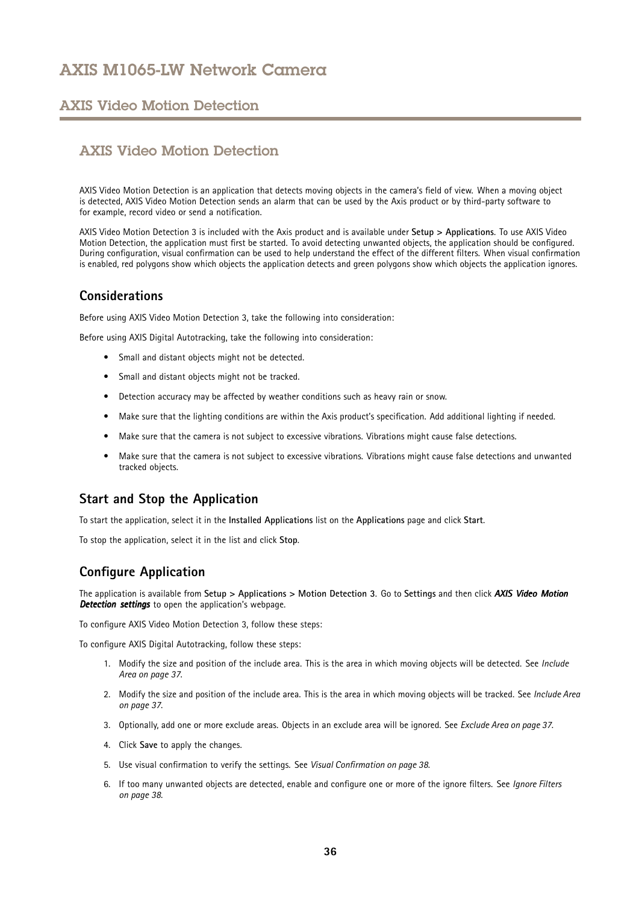## AXIS Video Motion Detection

AXIS Video Motion Detection is an application that detects moving objects in the camera's field of view. When a moving object is detected, AXIS Video Motion Detection sends an alarm that can be used by the Axis product or by third-party software to for example, record video or send a notification.

AXIS Video Motion Detection 3 is included with the Axis product and is available under **Setup > Applications**. To use AXIS Video Motion Detection, the application must first be started. To avoid detecting unwanted objects, the application should be configured. During configuration, visual confirmation can be used to help understand the effect of the different filters. When visual confirmation is enabled, red polygons show which objects the application detects and green polygons show which objects the application ignores.

### Considerations

Before using AXIS Video Motion Detection 3, take the following into consideration:

Before using AXIS Digital Autotracking, take the following into consideration:

- Small and distant objects might not be detected.
- Small and distant objects might not be tracked.
- Detection accuracy may be affected by weather conditions such as heavy rain or snow.
- Make sure that the lighting conditions are within the Axis product's specification. Add additional lighting if needed.
- Make sure that the camera is not subject to excessive vibrations. Vibrations might cause false detections.
- Make sure that the camera is not subject to excessive vibrations. Vibrations might cause false detections and unwanted tracked objects.

### Start and Stop the Application

To start the application, select it in the **Installed Applications** list on the **Applications** page and click **Start**.

To stop the application, select it in the list and click **Stop**.

### Configure Application

The application is available from **Setup > Applications > Motion Detection 3**. Go to **Settings** and then click ***AXIS Video Motion Detection settings*** to open the application's webpage.

To configure AXIS Video Motion Detection 3, follow these steps:

To configure AXIS Digital Autotracking, follow these steps:

1. Modify the size and position of the include area. This is the area in which moving objects will be detected. See *Include Area on page 37*.
2. Modify the size and position of the include area. This is the area in which moving objects will be tracked. See *Include Area on page 37*.
3. Optionally, add one or more exclude areas. Objects in an exclude area will be ignored. See *Exclude Area on page 37*.
4. Click **Save** to apply the changes.
5. Use visual confirmation to verify the settings. See *Visual Confirmation on page 38*.
6. If too many unwanted objects are detected, enable and configure one or more of the ignore filters. See *Ignore Filters on page 38*.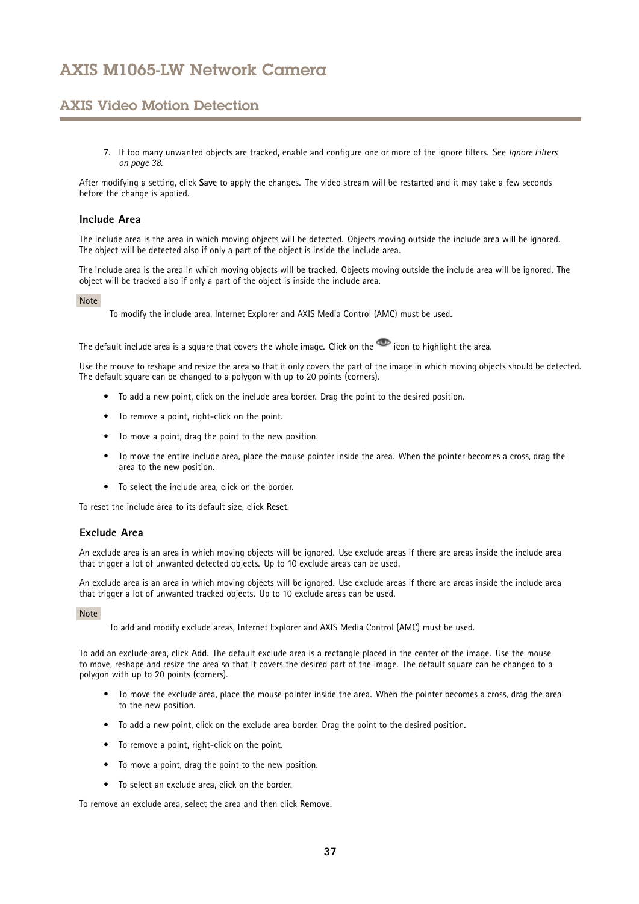7. If too many unwanted objects are tracked, enable and configure one or more of the ignore filters. See *Ignore Filters on page 38*.

After modifying a setting, click **Save** to apply the changes. The video stream will be restarted and it may take a few seconds before the change is applied.

### Include Area

The include area is the area in which moving objects will be detected. Objects moving outside the include area will be ignored. The object will be detected also if only a part of the object is inside the include area.

The include area is the area in which moving objects will be tracked. Objects moving outside the include area will be ignored. The object will be tracked also if only a part of the object is inside the include area.

Note

To modify the include area, Internet Explorer and AXIS Media Control (AMC) must be used.

The default include area is a square that covers the whole image. Click on the icon to highlight the area.

Use the mouse to reshape and resize the area so that it only covers the part of the image in which moving objects should be detected. The default square can be changed to a polygon with up to 20 points (corners).

- To add a new point, click on the include area border. Drag the point to the desired position.
- To remove a point, right-click on the point.
- To move a point, drag the point to the new position.
- To move the entire include area, place the mouse pointer inside the area. When the pointer becomes a cross, drag the area to the new position.
- To select the include area, click on the border.

To reset the include area to its default size, click **Reset**.

### Exclude Area

An exclude area is an area in which moving objects will be ignored. Use exclude areas if there are areas inside the include area that trigger a lot of unwanted detected objects. Up to 10 exclude areas can be used.

An exclude area is an area in which moving objects will be ignored. Use exclude areas if there are areas inside the include area that trigger a lot of unwanted tracked objects. Up to 10 exclude areas can be used.

Note

To add and modify exclude areas, Internet Explorer and AXIS Media Control (AMC) must be used.

To add an exclude area, click **Add**. The default exclude area is a rectangle placed in the center of the image. Use the mouse to move, reshape and resize the area so that it covers the desired part of the image. The default square can be changed to a polygon with up to 20 points (corners).

- To move the exclude area, place the mouse pointer inside the area. When the pointer becomes a cross, drag the area to the new position.
- To add a new point, click on the exclude area border. Drag the point to the desired position.
- To remove a point, right-click on the point.
- To move a point, drag the point to the new position.
- To select an exclude area, click on the border.

To remove an exclude area, select the area and then click **Remove**.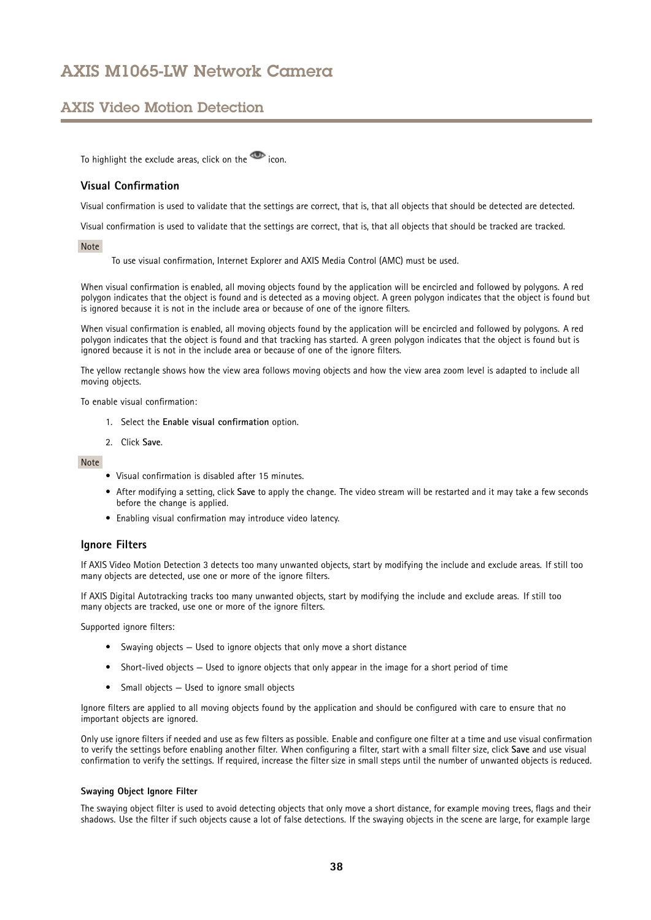To highlight the exclude areas, click on the icon.

### Visual Confirmation

Visual confirmation is used to validate that the settings are correct, that is, that all objects that should be detected are detected.

Visual confirmation is used to validate that the settings are correct, that is, that all objects that should be tracked are tracked.

Note

To use visual confirmation, Internet Explorer and AXIS Media Control (AMC) must be used.

When visual confirmation is enabled, all moving objects found by the application will be encircled and followed by polygons. A red polygon indicates that the object is found and is detected as a moving object. A green polygon indicates that the object is found but is ignored because it is not in the include area or because of one of the ignore filters.

When visual confirmation is enabled, all moving objects found by the application will be encircled and followed by polygons. A red polygon indicates that the object is found and that tracking has started. A green polygon indicates that the object is found but is ignored because it is not in the include area or because of one of the ignore filters.

The yellow rectangle shows how the view area follows moving objects and how the view area zoom level is adapted to include all moving objects.

To enable visual confirmation:

1. Select the **Enable visual confirmation** option.
2. Click **Save**.

Note

- Visual confirmation is disabled after 15 minutes.
- After modifying a setting, click **Save** to apply the change. The video stream will be restarted and it may take a few seconds before the change is applied.
- Enabling visual confirmation may introduce video latency.

### Ignore Filters

If AXIS Video Motion Detection 3 detects too many unwanted objects, start by modifying the include and exclude areas. If still too many objects are detected, use one or more of the ignore filters.

If AXIS Digital Autotracking tracks too many unwanted objects, start by modifying the include and exclude areas. If still too many objects are tracked, use one or more of the ignore filters.

Supported ignore filters:

- Swaying objects — Used to ignore objects that only move a short distance
- Short-lived objects — Used to ignore objects that only appear in the image for a short period of time
- Small objects — Used to ignore small objects

Ignore filters are applied to all moving objects found by the application and should be configured with care to ensure that no important objects are ignored.

Only use ignore filters if needed and use as few filters as possible. Enable and configure one filter at a time and use visual confirmation to verify the settings before enabling another filter. When configuring a filter, start with a small filter size, click **Save** and use visual confirmation to verify the settings. If required, increase the filter size in small steps until the number of unwanted objects is reduced.

#### Swaying Object Ignore Filter

The swaying object filter is used to avoid detecting objects that only move a short distance, for example moving trees, flags and their shadows. Use the filter if such objects cause a lot of false detections. If the swaying objects in the scene are large, for example large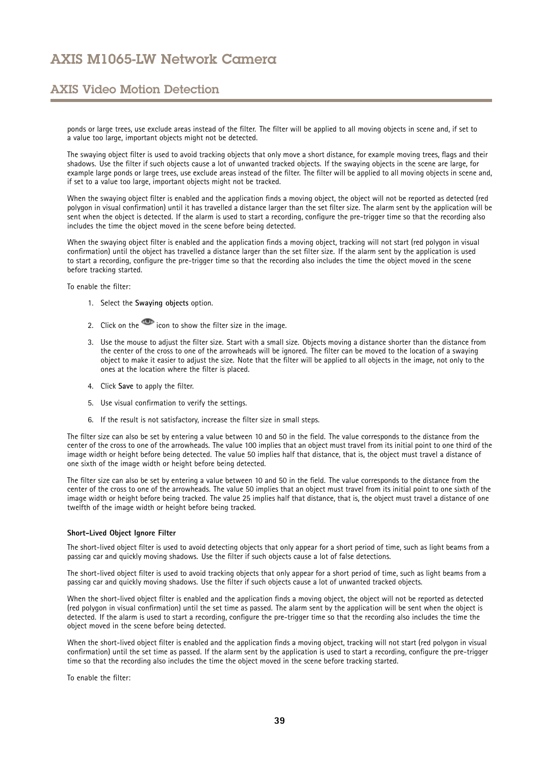ponds or large trees, use exclude areas instead of the filter. The filter will be applied to all moving objects in scene and, if set to a value too large, important objects might not be detected.

The swaying object filter is used to avoid tracking objects that only move a short distance, for example moving trees, flags and their shadows. Use the filter if such objects cause a lot of unwanted tracked objects. If the swaying objects in the scene are large, for example large ponds or large trees, use exclude areas instead of the filter. The filter will be applied to all moving objects in scene and, if set to a value too large, important objects might not be tracked.

When the swaying object filter is enabled and the application finds a moving object, the object will not be reported as detected (red polygon in visual confirmation) until it has travelled a distance larger than the set filter size. The alarm sent by the application will be sent when the object is detected. If the alarm is used to start a recording, configure the pre-trigger time so that the recording also includes the time the object moved in the scene before being detected.

When the swaying object filter is enabled and the application finds a moving object, tracking will not start (red polygon in visual confirmation) until the object has travelled a distance larger than the set filter size. If the alarm sent by the application is used to start a recording, configure the pre-trigger time so that the recording also includes the time the object moved in the scene before tracking started.

To enable the filter:

1. Select the **Swaying objects** option.
2. Click on the icon to show the filter size in the image.
3. Use the mouse to adjust the filter size. Start with a small size. Objects moving a distance shorter than the distance from the center of the cross to one of the arrowheads will be ignored. The filter can be moved to the location of a swaying object to make it easier to adjust the size. Note that the filter will be applied to all objects in the image, not only to the ones at the location where the filter is placed.
4. Click **Save** to apply the filter.
5. Use visual confirmation to verify the settings.
6. If the result is not satisfactory, increase the filter size in small steps.

The filter size can also be set by entering a value between 10 and 50 in the field. The value corresponds to the distance from the center of the cross to one of the arrowheads. The value 100 implies that an object must travel from its initial point to one third of the image width or height before being detected. The value 50 implies half that distance, that is, the object must travel a distance of one sixth of the image width or height before being detected.

The filter size can also be set by entering a value between 10 and 50 in the field. The value corresponds to the distance from the center of the cross to one of the arrowheads. The value 50 implies that an object must travel from its initial point to one sixth of the image width or height before being tracked. The value 25 implies half that distance, that is, the object must travel a distance of one twelfth of the image width or height before being tracked.

#### Short-Lived Object Ignore Filter

The short-lived object filter is used to avoid detecting objects that only appear for a short period of time, such as light beams from a passing car and quickly moving shadows. Use the filter if such objects cause a lot of false detections.

The short-lived object filter is used to avoid tracking objects that only appear for a short period of time, such as light beams from a passing car and quickly moving shadows. Use the filter if such objects cause a lot of unwanted tracked objects.

When the short-lived object filter is enabled and the application finds a moving object, the object will not be reported as detected (red polygon in visual confirmation) until the set time as passed. The alarm sent by the application will be sent when the object is detected. If the alarm is used to start a recording, configure the pre-trigger time so that the recording also includes the time the object moved in the scene before being detected.

When the short-lived object filter is enabled and the application finds a moving object, tracking will not start (red polygon in visual confirmation) until the set time as passed. If the alarm sent by the application is used to start a recording, configure the pre-trigger time so that the recording also includes the time the object moved in the scene before tracking started.

To enable the filter: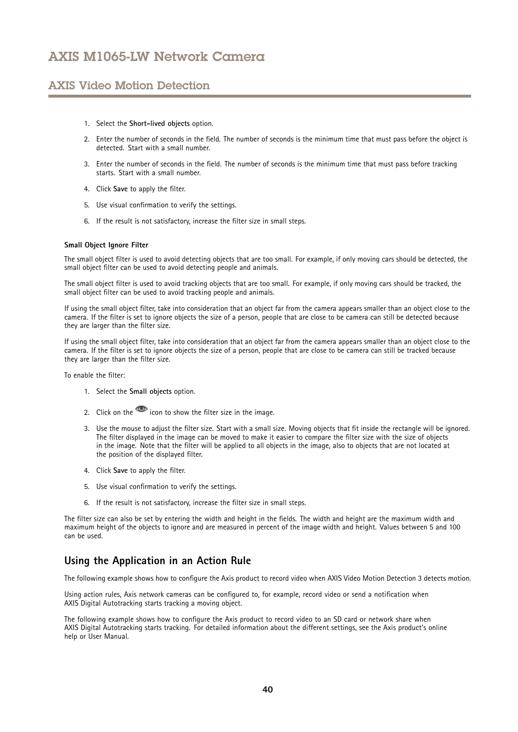1. Select the **Short-lived objects** option.
2. Enter the number of seconds in the field. The number of seconds is the minimum time that must pass before the object is detected. Start with a small number.
3. Enter the number of seconds in the field. The number of seconds is the minimum time that must pass before tracking starts. Start with a small number.
4. Click **Save** to apply the filter.
5. Use visual confirmation to verify the settings.
6. If the result is not satisfactory, increase the filter size in small steps.

**Small Object Ignore Filter**

The small object filter is used to avoid detecting objects that are too small. For example, if only moving cars should be detected, the small object filter can be used to avoid detecting people and animals.

The small object filter is used to avoid tracking objects that are too small. For example, if only moving cars should be tracked, the small object filter can be used to avoid tracking people and animals.

If using the small object filter, take into consideration that an object far from the camera appears smaller than an object close to the camera. If the filter is set to ignore objects the size of a person, people that are close to be camera can still be detected because they are larger than the filter size.

If using the small object filter, take into consideration that an object far from the camera appears smaller than an object close to the camera. If the filter is set to ignore objects the size of a person, people that are close to be camera can still be tracked because they are larger than the filter size.

To enable the filter:

1. Select the **Small objects** option.
2. Click on the icon to show the filter size in the image.
3. Use the mouse to adjust the filter size. Start with a small size. Moving objects that fit inside the rectangle will be ignored. The filter displayed in the image can be moved to make it easier to compare the filter size with the size of objects in the image. Note that the filter will be applied to all objects in the image, also to objects that are not located at the position of the displayed filter.
4. Click **Save** to apply the filter.
5. Use visual confirmation to verify the settings.
6. If the result is not satisfactory, increase the filter size in small steps.

The filter size can also be set by entering the width and height in the fields. The width and height are the maximum width and maximum height of the objects to ignore and are measured in percent of the image width and height. Values between 5 and 100 can be used.

## Using the Application in an Action Rule

The following example shows how to configure the Axis product to record video when AXIS Video Motion Detection 3 detects motion.

Using action rules, Axis network cameras can be configured to, for example, record video or send a notification when AXIS Digital Autotracking starts tracking a moving object.

The following example shows how to configure the Axis product to record video to an SD card or network share when AXIS Digital Autotracking starts tracking. For detailed information about the different settings, see the Axis product's online help or User Manual.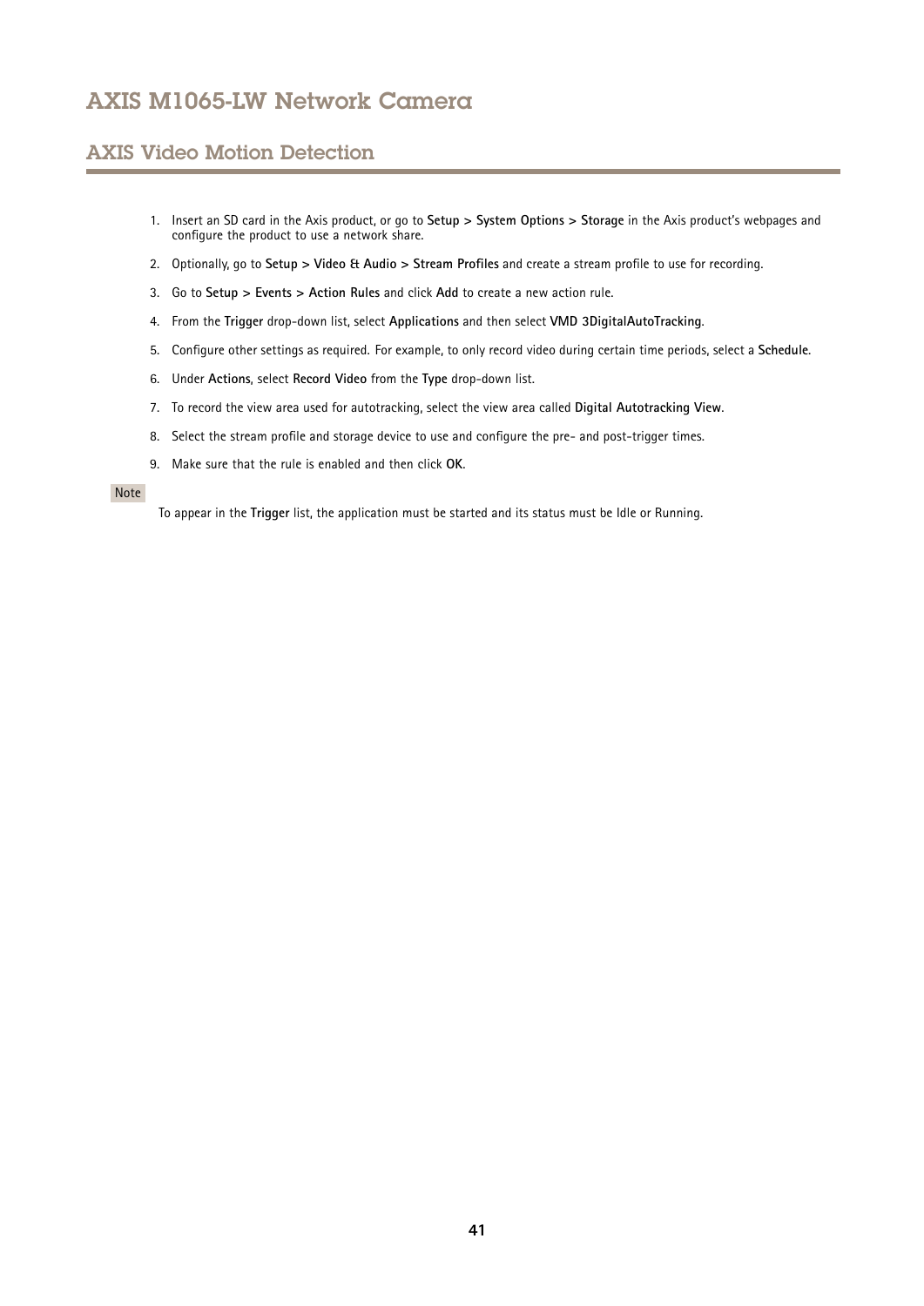1. Insert an SD card in the Axis product, or go to **Setup > System Options > Storage** in the Axis product's webpages and configure the product to use a network share.
2. Optionally, go to **Setup > Video & Audio > Stream Profiles** and create a stream profile to use for recording.
3. Go to **Setup > Events > Action Rules** and click **Add** to create a new action rule.
4. From the **Trigger** drop-down list, select **Applications** and then select **VMD 3DigitalAutoTracking**.
5. Configure other settings as required. For example, to only record video during certain time periods, select a **Schedule**.
6. Under **Actions**, select **Record Video** from the **Type** drop-down list.
7. To record the view area used for autotracking, select the view area called **Digital Autotracking View**.
8. Select the stream profile and storage device to use and configure the pre- and post-trigger times.
9. Make sure that the rule is enabled and then click **OK**.

Note

To appear in the **Trigger** list, the application must be started and its status must be Idle or Running.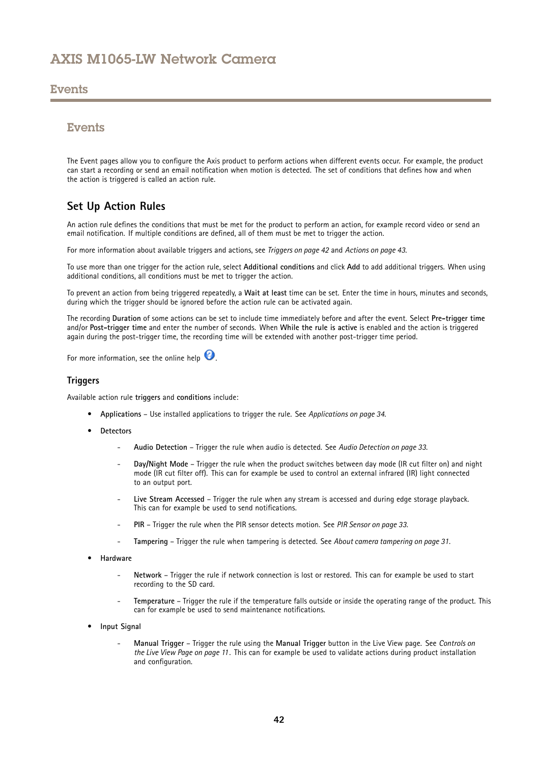# Events

## Events

The Event pages allow you to configure the Axis product to perform actions when different events occur. For example, the product can start a recording or send an email notification when motion is detected. The set of conditions that defines how and when the action is triggered is called an action rule.

### Set Up Action Rules

An action rule defines the conditions that must be met for the product to perform an action, for example record video or send an email notification. If multiple conditions are defined, all of them must be met to trigger the action.

For more information about available triggers and actions, see *Triggers on page 42* and *Actions on page 43*.

To use more than one trigger for the action rule, select **Additional conditions** and click **Add** to add additional triggers. When using additional conditions, all conditions must be met to trigger the action.

To prevent an action from being triggered repeatedly, a **Wait at least** time can be set. Enter the time in hours, minutes and seconds, during which the trigger should be ignored before the action rule can be activated again.

The recording **Duration** of some actions can be set to include time immediately before and after the event. Select **Pre-trigger time** and/or **Post-trigger time** and enter the number of seconds. When **While the rule is active** is enabled and the action is triggered again during the post-trigger time, the recording time will be extended with another post-trigger time period.

For more information, see the online help .

#### Triggers

Available action rule **triggers** and **conditions** include:

- **Applications** – Use installed applications to trigger the rule. See *Applications on page 34*.
- **Detectors**
  - **Audio Detection** – Trigger the rule when audio is detected. See *Audio Detection on page 33*.
  - **Day/Night Mode** – Trigger the rule when the product switches between day mode (IR cut filter on) and night mode (IR cut filter off). This can for example be used to control an external infrared (IR) light connected to an output port.
  - **Live Stream Accessed** – Trigger the rule when any stream is accessed and during edge storage playback. This can for example be used to send notifications.
  - **PIR** – Trigger the rule when the PIR sensor detects motion. See *PIR Sensor on page 33*.
  - **Tampering** – Trigger the rule when tampering is detected. See *About camera tampering on page 31*.
- **Hardware**
  - **Network** – Trigger the rule if network connection is lost or restored. This can for example be used to start recording to the SD card.
  - **Temperature** – Trigger the rule if the temperature falls outside or inside the operating range of the product. This can for example be used to send maintenance notifications.
- **Input Signal**
  - **Manual Trigger** – Trigger the rule using the **Manual Trigger** button in the Live View page. See *Controls on the Live View Page on page 11*. This can for example be used to validate actions during product installation and configuration.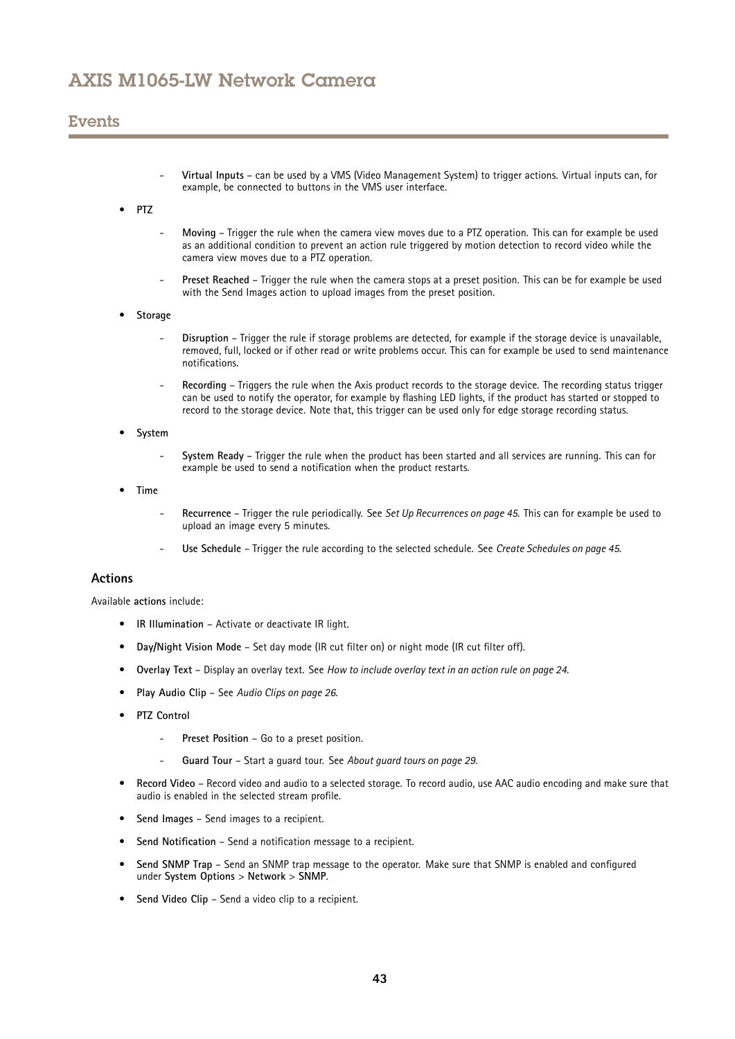- **Virtual Inputs** – can be used by a VMS (Video Management System) to trigger actions. Virtual inputs can, for example, be connected to buttons in the VMS user interface.

- **PTZ**
  - **Moving** – Trigger the rule when the camera view moves due to a PTZ operation. This can for example be used as an additional condition to prevent an action rule triggered by motion detection to record video while the camera view moves due to a PTZ operation.
  - **Preset Reached** – Trigger the rule when the camera stops at a preset position. This can be for example be used with the Send Images action to upload images from the preset position.
- **Storage**
  - **Disruption** – Trigger the rule if storage problems are detected, for example if the storage device is unavailable, removed, full, locked or if other read or write problems occur. This can for example be used to send maintenance notifications.
  - **Recording** – Triggers the rule when the Axis product records to the storage device. The recording status trigger can be used to notify the operator, for example by flashing LED lights, if the product has started or stopped to record to the storage device. Note that, this trigger can be used only for edge storage recording status.
- **System**
  - **System Ready** – Trigger the rule when the product has been started and all services are running. This can for example be used to send a notification when the product restarts.
- **Time**
  - **Recurrence** – Trigger the rule periodically. See *Set Up Recurrences on page 45*. This can for example be used to upload an image every 5 minutes.
  - **Use Schedule** – Trigger the rule according to the selected schedule. See *Create Schedules on page 45*.

### Actions

Available **actions** include:

- **IR Illumination** – Activate or deactivate IR light.
- **Day/Night Vision Mode** – Set day mode (IR cut filter on) or night mode (IR cut filter off).
- **Overlay Text** – Display an overlay text. See *How to include overlay text in an action rule on page 24*.
- **Play Audio Clip** – See *Audio Clips on page 26*.
- **PTZ Control**
  - **Preset Position** – Go to a preset position.
  - **Guard Tour** – Start a guard tour. See *About guard tours on page 29*.
- **Record Video** – Record video and audio to a selected storage. To record audio, use AAC audio encoding and make sure that audio is enabled in the selected stream profile.
- **Send Images** – Send images to a recipient.
- **Send Notification** – Send a notification message to a recipient.
- **Send SNMP Trap** – Send an SNMP trap message to the operator. Make sure that SNMP is enabled and configured under **System Options** > **Network** > **SNMP**.
- **Send Video Clip** – Send a video clip to a recipient.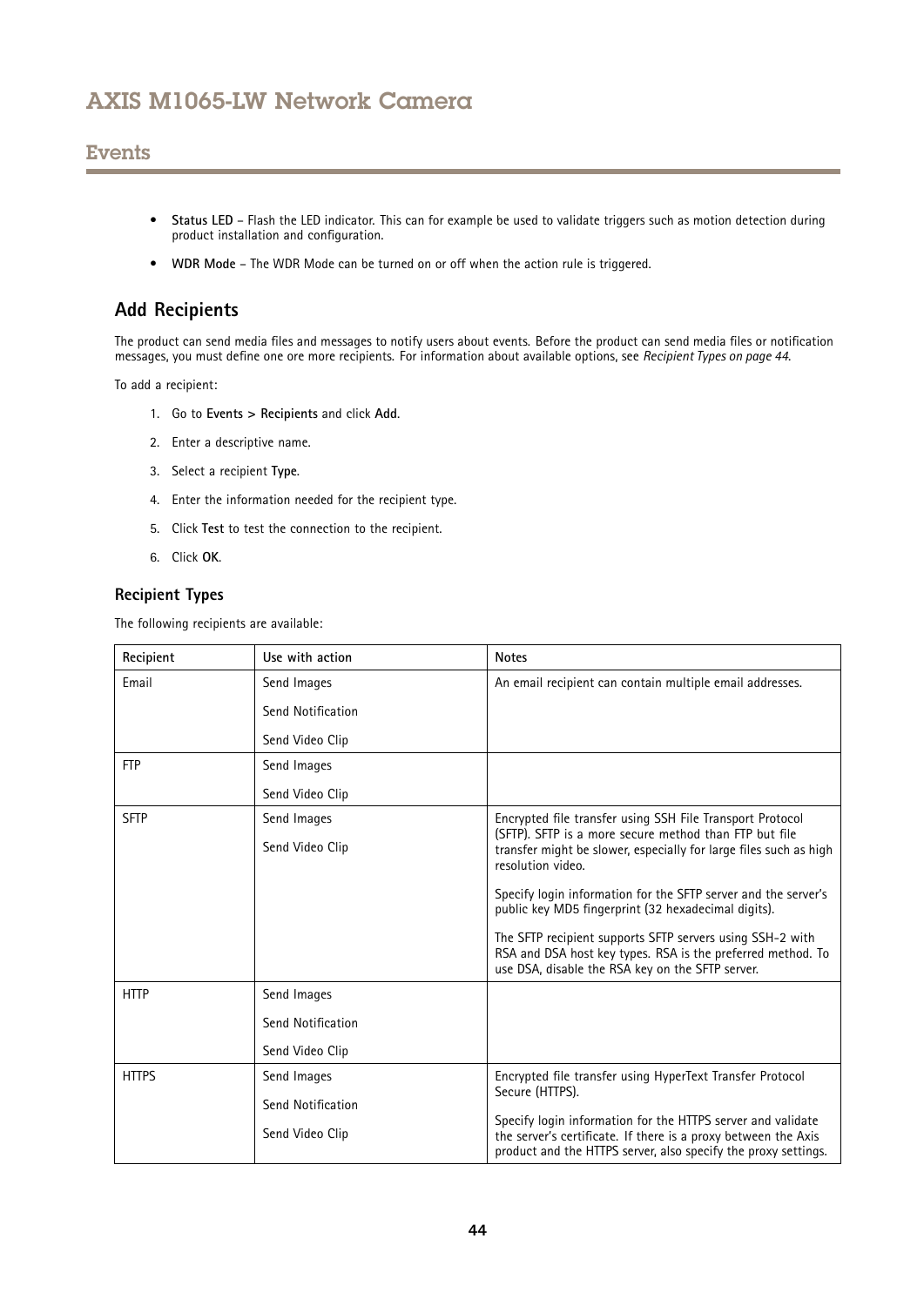- **Status LED** – Flash the LED indicator. This can for example be used to validate triggers such as motion detection during product installation and configuration.
- **WDR Mode** – The WDR Mode can be turned on or off when the action rule is triggered.

## Add Recipients

The product can send media files and messages to notify users about events. Before the product can send media files or notification messages, you must define one ore more recipients. For information about available options, see *Recipient Types on page 44*.

To add a recipient:

1. Go to **Events > Recipients** and click **Add**.
2. Enter a descriptive name.
3. Select a recipient **Type**.
4. Enter the information needed for the recipient type.
5. Click **Test** to test the connection to the recipient.
6. Click **OK**.

### Recipient Types

The following recipients are available:

| Recipient | Use with action | Notes |
|---|---|---|
| Email | Send Images<br>Send Notification<br>Send Video Clip | An email recipient can contain multiple email addresses. |
| FTP | Send Images<br>Send Video Clip | |
| SFTP | Send Images<br>Send Video Clip | Encrypted file transfer using SSH File Transport Protocol (SFTP). SFTP is a more secure method than FTP but file transfer might be slower, especially for large files such as high resolution video.<br><br>Specify login information for the SFTP server and the server's public key MD5 fingerprint (32 hexadecimal digits).<br><br>The SFTP recipient supports SFTP servers using SSH-2 with RSA and DSA host key types. RSA is the preferred method. To use DSA, disable the RSA key on the SFTP server. |
| HTTP | Send Images<br>Send Notification<br>Send Video Clip | |
| HTTPS | Send Images<br>Send Notification<br>Send Video Clip | Encrypted file transfer using HyperText Transfer Protocol Secure (HTTPS).<br><br>Specify login information for the HTTPS server and validate the server's certificate. If there is a proxy between the Axis product and the HTTPS server, also specify the proxy settings. |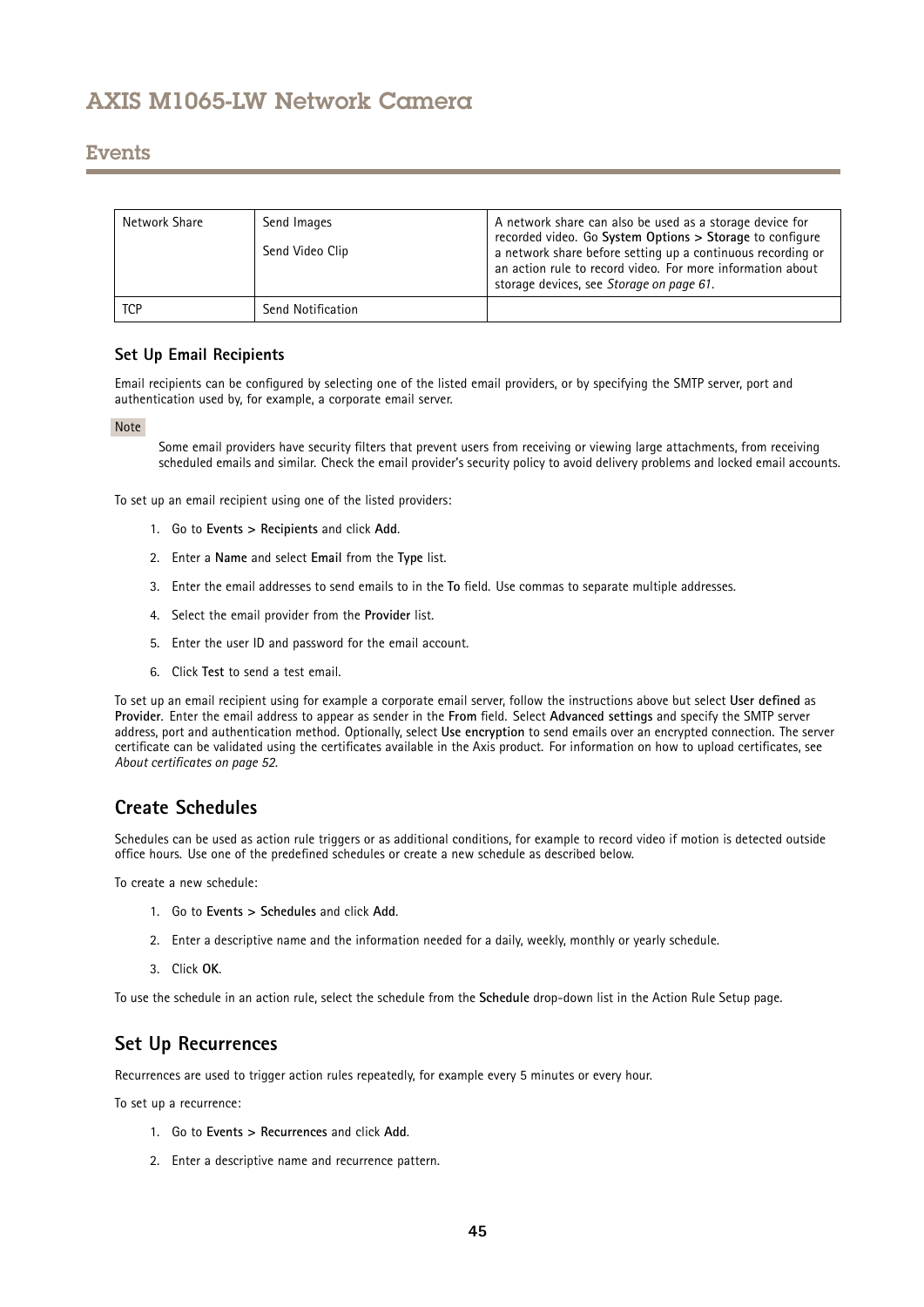| Network Share | Send Images<br><br>Send Video Clip | A network share can also be used as a storage device for recorded video. Go **System Options > Storage** to configure a network share before setting up a continuous recording or an action rule to record video. For more information about storage devices, see *Storage on page 61*. |
|---|---|---|
| TCP | Send Notification | |

### Set Up Email Recipients

Email recipients can be configured by selecting one of the listed email providers, or by specifying the SMTP server, port and authentication used by, for example, a corporate email server.

Note

Some email providers have security filters that prevent users from receiving or viewing large attachments, from receiving scheduled emails and similar. Check the email provider's security policy to avoid delivery problems and locked email accounts.

To set up an email recipient using one of the listed providers:

1. Go to **Events > Recipients** and click **Add**.
2. Enter a **Name** and select **Email** from the **Type** list.
3. Enter the email addresses to send emails to in the **To** field. Use commas to separate multiple addresses.
4. Select the email provider from the **Provider** list.
5. Enter the user ID and password for the email account.
6. Click **Test** to send a test email.

To set up an email recipient using for example a corporate email server, follow the instructions above but select **User defined** as **Provider**. Enter the email address to appear as sender in the **From** field. Select **Advanced settings** and specify the SMTP server address, port and authentication method. Optionally, select **Use encryption** to send emails over an encrypted connection. The server certificate can be validated using the certificates available in the Axis product. For information on how to upload certificates, see *About certificates on page 52.*

## Create Schedules

Schedules can be used as action rule triggers or as additional conditions, for example to record video if motion is detected outside office hours. Use one of the predefined schedules or create a new schedule as described below.

To create a new schedule:

1. Go to **Events > Schedules** and click **Add**.
2. Enter a descriptive name and the information needed for a daily, weekly, monthly or yearly schedule.
3. Click **OK**.

To use the schedule in an action rule, select the schedule from the **Schedule** drop-down list in the Action Rule Setup page.

## Set Up Recurrences

Recurrences are used to trigger action rules repeatedly, for example every 5 minutes or every hour.

To set up a recurrence:

1. Go to **Events > Recurrences** and click **Add**.
2. Enter a descriptive name and recurrence pattern.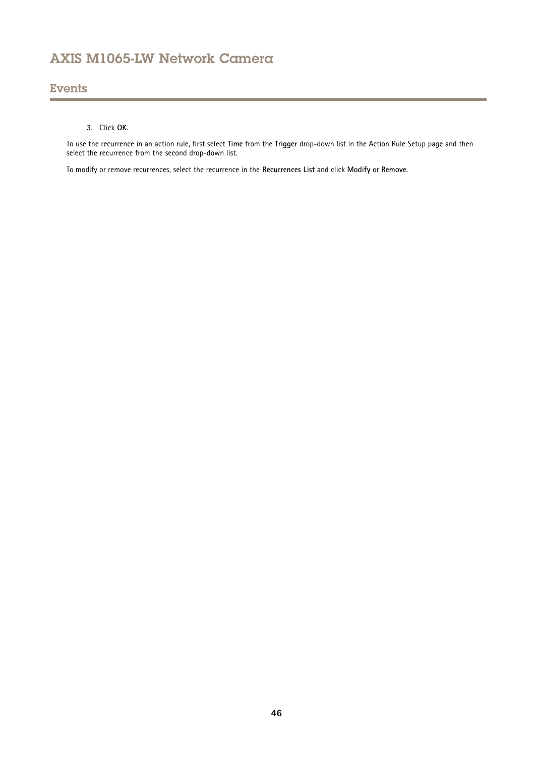3. Click **OK**.

To use the recurrence in an action rule, first select **Time** from the **Trigger** drop-down list in the Action Rule Setup page and then select the recurrence from the second drop-down list.

To modify or remove recurrences, select the recurrence in the **Recurrences List** and click **Modify** or **Remove**.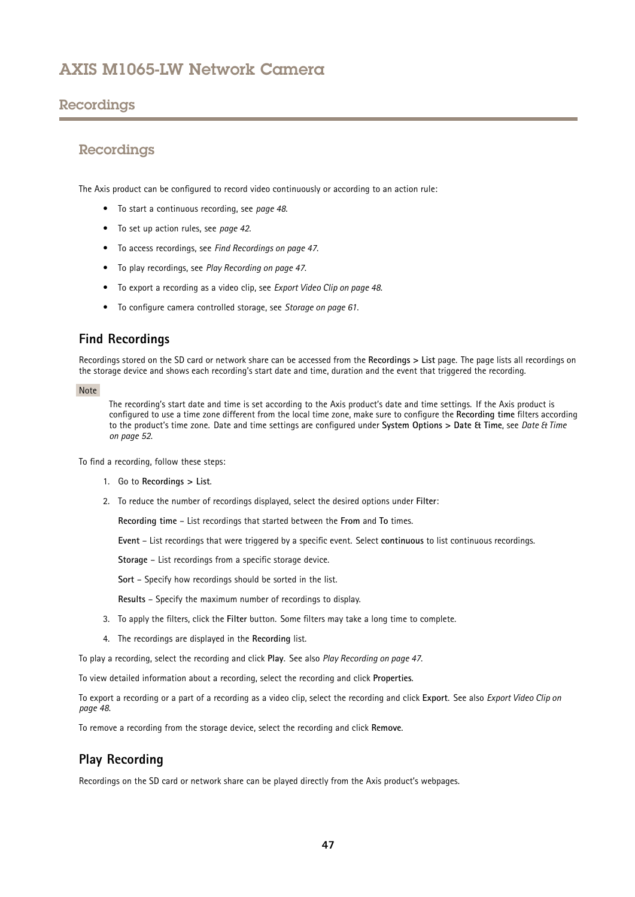# Recordings

## Recordings

The Axis product can be configured to record video continuously or according to an action rule:

- To start a continuous recording, see *page 48*.
- To set up action rules, see *page 42*.
- To access recordings, see *Find Recordings on page 47*.
- To play recordings, see *Play Recording on page 47*.
- To export a recording as a video clip, see *Export Video Clip on page 48*.
- To configure camera controlled storage, see *Storage on page 61*.

### Find Recordings

Recordings stored on the SD card or network share can be accessed from the **Recordings > List** page. The page lists all recordings on the storage device and shows each recording's start date and time, duration and the event that triggered the recording.

Note

The recording's start date and time is set according to the Axis product's date and time settings. If the Axis product is configured to use a time zone different from the local time zone, make sure to configure the **Recording time** filters according to the product's time zone. Date and time settings are configured under **System Options > Date & Time**, see *Date & Time on page 52*.

To find a recording, follow these steps:

1. Go to **Recordings > List**.
2. To reduce the number of recordings displayed, select the desired options under **Filter**:

   **Recording time** – List recordings that started between the **From** and **To** times.

   **Event** – List recordings that were triggered by a specific event. Select **continuous** to list continuous recordings.

   **Storage** – List recordings from a specific storage device.

   **Sort** – Specify how recordings should be sorted in the list.

   **Results** – Specify the maximum number of recordings to display.
3. To apply the filters, click the **Filter** button. Some filters may take a long time to complete.
4. The recordings are displayed in the **Recording** list.

To play a recording, select the recording and click **Play**. See also *Play Recording on page 47*.

To view detailed information about a recording, select the recording and click **Properties**.

To export a recording or a part of a recording as a video clip, select the recording and click **Export**. See also *Export Video Clip on page 48*.

To remove a recording from the storage device, select the recording and click **Remove**.

### Play Recording

Recordings on the SD card or network share can be played directly from the Axis product's webpages.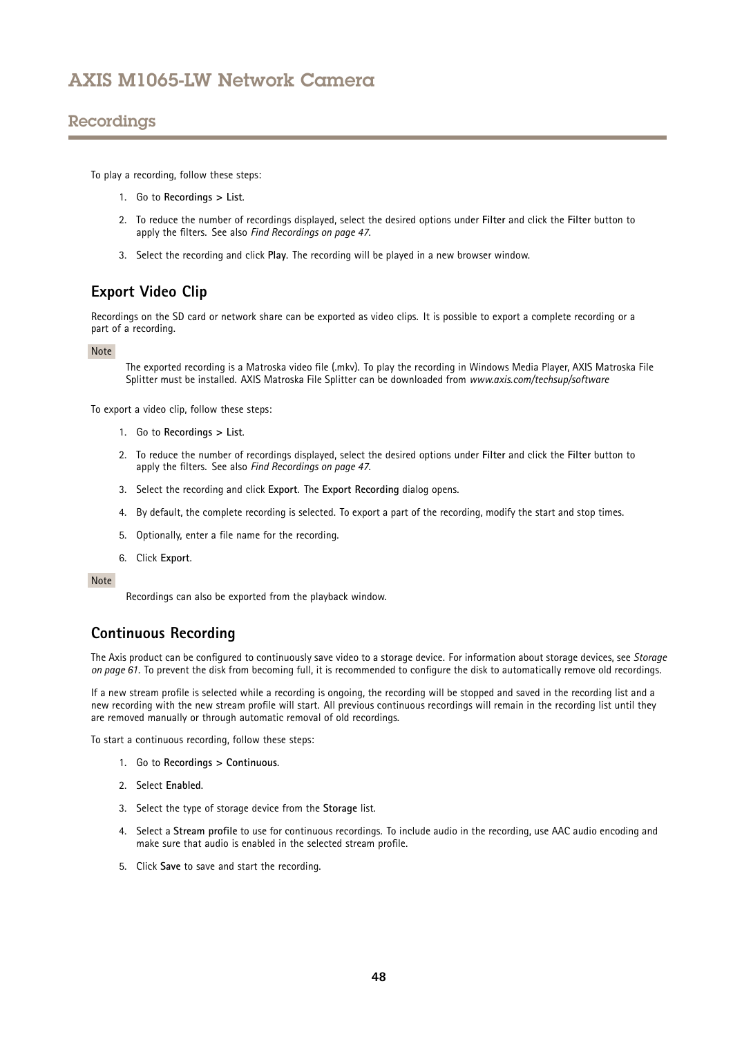To play a recording, follow these steps:

1. Go to **Recordings > List**.
2. To reduce the number of recordings displayed, select the desired options under **Filter** and click the **Filter** button to apply the filters. See also *Find Recordings on page 47*.
3. Select the recording and click **Play**. The recording will be played in a new browser window.

## Export Video Clip

Recordings on the SD card or network share can be exported as video clips. It is possible to export a complete recording or a part of a recording.

**Note**

The exported recording is a Matroska video file (.mkv). To play the recording in Windows Media Player, AXIS Matroska File Splitter must be installed. AXIS Matroska File Splitter can be downloaded from *www.axis.com/techsup/software*

To export a video clip, follow these steps:

1. Go to **Recordings > List**.
2. To reduce the number of recordings displayed, select the desired options under **Filter** and click the **Filter** button to apply the filters. See also *Find Recordings on page 47*.
3. Select the recording and click **Export**. The **Export Recording** dialog opens.
4. By default, the complete recording is selected. To export a part of the recording, modify the start and stop times.
5. Optionally, enter a file name for the recording.
6. Click **Export**.

**Note**

Recordings can also be exported from the playback window.

## Continuous Recording

The Axis product can be configured to continuously save video to a storage device. For information about storage devices, see *Storage on page 61*. To prevent the disk from becoming full, it is recommended to configure the disk to automatically remove old recordings.

If a new stream profile is selected while a recording is ongoing, the recording will be stopped and saved in the recording list and a new recording with the new stream profile will start. All previous continuous recordings will remain in the recording list until they are removed manually or through automatic removal of old recordings.

To start a continuous recording, follow these steps:

1. Go to **Recordings > Continuous**.
2. Select **Enabled**.
3. Select the type of storage device from the **Storage** list.
4. Select a **Stream profile** to use for continuous recordings. To include audio in the recording, use AAC audio encoding and make sure that audio is enabled in the selected stream profile.
5. Click **Save** to save and start the recording.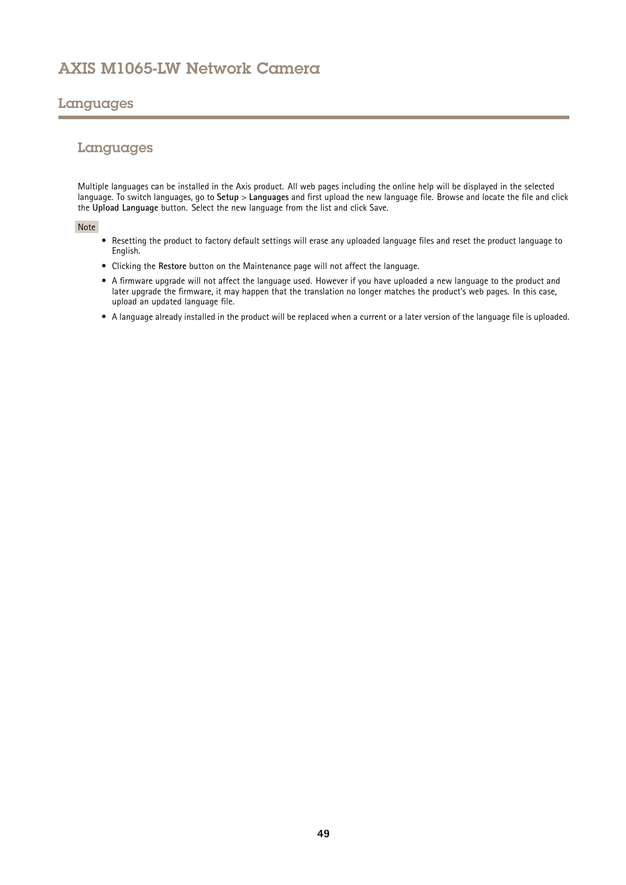# Languages

## Languages

Multiple languages can be installed in the Axis product. All web pages including the online help will be displayed in the selected language. To switch languages, go to **Setup** > **Languages** and first upload the new language file. Browse and locate the file and click the **Upload Language** button. Select the new language from the list and click Save.

Note

- Resetting the product to factory default settings will erase any uploaded language files and reset the product language to English.
- Clicking the **Restore** button on the Maintenance page will not affect the language.
- A firmware upgrade will not affect the language used. However if you have uploaded a new language to the product and later upgrade the firmware, it may happen that the translation no longer matches the product's web pages. In this case, upload an updated language file.
- A language already installed in the product will be replaced when a current or a later version of the language file is uploaded.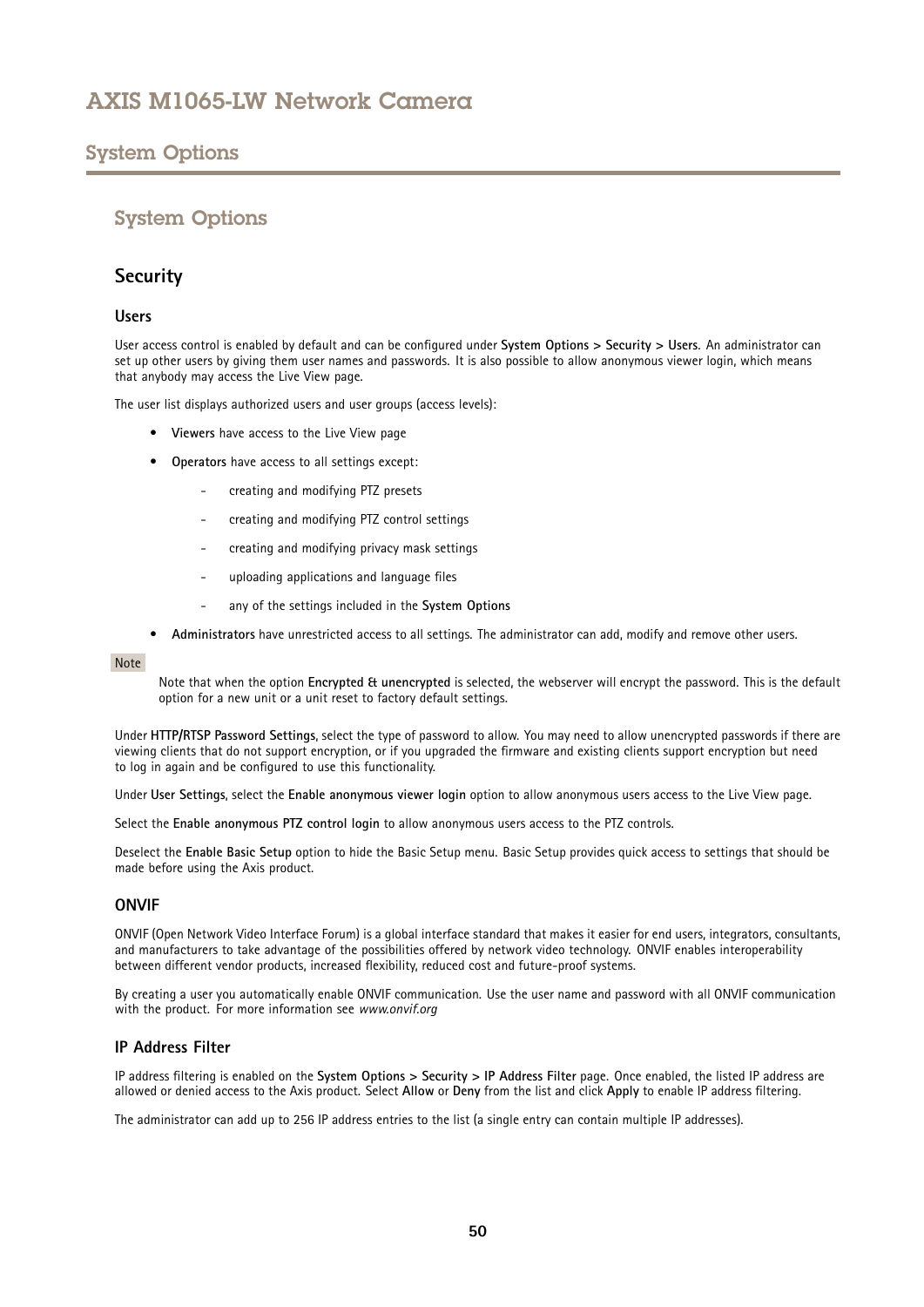# System Options

## Security

### Users

User access control is enabled by default and can be configured under **System Options > Security > Users**. An administrator can set up other users by giving them user names and passwords. It is also possible to allow anonymous viewer login, which means that anybody may access the Live View page.

The user list displays authorized users and user groups (access levels):

- **Viewers** have access to the Live View page
- **Operators** have access to all settings except:
  - creating and modifying PTZ presets
  - creating and modifying PTZ control settings
  - creating and modifying privacy mask settings
  - uploading applications and language files
  - any of the settings included in the **System Options**
- **Administrators** have unrestricted access to all settings. The administrator can add, modify and remove other users.

Note

Note that when the option **Encrypted & unencrypted** is selected, the webserver will encrypt the password. This is the default option for a new unit or a unit reset to factory default settings.

Under **HTTP/RTSP Password Settings**, select the type of password to allow. You may need to allow unencrypted passwords if there are viewing clients that do not support encryption, or if you upgraded the firmware and existing clients support encryption but need to log in again and be configured to use this functionality.

Under **User Settings**, select the **Enable anonymous viewer login** option to allow anonymous users access to the Live View page.

Select the **Enable anonymous PTZ control login** to allow anonymous users access to the PTZ controls.

Deselect the **Enable Basic Setup** option to hide the Basic Setup menu. Basic Setup provides quick access to settings that should be made before using the Axis product.

### ONVIF

ONVIF (Open Network Video Interface Forum) is a global interface standard that makes it easier for end users, integrators, consultants, and manufacturers to take advantage of the possibilities offered by network video technology. ONVIF enables interoperability between different vendor products, increased flexibility, reduced cost and future-proof systems.

By creating a user you automatically enable ONVIF communication. Use the user name and password with all ONVIF communication with the product. For more information see *www.onvif.org*

### IP Address Filter

IP address filtering is enabled on the **System Options > Security > IP Address Filter** page. Once enabled, the listed IP address are allowed or denied access to the Axis product. Select **Allow** or **Deny** from the list and click **Apply** to enable IP address filtering.

The administrator can add up to 256 IP address entries to the list (a single entry can contain multiple IP addresses).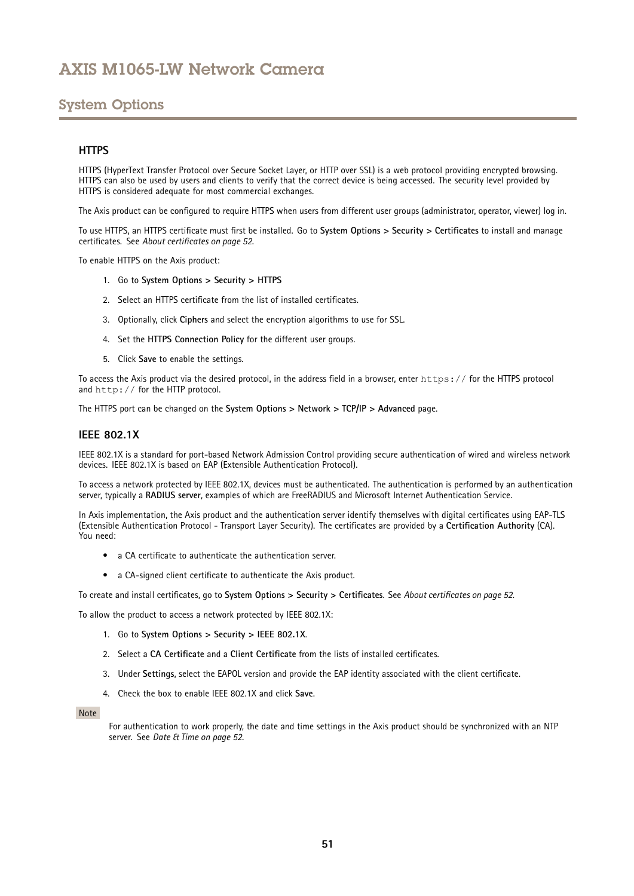## System Options

### HTTPS

HTTPS (HyperText Transfer Protocol over Secure Socket Layer, or HTTP over SSL) is a web protocol providing encrypted browsing. HTTPS can also be used by users and clients to verify that the correct device is being accessed. The security level provided by HTTPS is considered adequate for most commercial exchanges.

The Axis product can be configured to require HTTPS when users from different user groups (administrator, operator, viewer) log in.

To use HTTPS, an HTTPS certificate must first be installed. Go to **System Options > Security > Certificates** to install and manage certificates. See *About certificates on page 52*.

To enable HTTPS on the Axis product:

1. Go to **System Options > Security > HTTPS**
2. Select an HTTPS certificate from the list of installed certificates.
3. Optionally, click **Ciphers** and select the encryption algorithms to use for SSL.
4. Set the **HTTPS Connection Policy** for the different user groups.
5. Click **Save** to enable the settings.

To access the Axis product via the desired protocol, in the address field in a browser, enter `https://` for the HTTPS protocol and `http://` for the HTTP protocol.

The HTTPS port can be changed on the **System Options > Network > TCP/IP > Advanced** page.

### IEEE 802.1X

IEEE 802.1X is a standard for port-based Network Admission Control providing secure authentication of wired and wireless network devices. IEEE 802.1X is based on EAP (Extensible Authentication Protocol).

To access a network protected by IEEE 802.1X, devices must be authenticated. The authentication is performed by an authentication server, typically a **RADIUS server**, examples of which are FreeRADIUS and Microsoft Internet Authentication Service.

In Axis implementation, the Axis product and the authentication server identify themselves with digital certificates using EAP-TLS (Extensible Authentication Protocol - Transport Layer Security). The certificates are provided by a **Certification Authority** (CA). You need:

- a CA certificate to authenticate the authentication server.
- a CA-signed client certificate to authenticate the Axis product.

To create and install certificates, go to **System Options > Security > Certificates**. See *About certificates on page 52*.

To allow the product to access a network protected by IEEE 802.1X:

1. Go to **System Options > Security > IEEE 802.1X**.
2. Select a **CA Certificate** and a **Client Certificate** from the lists of installed certificates.
3. Under **Settings**, select the EAPOL version and provide the EAP identity associated with the client certificate.
4. Check the box to enable IEEE 802.1X and click **Save**.

**Note**

For authentication to work properly, the date and time settings in the Axis product should be synchronized with an NTP server. See *Date & Time on page 52*.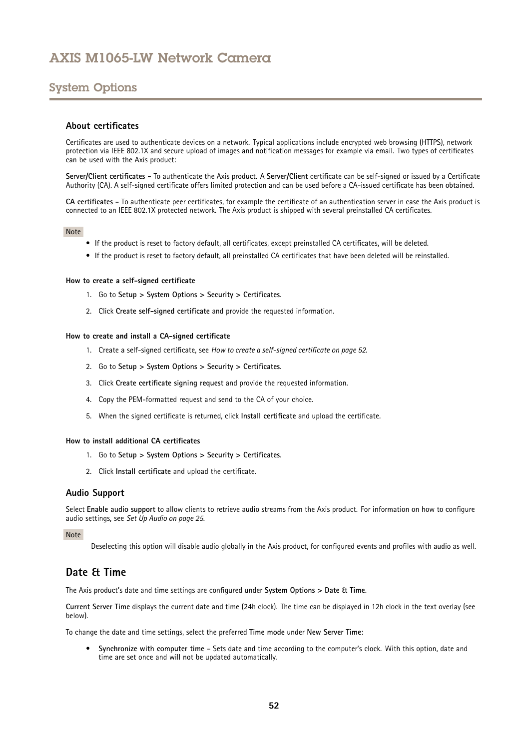## System Options

### About certificates

Certificates are used to authenticate devices on a network. Typical applications include encrypted web browsing (HTTPS), network protection via IEEE 802.1X and secure upload of images and notification messages for example via email. Two types of certificates can be used with the Axis product:

**Server/Client certificates –** To authenticate the Axis product. A **Server/Client** certificate can be self-signed or issued by a Certificate Authority (CA). A self-signed certificate offers limited protection and can be used before a CA-issued certificate has been obtained.

**CA certificates –** To authenticate peer certificates, for example the certificate of an authentication server in case the Axis product is connected to an IEEE 802.1X protected network. The Axis product is shipped with several preinstalled CA certificates.

Note

- If the product is reset to factory default, all certificates, except preinstalled CA certificates, will be deleted.
- If the product is reset to factory default, all preinstalled CA certificates that have been deleted will be reinstalled.

#### How to create a self-signed certificate

1. Go to **Setup > System Options > Security > Certificates**.
2. Click **Create self-signed certificate** and provide the requested information.

#### How to create and install a CA-signed certificate

1. Create a self-signed certificate, see *How to create a self-signed certificate on page 52*.
2. Go to **Setup > System Options > Security > Certificates**.
3. Click **Create certificate signing request** and provide the requested information.
4. Copy the PEM-formatted request and send to the CA of your choice.
5. When the signed certificate is returned, click **Install certificate** and upload the certificate.

#### How to install additional CA certificates

1. Go to **Setup > System Options > Security > Certificates**.
2. Click **Install certificate** and upload the certificate.

### Audio Support

Select **Enable audio support** to allow clients to retrieve audio streams from the Axis product. For information on how to configure audio settings, see *Set Up Audio on page 25*.

Note

Deselecting this option will disable audio globally in the Axis product, for configured events and profiles with audio as well.

## Date & Time

The Axis product's date and time settings are configured under **System Options > Date & Time**.

**Current Server Time** displays the current date and time (24h clock). The time can be displayed in 12h clock in the text overlay (see below).

To change the date and time settings, select the preferred **Time mode** under **New Server Time**:

- **Synchronize with computer time** – Sets date and time according to the computer's clock. With this option, date and time are set once and will not be updated automatically.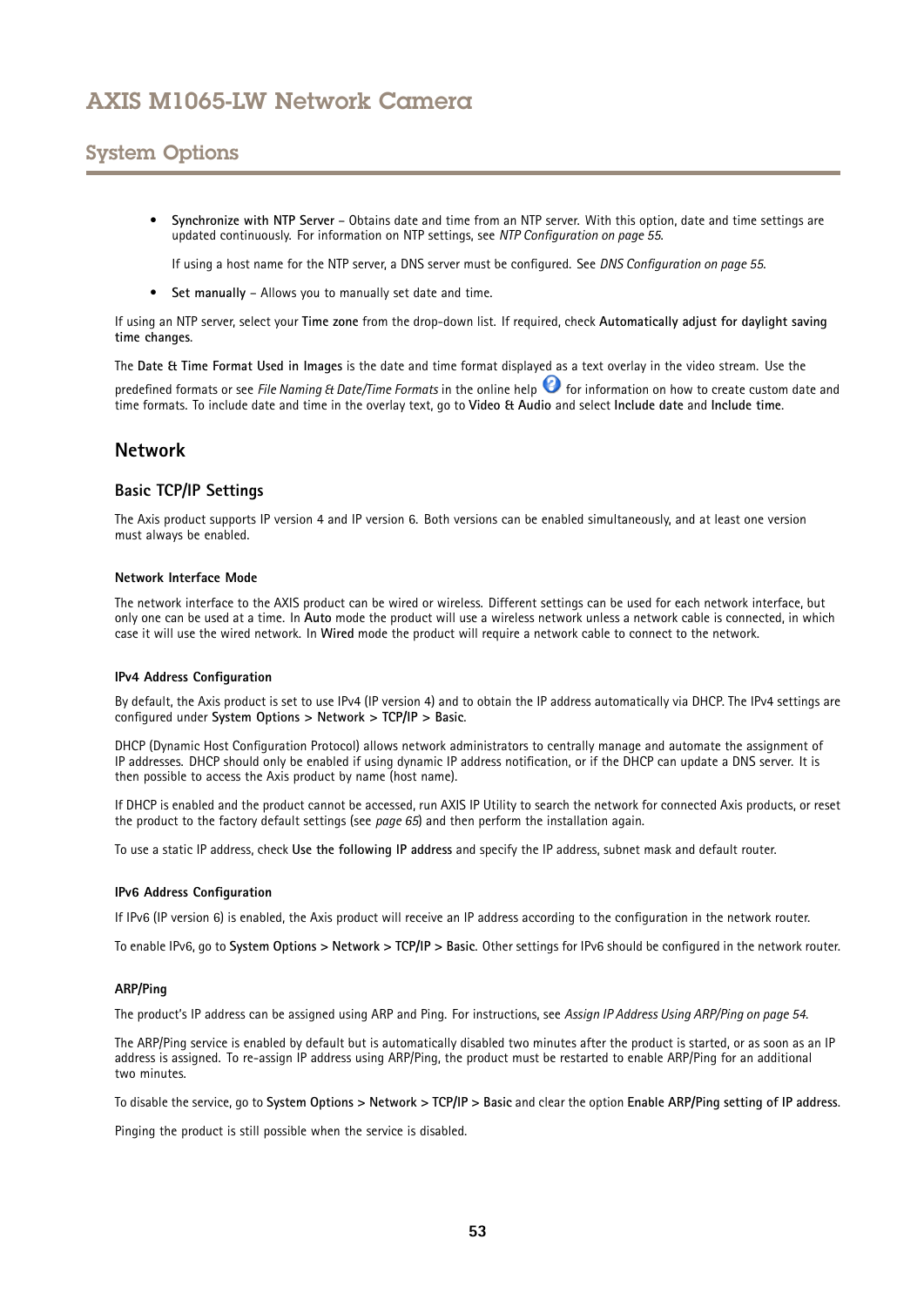- **Synchronize with NTP Server** – Obtains date and time from an NTP server. With this option, date and time settings are updated continuously. For information on NTP settings, see *NTP Configuration on page 55*.

  If using a host name for the NTP server, a DNS server must be configured. See *DNS Configuration on page 55*.

- **Set manually** – Allows you to manually set date and time.

If using an NTP server, select your **Time zone** from the drop-down list. If required, check **Automatically adjust for daylight saving time changes**.

The **Date & Time Format Used in Images** is the date and time format displayed as a text overlay in the video stream. Use the predefined formats or see *File Naming & Date/Time Formats* in the online help for information on how to create custom date and time formats. To include date and time in the overlay text, go to **Video & Audio** and select **Include date** and **Include time**.

## Network

### Basic TCP/IP Settings

The Axis product supports IP version 4 and IP version 6. Both versions can be enabled simultaneously, and at least one version must always be enabled.

#### Network Interface Mode

The network interface to the AXIS product can be wired or wireless. Different settings can be used for each network interface, but only one can be used at a time. In **Auto** mode the product will use a wireless network unless a network cable is connected, in which case it will use the wired network. In **Wired** mode the product will require a network cable to connect to the network.

#### IPv4 Address Configuration

By default, the Axis product is set to use IPv4 (IP version 4) and to obtain the IP address automatically via DHCP. The IPv4 settings are configured under **System Options > Network > TCP/IP > Basic**.

DHCP (Dynamic Host Configuration Protocol) allows network administrators to centrally manage and automate the assignment of IP addresses. DHCP should only be enabled if using dynamic IP address notification, or if the DHCP can update a DNS server. It is then possible to access the Axis product by name (host name).

If DHCP is enabled and the product cannot be accessed, run AXIS IP Utility to search the network for connected Axis products, or reset the product to the factory default settings (see *page 65*) and then perform the installation again.

To use a static IP address, check **Use the following IP address** and specify the IP address, subnet mask and default router.

#### IPv6 Address Configuration

If IPv6 (IP version 6) is enabled, the Axis product will receive an IP address according to the configuration in the network router.

To enable IPv6, go to **System Options > Network > TCP/IP > Basic**. Other settings for IPv6 should be configured in the network router.

#### ARP/Ping

The product's IP address can be assigned using ARP and Ping. For instructions, see *Assign IP Address Using ARP/Ping on page 54*.

The ARP/Ping service is enabled by default but is automatically disabled two minutes after the product is started, or as soon as an IP address is assigned. To re-assign IP address using ARP/Ping, the product must be restarted to enable ARP/Ping for an additional two minutes.

To disable the service, go to **System Options > Network > TCP/IP > Basic** and clear the option **Enable ARP/Ping setting of IP address**.

Pinging the product is still possible when the service is disabled.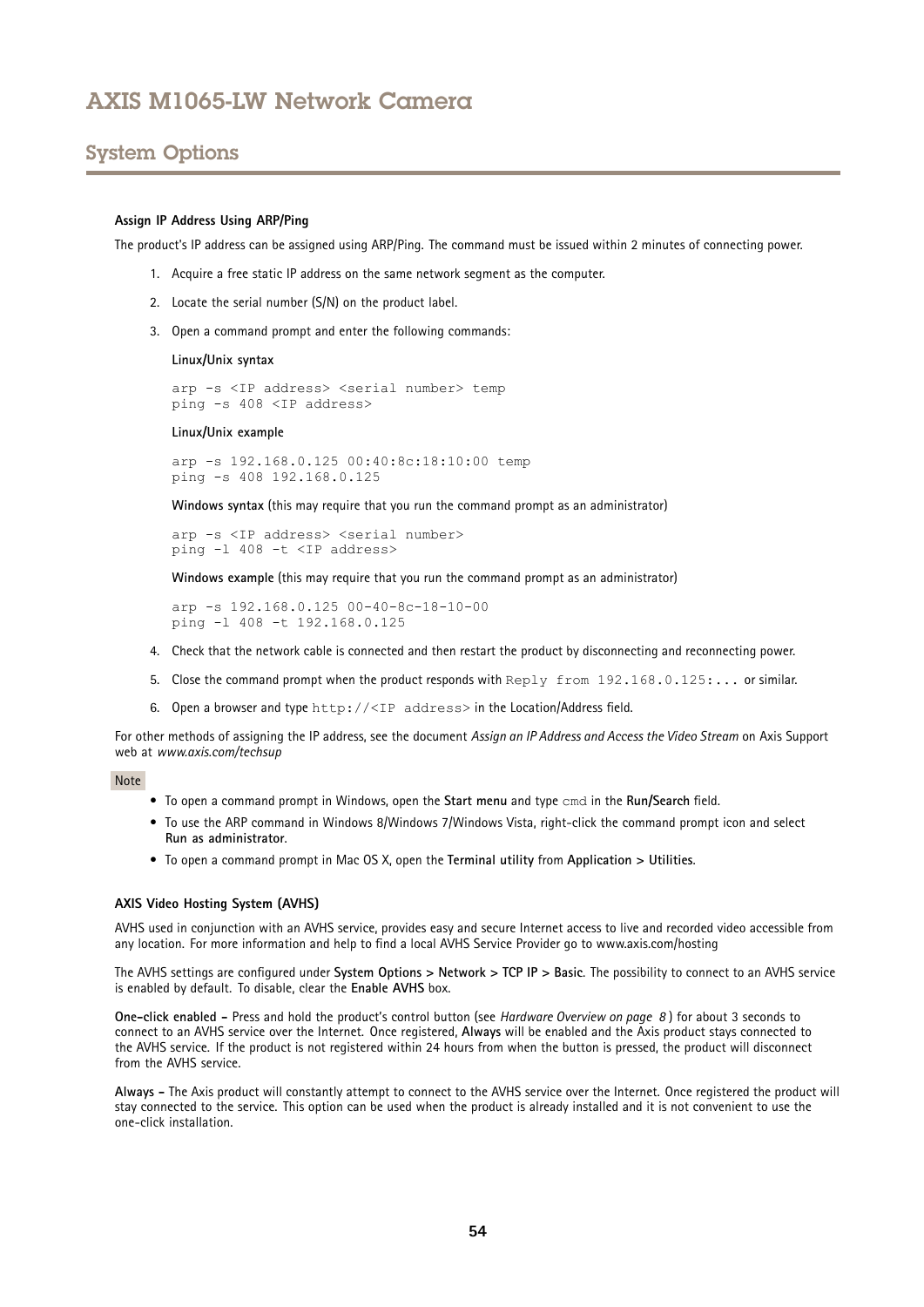### Assign IP Address Using ARP/Ping

The product's IP address can be assigned using ARP/Ping. The command must be issued within 2 minutes of connecting power.

1. Acquire a free static IP address on the same network segment as the computer.
2. Locate the serial number (S/N) on the product label.
3. Open a command prompt and enter the following commands:

   **Linux/Unix syntax**

   ```
   arp -s <IP address> <serial number> temp
   ping -s 408 <IP address>
   ```

   **Linux/Unix example**

   ```
   arp -s 192.168.0.125 00:40:8c:18:10:00 temp
   ping -s 408 192.168.0.125
   ```

   **Windows syntax** (this may require that you run the command prompt as an administrator)

   ```
   arp -s <IP address> <serial number>
   ping -l 408 -t <IP address>
   ```

   **Windows example** (this may require that you run the command prompt as an administrator)

   ```
   arp -s 192.168.0.125 00-40-8c-18-10-00
   ping -l 408 -t 192.168.0.125
   ```

4. Check that the network cable is connected and then restart the product by disconnecting and reconnecting power.
5. Close the command prompt when the product responds with `Reply from 192.168.0.125:...` or similar.
6. Open a browser and type `http://<IP address>` in the Location/Address field.

For other methods of assigning the IP address, see the document *Assign an IP Address and Access the Video Stream* on Axis Support web at *www.axis.com/techsup*

**Note**

- To open a command prompt in Windows, open the **Start menu** and type `cmd` in the **Run/Search** field.
- To use the ARP command in Windows 8/Windows 7/Windows Vista, right-click the command prompt icon and select **Run as administrator**.
- To open a command prompt in Mac OS X, open the **Terminal utility** from **Application > Utilities**.

### AXIS Video Hosting System (AVHS)

AVHS used in conjunction with an AVHS service, provides easy and secure Internet access to live and recorded video accessible from any location. For more information and help to find a local AVHS Service Provider go to www.axis.com/hosting

The AVHS settings are configured under **System Options > Network > TCP IP > Basic**. The possibility to connect to an AVHS service is enabled by default. To disable, clear the **Enable AVHS** box.

**One-click enabled –** Press and hold the product's control button (see *Hardware Overview on page 8*) for about 3 seconds to connect to an AVHS service over the Internet. Once registered, **Always** will be enabled and the Axis product stays connected to the AVHS service. If the product is not registered within 24 hours from when the button is pressed, the product will disconnect from the AVHS service.

**Always –** The Axis product will constantly attempt to connect to the AVHS service over the Internet. Once registered the product will stay connected to the service. This option can be used when the product is already installed and it is not convenient to use the one-click installation.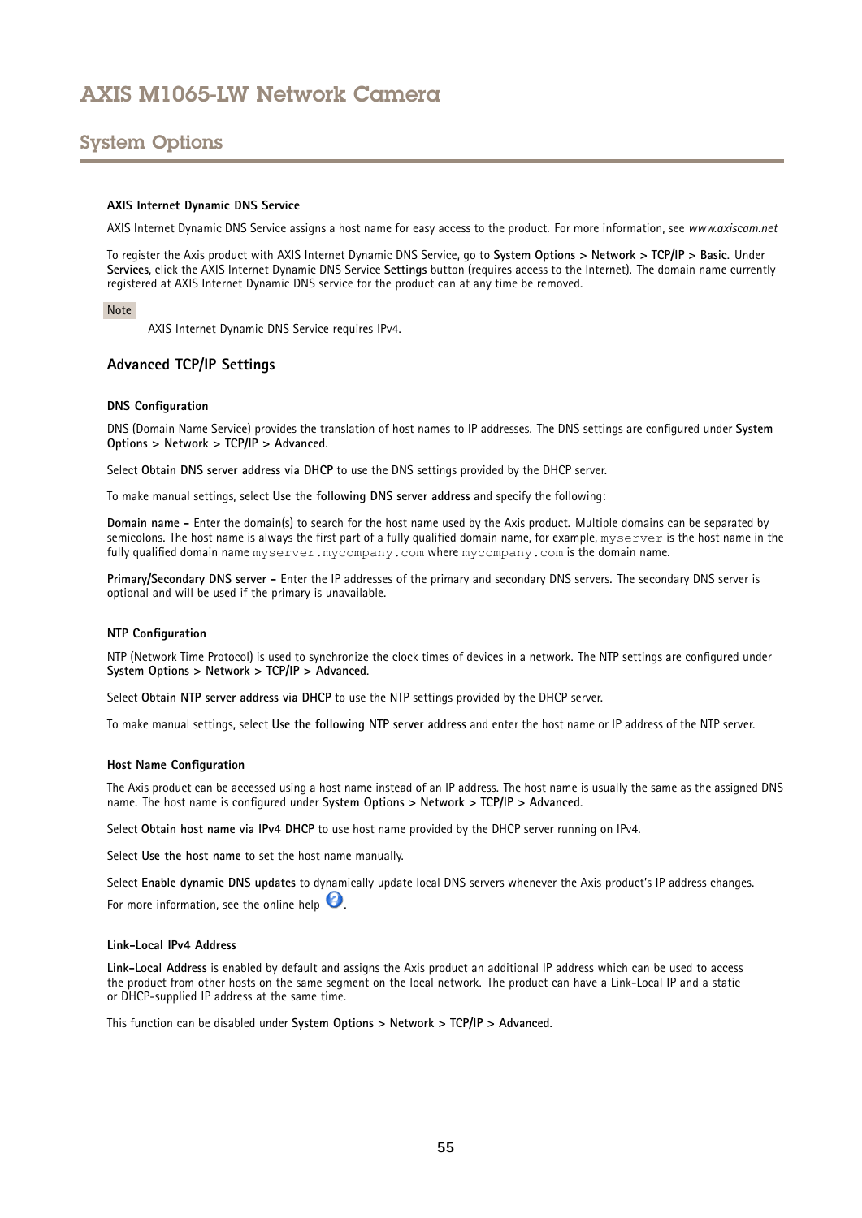#### AXIS Internet Dynamic DNS Service

AXIS Internet Dynamic DNS Service assigns a host name for easy access to the product. For more information, see *www.axiscam.net*

To register the Axis product with AXIS Internet Dynamic DNS Service, go to **System Options > Network > TCP/IP > Basic**. Under **Services**, click the AXIS Internet Dynamic DNS Service **Settings** button (requires access to the Internet). The domain name currently registered at AXIS Internet Dynamic DNS service for the product can at any time be removed.

Note

AXIS Internet Dynamic DNS Service requires IPv4.

### Advanced TCP/IP Settings

#### DNS Configuration

DNS (Domain Name Service) provides the translation of host names to IP addresses. The DNS settings are configured under **System Options > Network > TCP/IP > Advanced**.

Select **Obtain DNS server address via DHCP** to use the DNS settings provided by the DHCP server.

To make manual settings, select **Use the following DNS server address** and specify the following:

**Domain name -** Enter the domain(s) to search for the host name used by the Axis product. Multiple domains can be separated by semicolons. The host name is always the first part of a fully qualified domain name, for example, `myserver` is the host name in the fully qualified domain name `myserver.mycompany.com` where `mycompany.com` is the domain name.

**Primary/Secondary DNS server -** Enter the IP addresses of the primary and secondary DNS servers. The secondary DNS server is optional and will be used if the primary is unavailable.

#### NTP Configuration

NTP (Network Time Protocol) is used to synchronize the clock times of devices in a network. The NTP settings are configured under **System Options > Network > TCP/IP > Advanced**.

Select **Obtain NTP server address via DHCP** to use the NTP settings provided by the DHCP server.

To make manual settings, select **Use the following NTP server address** and enter the host name or IP address of the NTP server.

#### Host Name Configuration

The Axis product can be accessed using a host name instead of an IP address. The host name is usually the same as the assigned DNS name. The host name is configured under **System Options > Network > TCP/IP > Advanced**.

Select **Obtain host name via IPv4 DHCP** to use host name provided by the DHCP server running on IPv4.

Select **Use the host name** to set the host name manually.

Select **Enable dynamic DNS updates** to dynamically update local DNS servers whenever the Axis product's IP address changes. For more information, see the online help.

#### Link-Local IPv4 Address

**Link-Local Address** is enabled by default and assigns the Axis product an additional IP address which can be used to access the product from other hosts on the same segment on the local network. The product can have a Link-Local IP and a static or DHCP-supplied IP address at the same time.

This function can be disabled under **System Options > Network > TCP/IP > Advanced**.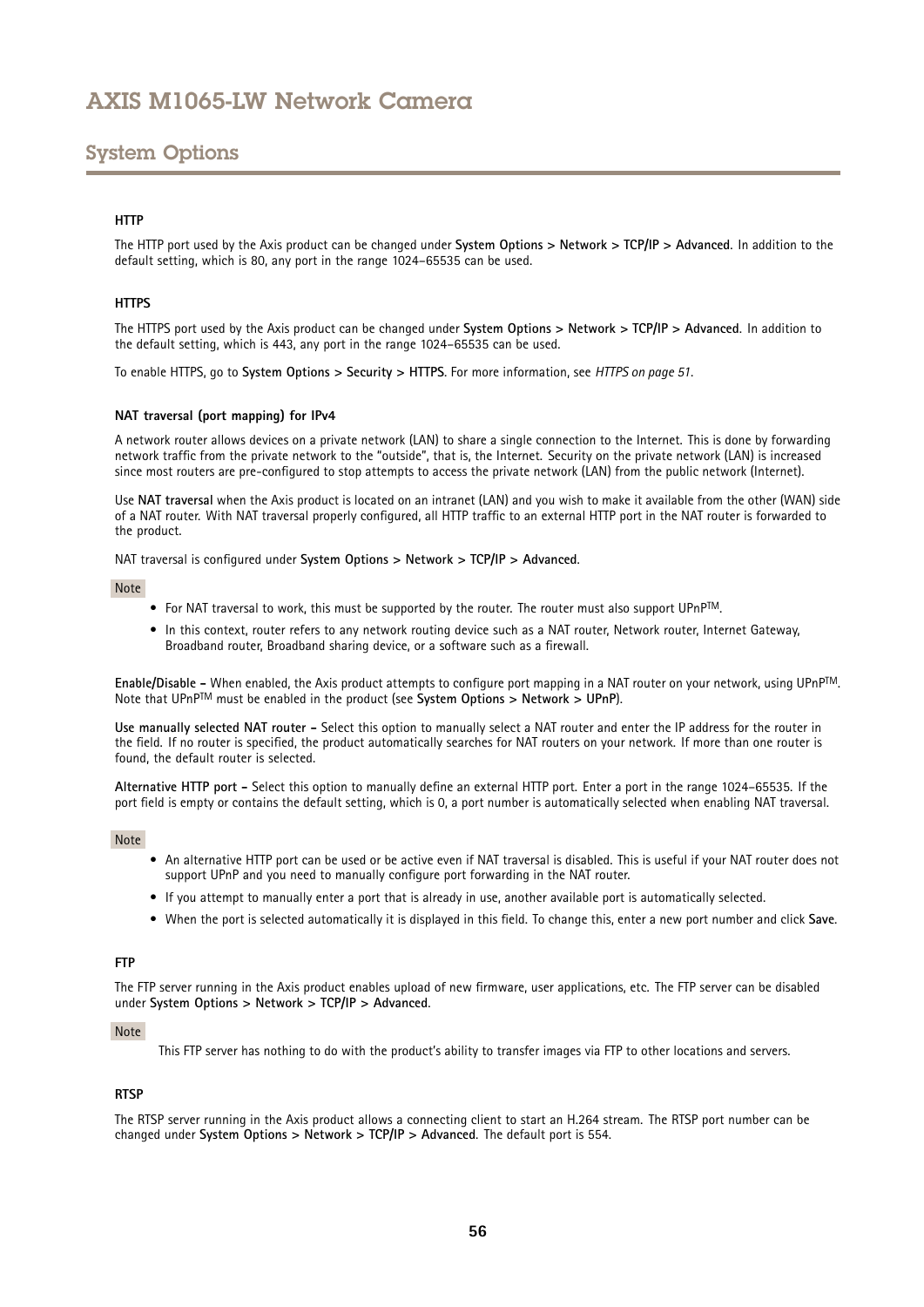### HTTP

The HTTP port used by the Axis product can be changed under **System Options > Network > TCP/IP > Advanced**. In addition to the default setting, which is 80, any port in the range 1024–65535 can be used.

### HTTPS

The HTTPS port used by the Axis product can be changed under **System Options > Network > TCP/IP > Advanced**. In addition to the default setting, which is 443, any port in the range 1024–65535 can be used.

To enable HTTPS, go to **System Options > Security > HTTPS**. For more information, see *HTTPS on page 51*.

### NAT traversal (port mapping) for IPv4

A network router allows devices on a private network (LAN) to share a single connection to the Internet. This is done by forwarding network traffic from the private network to the "outside", that is, the Internet. Security on the private network (LAN) is increased since most routers are pre-configured to stop attempts to access the private network (LAN) from the public network (Internet).

Use **NAT traversal** when the Axis product is located on an intranet (LAN) and you wish to make it available from the other (WAN) side of a NAT router. With NAT traversal properly configured, all HTTP traffic to an external HTTP port in the NAT router is forwarded to the product.

NAT traversal is configured under **System Options > Network > TCP/IP > Advanced**.

Note

- For NAT traversal to work, this must be supported by the router. The router must also support UPnP™.
- In this context, router refers to any network routing device such as a NAT router, Network router, Internet Gateway, Broadband router, Broadband sharing device, or a software such as a firewall.

**Enable/Disable –** When enabled, the Axis product attempts to configure port mapping in a NAT router on your network, using UPnP™. Note that UPnP™ must be enabled in the product (see **System Options > Network > UPnP**).

**Use manually selected NAT router –** Select this option to manually select a NAT router and enter the IP address for the router in the field. If no router is specified, the product automatically searches for NAT routers on your network. If more than one router is found, the default router is selected.

**Alternative HTTP port –** Select this option to manually define an external HTTP port. Enter a port in the range 1024–65535. If the port field is empty or contains the default setting, which is 0, a port number is automatically selected when enabling NAT traversal.

Note

- An alternative HTTP port can be used or be active even if NAT traversal is disabled. This is useful if your NAT router does not support UPnP and you need to manually configure port forwarding in the NAT router.
- If you attempt to manually enter a port that is already in use, another available port is automatically selected.
- When the port is selected automatically it is displayed in this field. To change this, enter a new port number and click **Save**.

### FTP

The FTP server running in the Axis product enables upload of new firmware, user applications, etc. The FTP server can be disabled under **System Options > Network > TCP/IP > Advanced**.

Note

This FTP server has nothing to do with the product's ability to transfer images via FTP to other locations and servers.

### RTSP

The RTSP server running in the Axis product allows a connecting client to start an H.264 stream. The RTSP port number can be changed under **System Options > Network > TCP/IP > Advanced**. The default port is 554.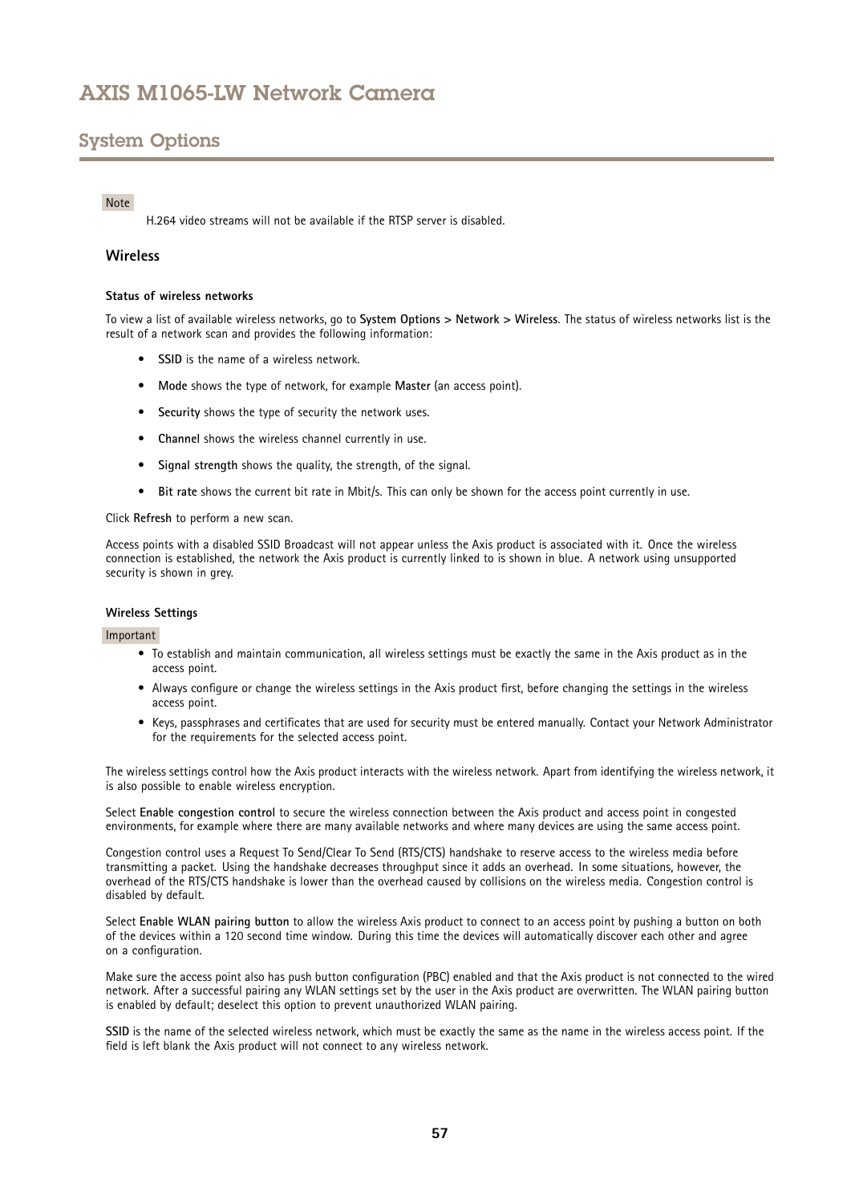Note

H.264 video streams will not be available if the RTSP server is disabled.

### Wireless

#### Status of wireless networks

To view a list of available wireless networks, go to **System Options > Network > Wireless**. The status of wireless networks list is the result of a network scan and provides the following information:

- **SSID** is the name of a wireless network.
- **Mode** shows the type of network, for example **Master** (an access point).
- **Security** shows the type of security the network uses.
- **Channel** shows the wireless channel currently in use.
- **Signal strength** shows the quality, the strength, of the signal.
- **Bit rate** shows the current bit rate in Mbit/s. This can only be shown for the access point currently in use.

Click **Refresh** to perform a new scan.

Access points with a disabled SSID Broadcast will not appear unless the Axis product is associated with it. Once the wireless connection is established, the network the Axis product is currently linked to is shown in blue. A network using unsupported security is shown in grey.

#### Wireless Settings

Important

- To establish and maintain communication, all wireless settings must be exactly the same in the Axis product as in the access point.
- Always configure or change the wireless settings in the Axis product first, before changing the settings in the wireless access point.
- Keys, passphrases and certificates that are used for security must be entered manually. Contact your Network Administrator for the requirements for the selected access point.

The wireless settings control how the Axis product interacts with the wireless network. Apart from identifying the wireless network, it is also possible to enable wireless encryption.

Select **Enable congestion control** to secure the wireless connection between the Axis product and access point in congested environments, for example where there are many available networks and where many devices are using the same access point.

Congestion control uses a Request To Send/Clear To Send (RTS/CTS) handshake to reserve access to the wireless media before transmitting a packet. Using the handshake decreases throughput since it adds an overhead. In some situations, however, the overhead of the RTS/CTS handshake is lower than the overhead caused by collisions on the wireless media. Congestion control is disabled by default.

Select **Enable WLAN pairing button** to allow the wireless Axis product to connect to an access point by pushing a button on both of the devices within a 120 second time window. During this time the devices will automatically discover each other and agree on a configuration.

Make sure the access point also has push button configuration (PBC) enabled and that the Axis product is not connected to the wired network. After a successful pairing any WLAN settings set by the user in the Axis product are overwritten. The WLAN pairing button is enabled by default; deselect this option to prevent unauthorized WLAN pairing.

**SSID** is the name of the selected wireless network, which must be exactly the same as the name in the wireless access point. If the field is left blank the Axis product will not connect to any wireless network.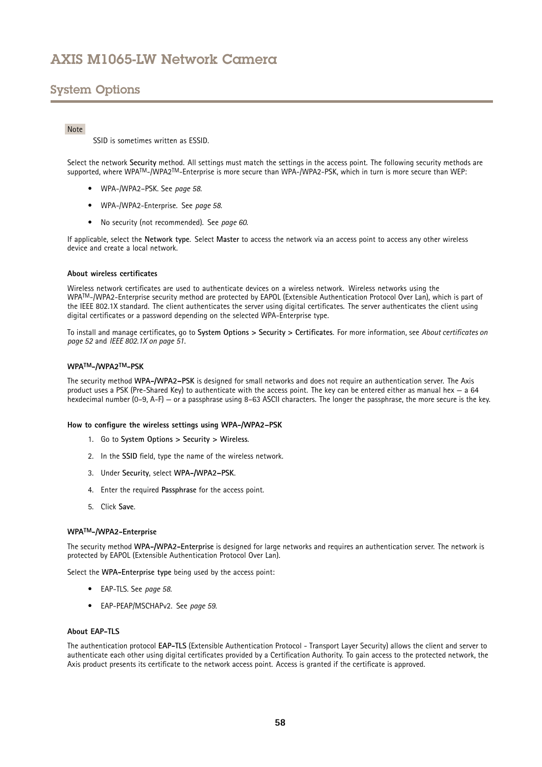## System Options

Note

SSID is sometimes written as ESSID.

Select the network **Security** method. All settings must match the settings in the access point. The following security methods are supported, where WPA$^{TM}$-/WPA2$^{TM}$-Enterprise is more secure than WPA-/WPA2-PSK, which in turn is more secure than WEP:

- WPA-/WPA2-PSK. See *page 58*.
- WPA-/WPA2-Enterprise. See *page 58*.
- No security (not recommended). See *page 60*.

If applicable, select the **Network type**. Select **Master** to access the network via an access point to access any other wireless device and create a local network.

#### About wireless certificates

Wireless network certificates are used to authenticate devices on a wireless network. Wireless networks using the WPA$^{TM}$-/WPA2-Enterprise security method are protected by EAPOL (Extensible Authentication Protocol Over Lan), which is part of the IEEE 802.1X standard. The client authenticates the server using digital certificates. The server authenticates the client using digital certificates or a password depending on the selected WPA-Enterprise type.

To install and manage certificates, go to **System Options > Security > Certificates**. For more information, see *About certificates on page 52* and *IEEE 802.1X on page 51*.

#### WPA$^{TM}$-/WPA2$^{TM}$-PSK

The security method **WPA-/WPA2-PSK** is designed for small networks and does not require an authentication server. The Axis product uses a PSK (Pre-Shared Key) to authenticate with the access point. The key can be entered either as manual hex — a 64 hexdecimal number (0–9, A-F) — or a passphrase using 8–63 ASCII characters. The longer the passphrase, the more secure is the key.

#### How to configure the wireless settings using WPA-/WPA2-PSK

1. Go to **System Options > Security > Wireless**.
2. In the **SSID** field, type the name of the wireless network.
3. Under **Security**, select **WPA-/WPA2-PSK**.
4. Enter the required **Passphrase** for the access point.
5. Click **Save**.

#### WPA$^{TM}$-/WPA2-Enterprise

The security method **WPA-/WPA2-Enterprise** is designed for large networks and requires an authentication server. The network is protected by EAPOL (Extensible Authentication Protocol Over Lan).

Select the **WPA-Enterprise type** being used by the access point:

- EAP-TLS. See *page 58*.
- EAP-PEAP/MSCHAPv2. See *page 59*.

#### About EAP-TLS

The authentication protocol **EAP-TLS** (Extensible Authentication Protocol - Transport Layer Security) allows the client and server to authenticate each other using digital certificates provided by a Certification Authority. To gain access to the protected network, the Axis product presents its certificate to the network access point. Access is granted if the certificate is approved.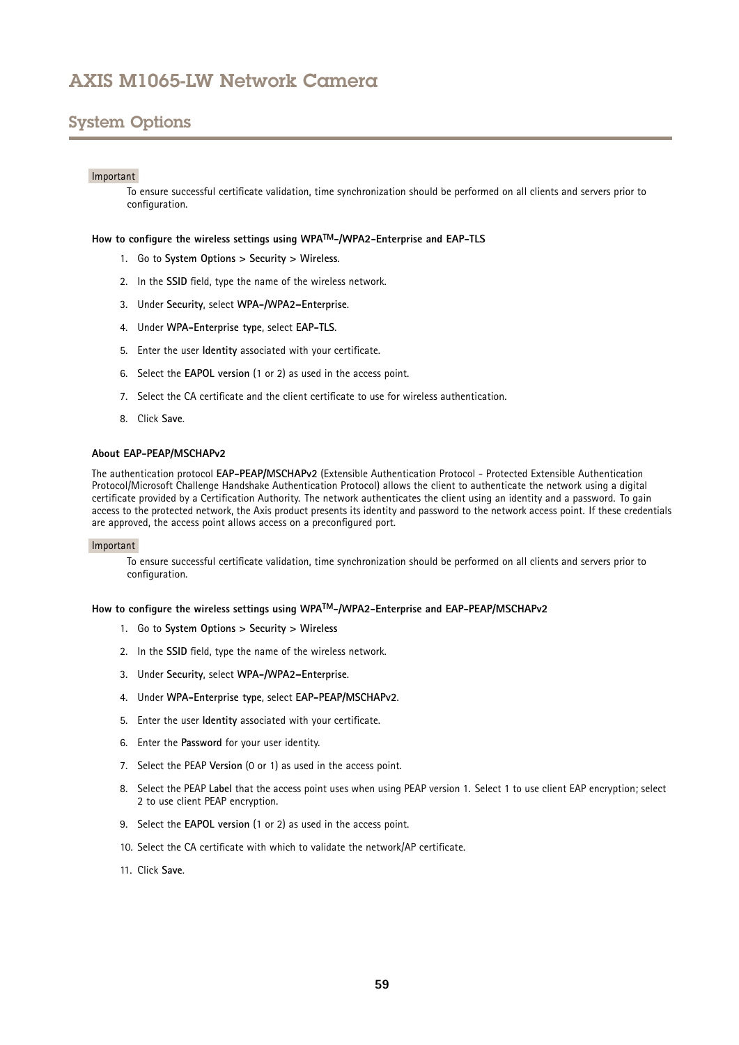## System Options

Important

To ensure successful certificate validation, time synchronization should be performed on all clients and servers prior to configuration.

#### How to configure the wireless settings using WPA™-/WPA2-Enterprise and EAP-TLS

1. Go to **System Options > Security > Wireless**.
2. In the **SSID** field, type the name of the wireless network.
3. Under **Security**, select **WPA-/WPA2-Enterprise**.
4. Under **WPA-Enterprise type**, select **EAP-TLS**.
5. Enter the user **Identity** associated with your certificate.
6. Select the **EAPOL version** (1 or 2) as used in the access point.
7. Select the CA certificate and the client certificate to use for wireless authentication.
8. Click **Save**.

#### About EAP-PEAP/MSCHAPv2

The authentication protocol **EAP-PEAP/MSCHAPv2** (Extensible Authentication Protocol - Protected Extensible Authentication Protocol/Microsoft Challenge Handshake Authentication Protocol) allows the client to authenticate the network using a digital certificate provided by a Certification Authority. The network authenticates the client using an identity and a password. To gain access to the protected network, the Axis product presents its identity and password to the network access point. If these credentials are approved, the access point allows access on a preconfigured port.

Important

To ensure successful certificate validation, time synchronization should be performed on all clients and servers prior to configuration.

#### How to configure the wireless settings using WPA™-/WPA2-Enterprise and EAP-PEAP/MSCHAPv2

1. Go to **System Options > Security > Wireless**
2. In the **SSID** field, type the name of the wireless network.
3. Under **Security**, select **WPA-/WPA2-Enterprise**.
4. Under **WPA-Enterprise type**, select **EAP-PEAP/MSCHAPv2**.
5. Enter the user **Identity** associated with your certificate.
6. Enter the **Password** for your user identity.
7. Select the PEAP **Version** (0 or 1) as used in the access point.
8. Select the PEAP **Label** that the access point uses when using PEAP version 1. Select 1 to use client EAP encryption; select 2 to use client PEAP encryption.
9. Select the **EAPOL version** (1 or 2) as used in the access point.
10. Select the CA certificate with which to validate the network/AP certificate.
11. Click **Save**.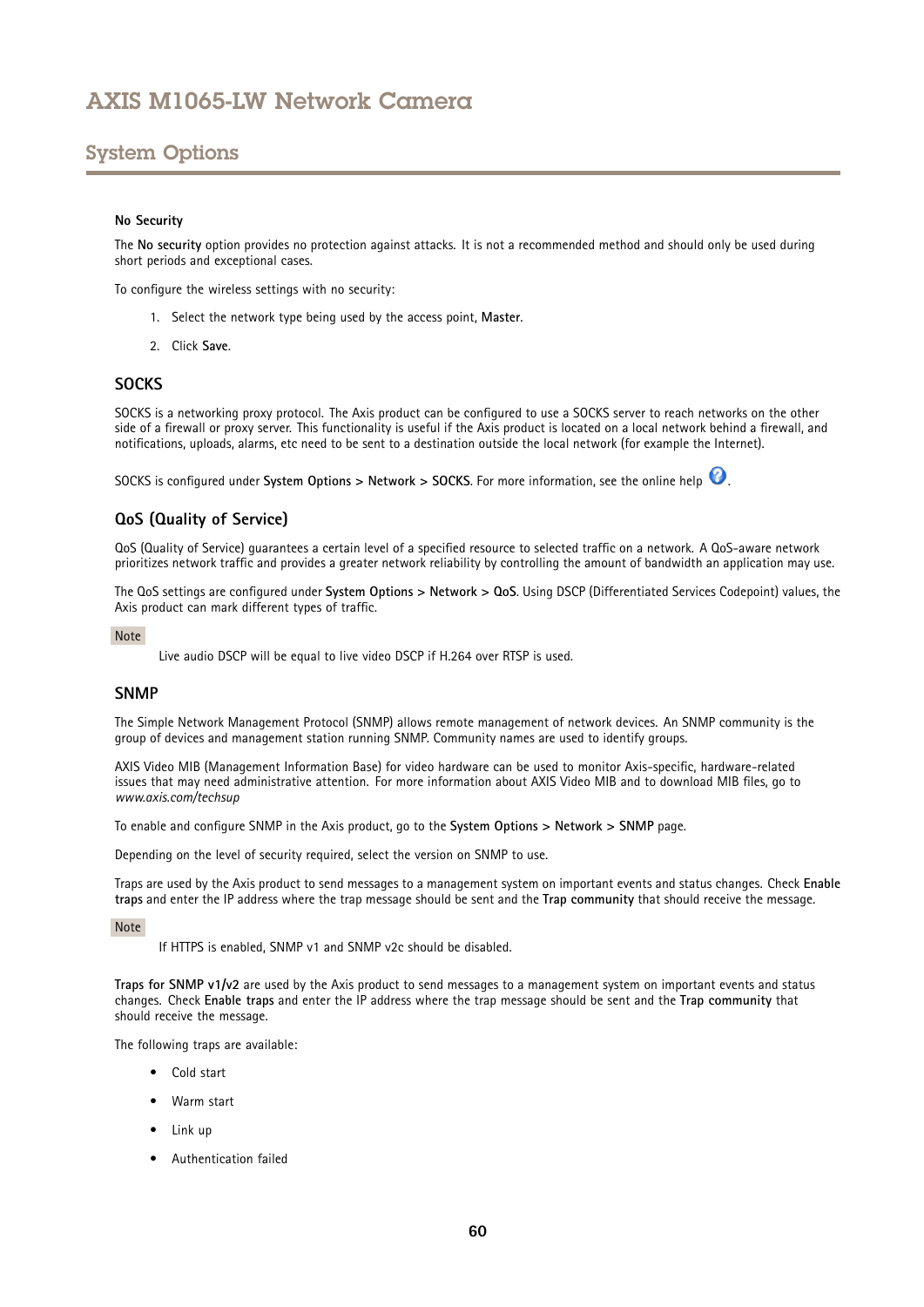#### No Security

The **No security** option provides no protection against attacks. It is not a recommended method and should only be used during short periods and exceptional cases.

To configure the wireless settings with no security:

1. Select the network type being used by the access point, **Master**.
2. Click **Save**.

### SOCKS

SOCKS is a networking proxy protocol. The Axis product can be configured to use a SOCKS server to reach networks on the other side of a firewall or proxy server. This functionality is useful if the Axis product is located on a local network behind a firewall, and notifications, uploads, alarms, etc need to be sent to a destination outside the local network (for example the Internet).

SOCKS is configured under **System Options > Network > SOCKS**. For more information, see the online help.

### QoS (Quality of Service)

QoS (Quality of Service) guarantees a certain level of a specified resource to selected traffic on a network. A QoS-aware network prioritizes network traffic and provides a greater network reliability by controlling the amount of bandwidth an application may use.

The QoS settings are configured under **System Options > Network > QoS**. Using DSCP (Differentiated Services Codepoint) values, the Axis product can mark different types of traffic.

Note

Live audio DSCP will be equal to live video DSCP if H.264 over RTSP is used.

### SNMP

The Simple Network Management Protocol (SNMP) allows remote management of network devices. An SNMP community is the group of devices and management station running SNMP. Community names are used to identify groups.

AXIS Video MIB (Management Information Base) for video hardware can be used to monitor Axis-specific, hardware-related issues that may need administrative attention. For more information about AXIS Video MIB and to download MIB files, go to *www.axis.com/techsup*

To enable and configure SNMP in the Axis product, go to the **System Options > Network > SNMP** page.

Depending on the level of security required, select the version on SNMP to use.

Traps are used by the Axis product to send messages to a management system on important events and status changes. Check **Enable traps** and enter the IP address where the trap message should be sent and the **Trap community** that should receive the message.

Note

If HTTPS is enabled, SNMP v1 and SNMP v2c should be disabled.

**Traps for SNMP v1/v2** are used by the Axis product to send messages to a management system on important events and status changes. Check **Enable traps** and enter the IP address where the trap message should be sent and the **Trap community** that should receive the message.

The following traps are available:

- Cold start
- Warm start
- Link up
- Authentication failed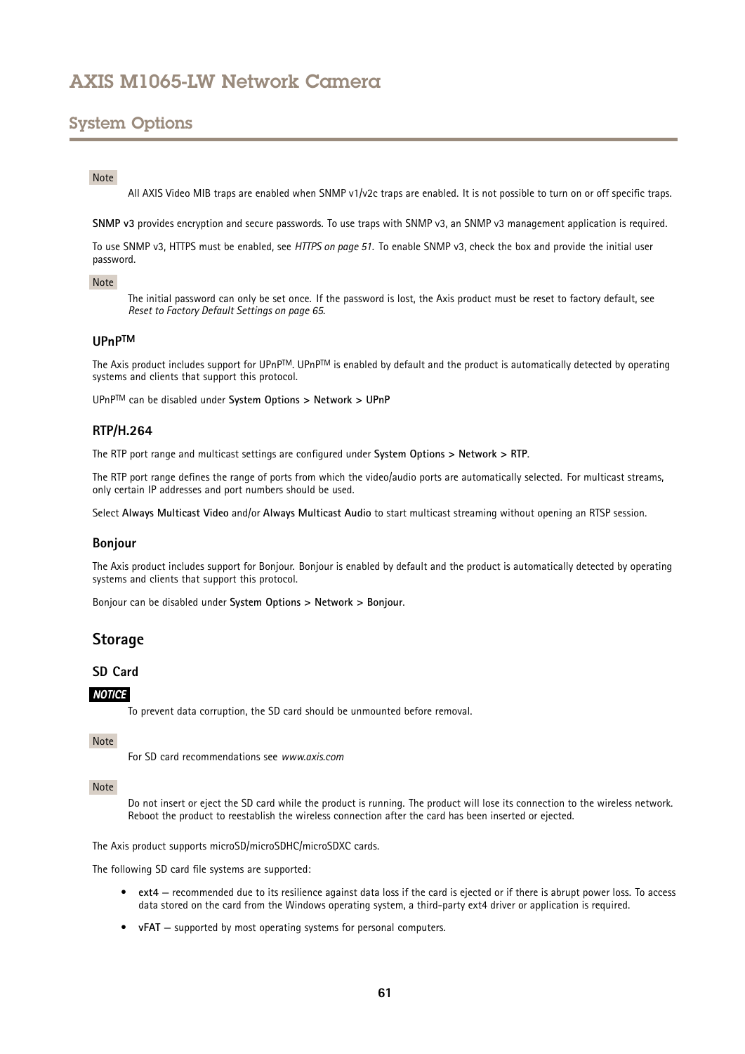Note

All AXIS Video MIB traps are enabled when SNMP v1/v2c traps are enabled. It is not possible to turn on or off specific traps.

**SNMP v3** provides encryption and secure passwords. To use traps with SNMP v3, an SNMP v3 management application is required.

To use SNMP v3, HTTPS must be enabled, see *HTTPS on page 51*. To enable SNMP v3, check the box and provide the initial user password.

Note

The initial password can only be set once. If the password is lost, the Axis product must be reset to factory default, see *Reset to Factory Default Settings on page 65*.

### UPnP™

The Axis product includes support for UPnP™. UPnP™ is enabled by default and the product is automatically detected by operating systems and clients that support this protocol.

UPnP™ can be disabled under **System Options > Network > UPnP**

### RTP/H.264

The RTP port range and multicast settings are configured under **System Options > Network > RTP**.

The RTP port range defines the range of ports from which the video/audio ports are automatically selected. For multicast streams, only certain IP addresses and port numbers should be used.

Select **Always Multicast Video** and/or **Always Multicast Audio** to start multicast streaming without opening an RTSP session.

### Bonjour

The Axis product includes support for Bonjour. Bonjour is enabled by default and the product is automatically detected by operating systems and clients that support this protocol.

Bonjour can be disabled under **System Options > Network > Bonjour**.

## Storage

### SD Card

***NOTICE***

To prevent data corruption, the SD card should be unmounted before removal.

Note

For SD card recommendations see *www.axis.com*

Note

Do not insert or eject the SD card while the product is running. The product will lose its connection to the wireless network. Reboot the product to reestablish the wireless connection after the card has been inserted or ejected.

The Axis product supports microSD/microSDHC/microSDXC cards.

The following SD card file systems are supported:

- **ext4** — recommended due to its resilience against data loss if the card is ejected or if there is abrupt power loss. To access data stored on the card from the Windows operating system, a third-party ext4 driver or application is required.
- **vFAT** — supported by most operating systems for personal computers.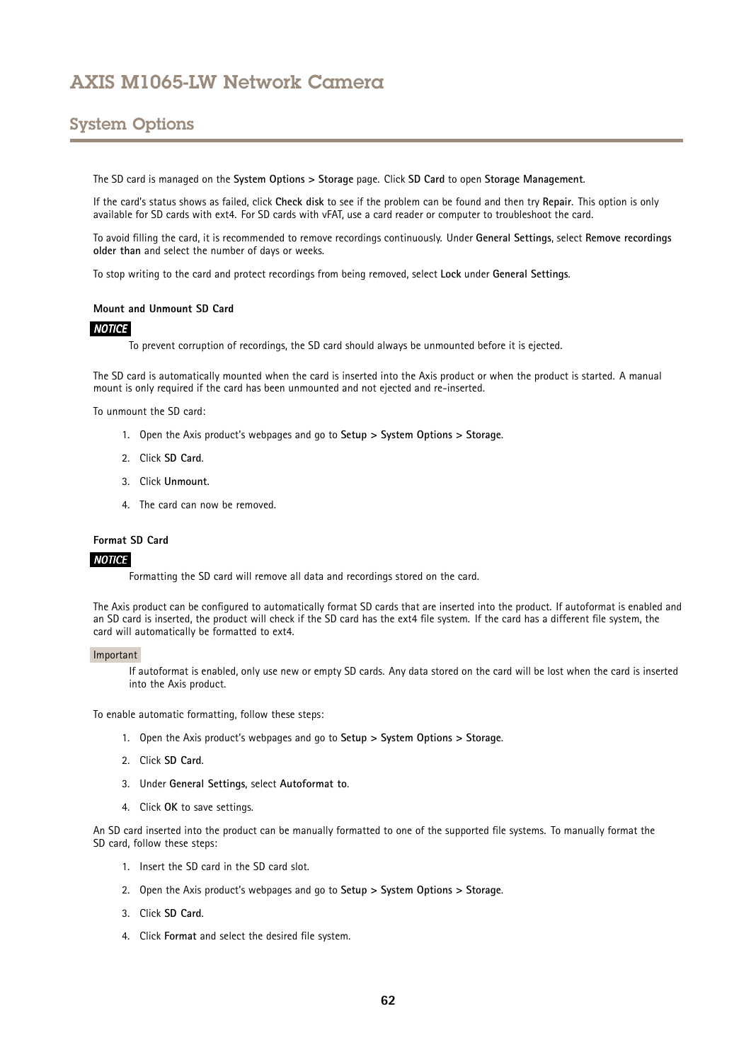The SD card is managed on the **System Options > Storage** page. Click **SD Card** to open **Storage Management**.

If the card's status shows as failed, click **Check disk** to see if the problem can be found and then try **Repair**. This option is only available for SD cards with ext4. For SD cards with vFAT, use a card reader or computer to troubleshoot the card.

To avoid filling the card, it is recommended to remove recordings continuously. Under **General Settings**, select **Remove recordings older than** and select the number of days or weeks.

To stop writing to the card and protect recordings from being removed, select **Lock** under **General Settings**.

#### Mount and Unmount SD Card

***NOTICE***

To prevent corruption of recordings, the SD card should always be unmounted before it is ejected.

The SD card is automatically mounted when the card is inserted into the Axis product or when the product is started. A manual mount is only required if the card has been unmounted and not ejected and re-inserted.

To unmount the SD card:

1. Open the Axis product's webpages and go to **Setup > System Options > Storage**.
2. Click **SD Card**.
3. Click **Unmount**.
4. The card can now be removed.

#### Format SD Card

***NOTICE***

Formatting the SD card will remove all data and recordings stored on the card.

The Axis product can be configured to automatically format SD cards that are inserted into the product. If autoformat is enabled and an SD card is inserted, the product will check if the SD card has the ext4 file system. If the card has a different file system, the card will automatically be formatted to ext4.

**Important**

If autoformat is enabled, only use new or empty SD cards. Any data stored on the card will be lost when the card is inserted into the Axis product.

To enable automatic formatting, follow these steps:

1. Open the Axis product's webpages and go to **Setup > System Options > Storage**.
2. Click **SD Card**.
3. Under **General Settings**, select **Autoformat to**.
4. Click **OK** to save settings.

An SD card inserted into the product can be manually formatted to one of the supported file systems. To manually format the SD card, follow these steps:

1. Insert the SD card in the SD card slot.
2. Open the Axis product's webpages and go to **Setup > System Options > Storage**.
3. Click **SD Card**.
4. Click **Format** and select the desired file system.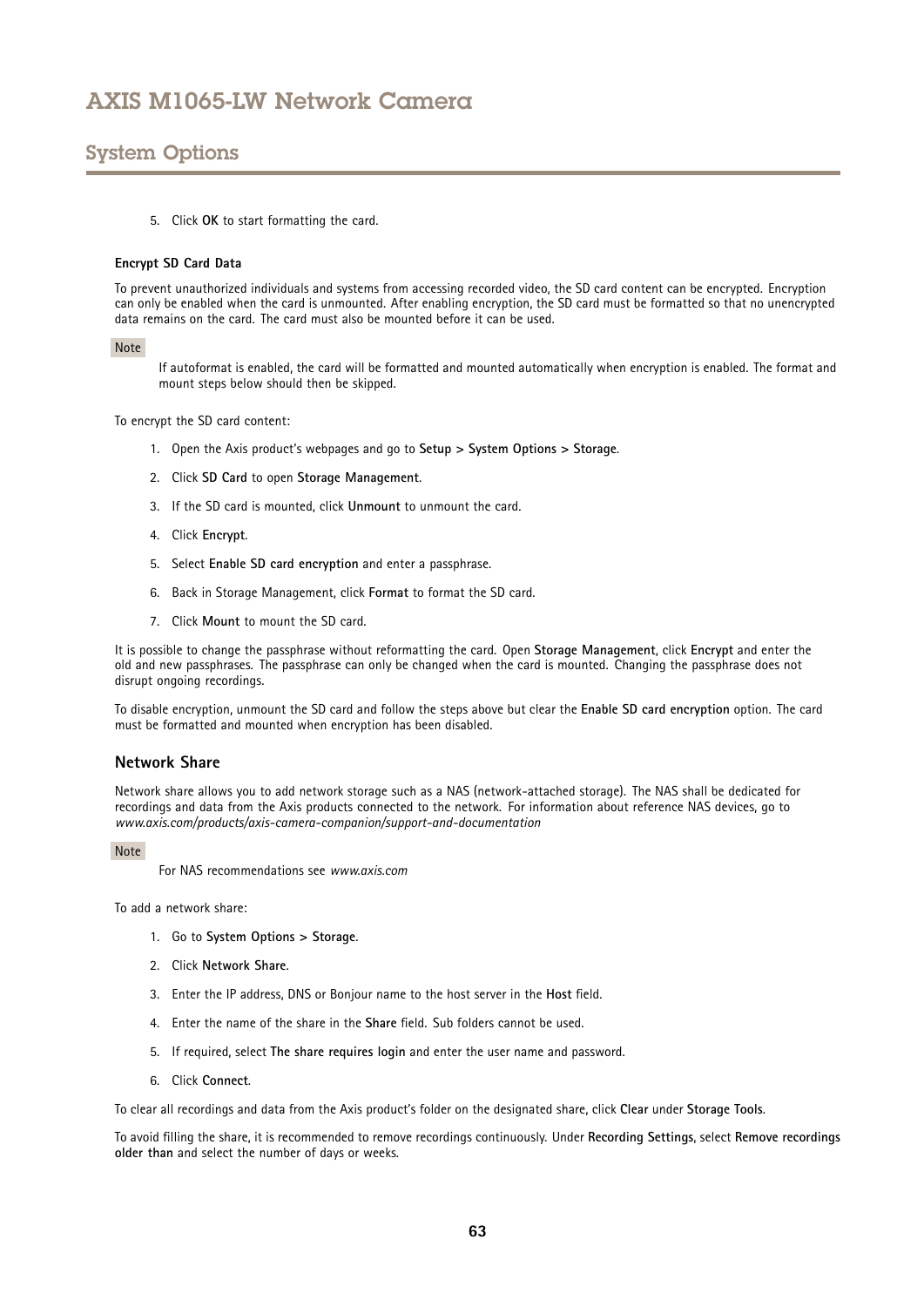5. Click **OK** to start formatting the card.

#### Encrypt SD Card Data

To prevent unauthorized individuals and systems from accessing recorded video, the SD card content can be encrypted. Encryption can only be enabled when the card is unmounted. After enabling encryption, the SD card must be formatted so that no unencrypted data remains on the card. The card must also be mounted before it can be used.

Note

If autoformat is enabled, the card will be formatted and mounted automatically when encryption is enabled. The format and mount steps below should then be skipped.

To encrypt the SD card content:

1. Open the Axis product's webpages and go to **Setup > System Options > Storage**.
2. Click **SD Card** to open **Storage Management**.
3. If the SD card is mounted, click **Unmount** to unmount the card.
4. Click **Encrypt**.
5. Select **Enable SD card encryption** and enter a passphrase.
6. Back in Storage Management, click **Format** to format the SD card.
7. Click **Mount** to mount the SD card.

It is possible to change the passphrase without reformatting the card. Open **Storage Management**, click **Encrypt** and enter the old and new passphrases. The passphrase can only be changed when the card is mounted. Changing the passphrase does not disrupt ongoing recordings.

To disable encryption, unmount the SD card and follow the steps above but clear the **Enable SD card encryption** option. The card must be formatted and mounted when encryption has been disabled.

### Network Share

Network share allows you to add network storage such as a NAS (network-attached storage). The NAS shall be dedicated for recordings and data from the Axis products connected to the network. For information about reference NAS devices, go to *www.axis.com/products/axis-camera-companion/support-and-documentation*

Note

For NAS recommendations see *www.axis.com*

To add a network share:

1. Go to **System Options > Storage**.
2. Click **Network Share**.
3. Enter the IP address, DNS or Bonjour name to the host server in the **Host** field.
4. Enter the name of the share in the **Share** field. Sub folders cannot be used.
5. If required, select **The share requires login** and enter the user name and password.
6. Click **Connect**.

To clear all recordings and data from the Axis product's folder on the designated share, click **Clear** under **Storage Tools**.

To avoid filling the share, it is recommended to remove recordings continuously. Under **Recording Settings**, select **Remove recordings older than** and select the number of days or weeks.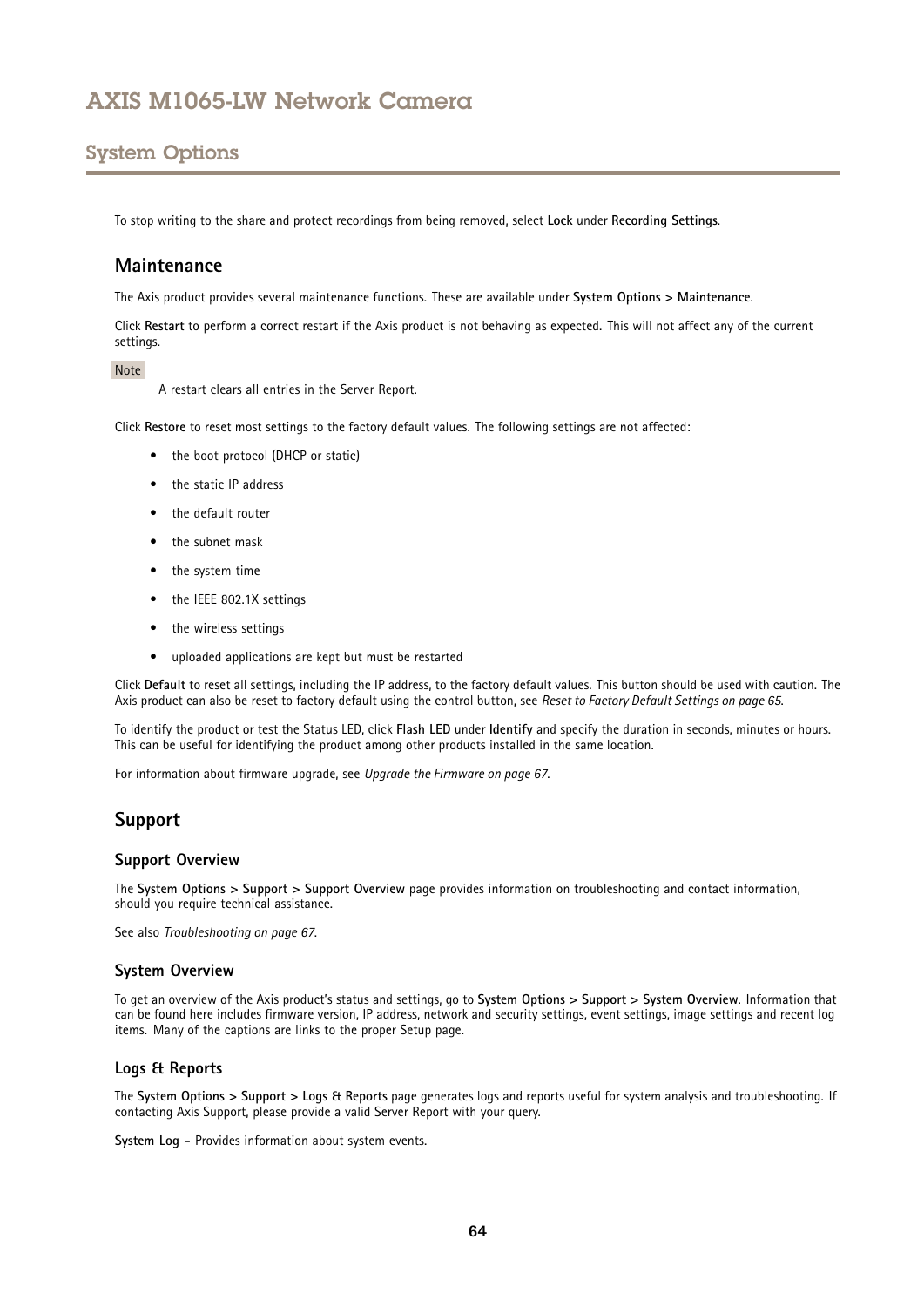To stop writing to the share and protect recordings from being removed, select **Lock** under **Recording Settings**.

## Maintenance

The Axis product provides several maintenance functions. These are available under **System Options > Maintenance**.

Click **Restart** to perform a correct restart if the Axis product is not behaving as expected. This will not affect any of the current settings.

Note

A restart clears all entries in the Server Report.

Click **Restore** to reset most settings to the factory default values. The following settings are not affected:

- the boot protocol (DHCP or static)
- the static IP address
- the default router
- the subnet mask
- the system time
- the IEEE 802.1X settings
- the wireless settings
- uploaded applications are kept but must be restarted

Click **Default** to reset all settings, including the IP address, to the factory default values. This button should be used with caution. The Axis product can also be reset to factory default using the control button, see *Reset to Factory Default Settings on page 65*.

To identify the product or test the Status LED, click **Flash LED** under **Identify** and specify the duration in seconds, minutes or hours. This can be useful for identifying the product among other products installed in the same location.

For information about firmware upgrade, see *Upgrade the Firmware on page 67*.

## Support

### Support Overview

The **System Options > Support > Support Overview** page provides information on troubleshooting and contact information, should you require technical assistance.

See also *Troubleshooting on page 67*.

### System Overview

To get an overview of the Axis product's status and settings, go to **System Options > Support > System Overview**. Information that can be found here includes firmware version, IP address, network and security settings, event settings, image settings and recent log items. Many of the captions are links to the proper Setup page.

### Logs & Reports

The **System Options > Support > Logs & Reports** page generates logs and reports useful for system analysis and troubleshooting. If contacting Axis Support, please provide a valid Server Report with your query.

**System Log –** Provides information about system events.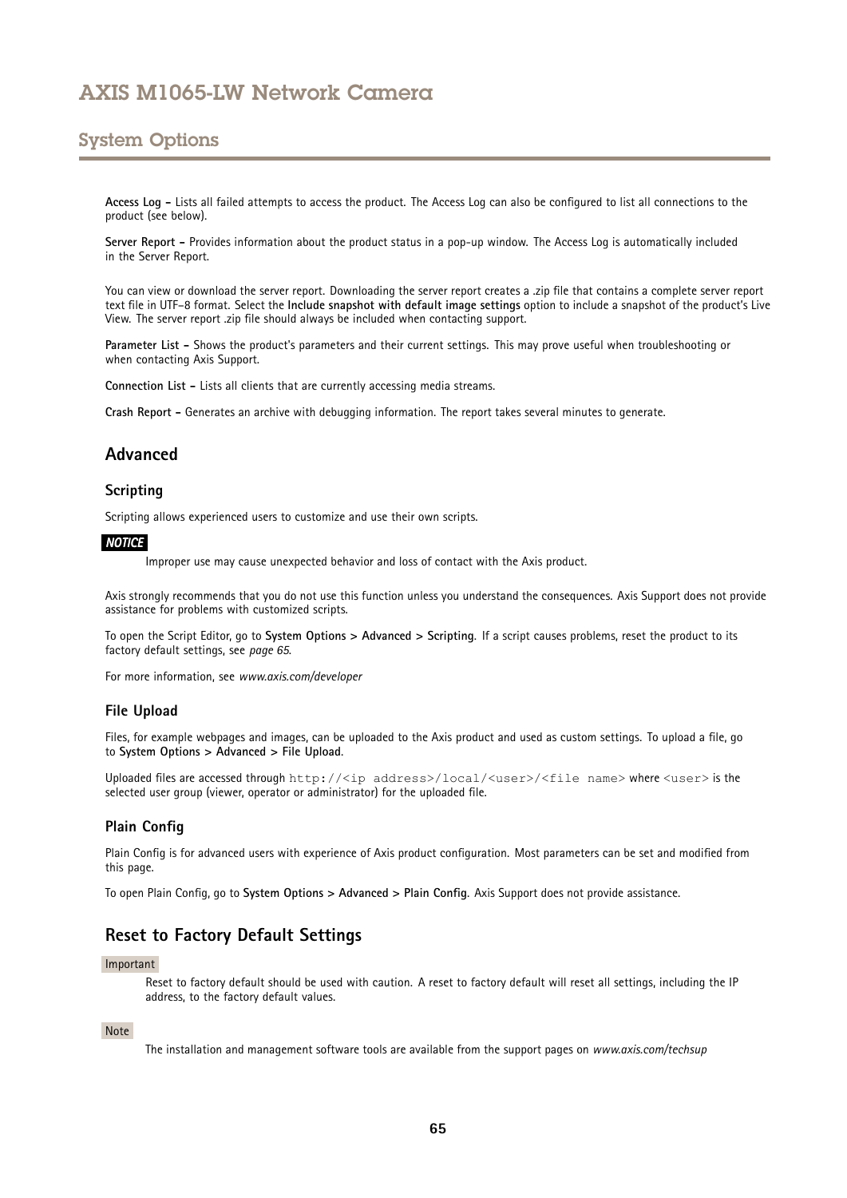**Access Log –** Lists all failed attempts to access the product. The Access Log can also be configured to list all connections to the product (see below).

**Server Report –** Provides information about the product status in a pop-up window. The Access Log is automatically included in the Server Report.

You can view or download the server report. Downloading the server report creates a .zip file that contains a complete server report text file in UTF–8 format. Select the **Include snapshot with default image settings** option to include a snapshot of the product's Live View. The server report .zip file should always be included when contacting support.

**Parameter List –** Shows the product's parameters and their current settings. This may prove useful when troubleshooting or when contacting Axis Support.

**Connection List –** Lists all clients that are currently accessing media streams.

**Crash Report –** Generates an archive with debugging information. The report takes several minutes to generate.

## Advanced

### Scripting

Scripting allows experienced users to customize and use their own scripts.

***NOTICE***

Improper use may cause unexpected behavior and loss of contact with the Axis product.

Axis strongly recommends that you do not use this function unless you understand the consequences. Axis Support does not provide assistance for problems with customized scripts.

To open the Script Editor, go to **System Options > Advanced > Scripting**. If a script causes problems, reset the product to its factory default settings, see *page 65*.

For more information, see *www.axis.com/developer*

### File Upload

Files, for example webpages and images, can be uploaded to the Axis product and used as custom settings. To upload a file, go to **System Options > Advanced > File Upload**.

Uploaded files are accessed through `http://<ip address>/local/<user>/<file name>` where `<user>` is the selected user group (viewer, operator or administrator) for the uploaded file.

### Plain Config

Plain Config is for advanced users with experience of Axis product configuration. Most parameters can be set and modified from this page.

To open Plain Config, go to **System Options > Advanced > Plain Config**. Axis Support does not provide assistance.

## Reset to Factory Default Settings

Important

Reset to factory default should be used with caution. A reset to factory default will reset all settings, including the IP address, to the factory default values.

Note

The installation and management software tools are available from the support pages on *www.axis.com/techsup*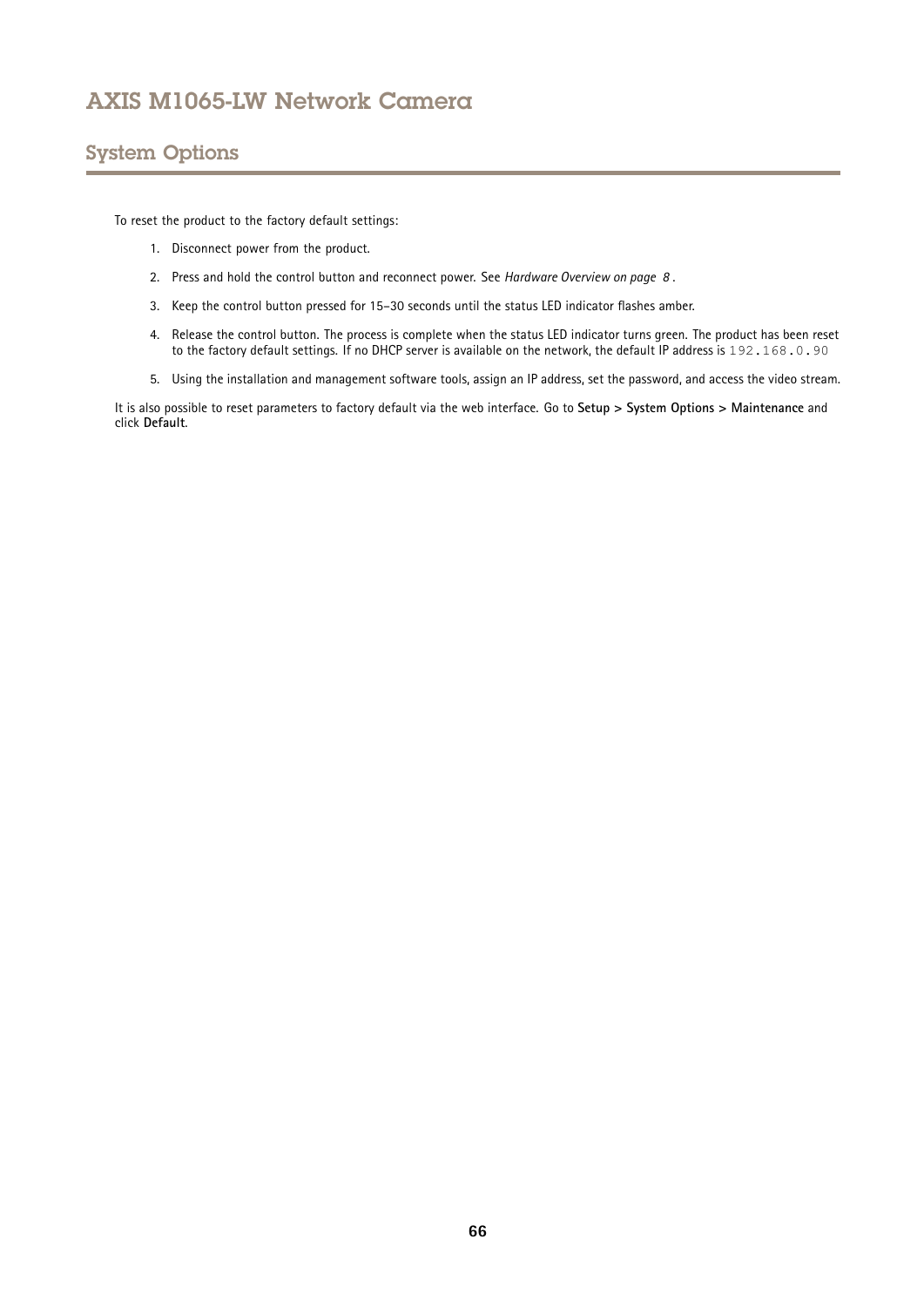To reset the product to the factory default settings:

1. Disconnect power from the product.
2. Press and hold the control button and reconnect power. See *Hardware Overview on page 8* .
3. Keep the control button pressed for 15–30 seconds until the status LED indicator flashes amber.
4. Release the control button. The process is complete when the status LED indicator turns green. The product has been reset to the factory default settings. If no DHCP server is available on the network, the default IP address is `192.168.0.90`
5. Using the installation and management software tools, assign an IP address, set the password, and access the video stream.

It is also possible to reset parameters to factory default via the web interface. Go to **Setup > System Options > Maintenance** and click **Default**.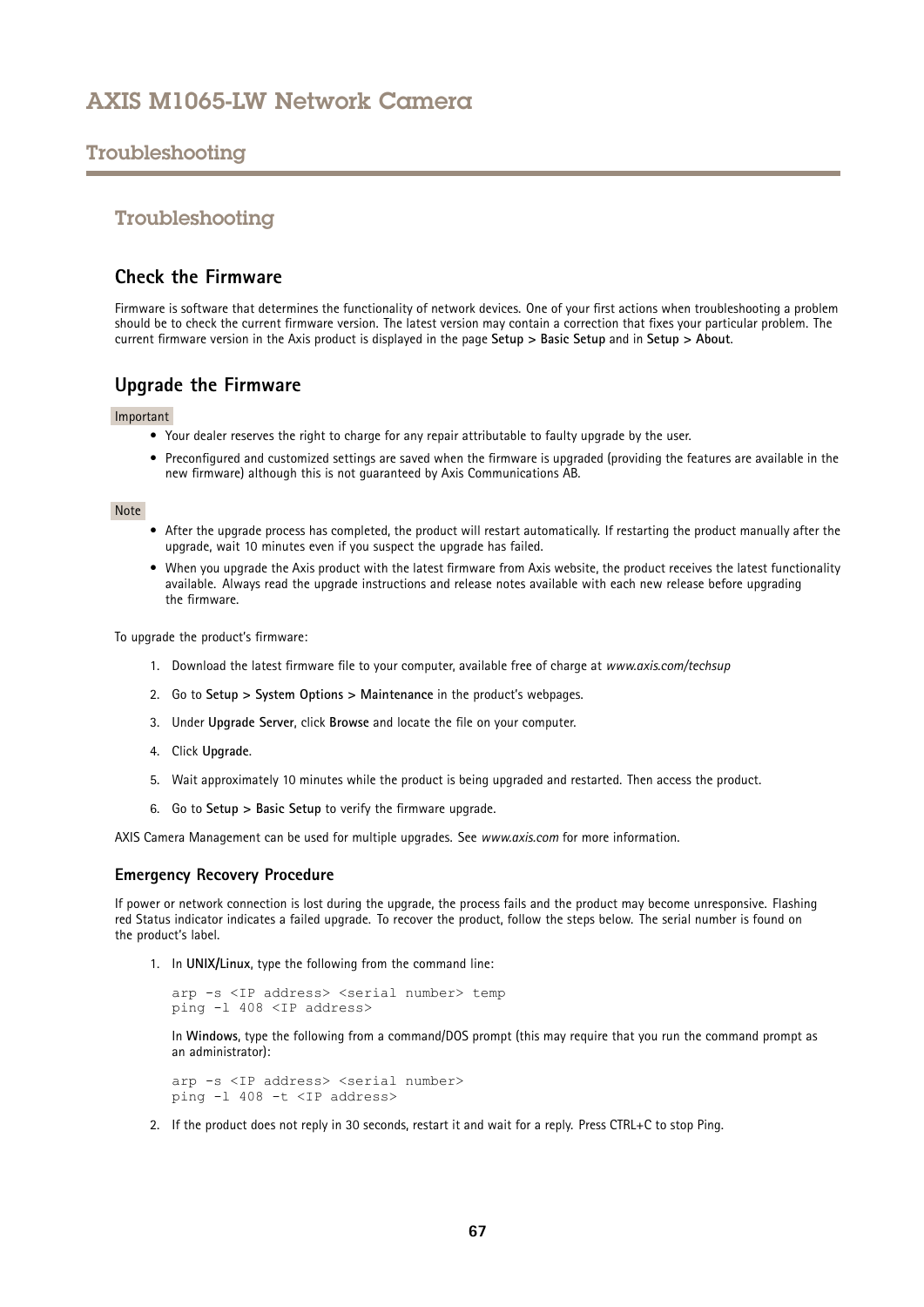# Troubleshooting

## Check the Firmware

Firmware is software that determines the functionality of network devices. One of your first actions when troubleshooting a problem should be to check the current firmware version. The latest version may contain a correction that fixes your particular problem. The current firmware version in the Axis product is displayed in the page **Setup > Basic Setup** and in **Setup > About**.

## Upgrade the Firmware

Important

- Your dealer reserves the right to charge for any repair attributable to faulty upgrade by the user.
- Preconfigured and customized settings are saved when the firmware is upgraded (providing the features are available in the new firmware) although this is not guaranteed by Axis Communications AB.

Note

- After the upgrade process has completed, the product will restart automatically. If restarting the product manually after the upgrade, wait 10 minutes even if you suspect the upgrade has failed.
- When you upgrade the Axis product with the latest firmware from Axis website, the product receives the latest functionality available. Always read the upgrade instructions and release notes available with each new release before upgrading the firmware.

To upgrade the product's firmware:

1. Download the latest firmware file to your computer, available free of charge at *www.axis.com/techsup*
2. Go to **Setup > System Options > Maintenance** in the product's webpages.
3. Under **Upgrade Server**, click **Browse** and locate the file on your computer.
4. Click **Upgrade**.
5. Wait approximately 10 minutes while the product is being upgraded and restarted. Then access the product.
6. Go to **Setup > Basic Setup** to verify the firmware upgrade.

AXIS Camera Management can be used for multiple upgrades. See *www.axis.com* for more information.

### Emergency Recovery Procedure

If power or network connection is lost during the upgrade, the process fails and the product may become unresponsive. Flashing red Status indicator indicates a failed upgrade. To recover the product, follow the steps below. The serial number is found on the product's label.

1. In **UNIX/Linux**, type the following from the command line:

   ```
   arp -s <IP address> <serial number> temp
   ping -l 408 <IP address>
   ```

   In **Windows**, type the following from a command/DOS prompt (this may require that you run the command prompt as an administrator):

   ```
   arp -s <IP address> <serial number>
   ping -l 408 -t <IP address>
   ```

2. If the product does not reply in 30 seconds, restart it and wait for a reply. Press CTRL+C to stop Ping.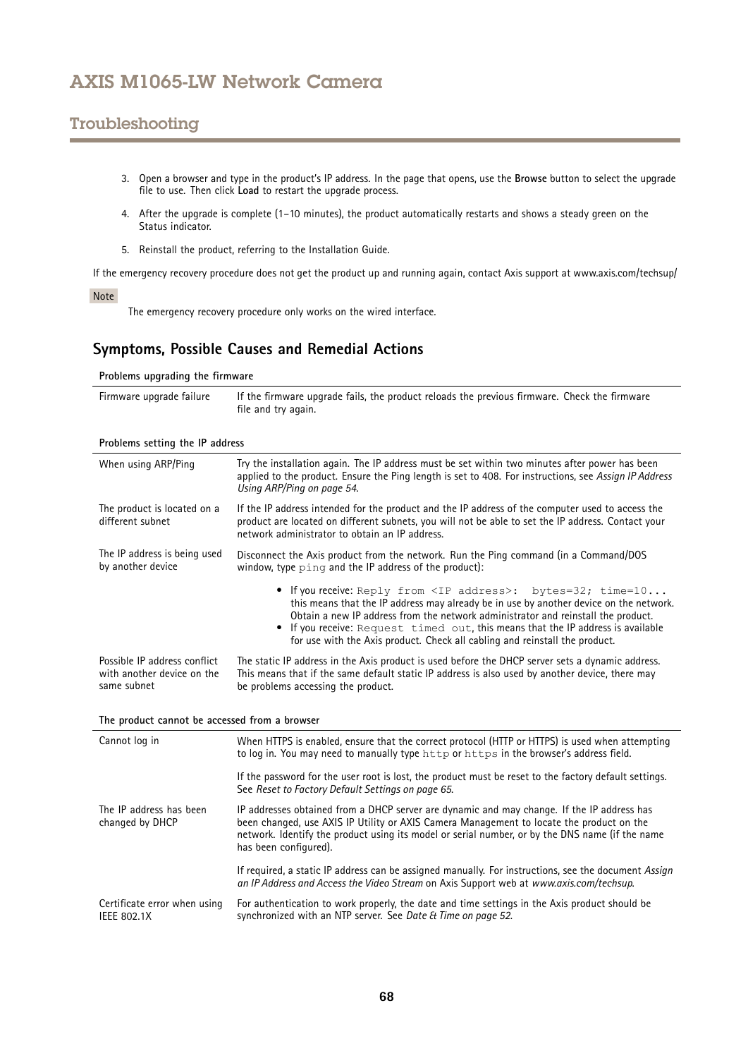3. Open a browser and type in the product's IP address. In the page that opens, use the **Browse** button to select the upgrade file to use. Then click **Load** to restart the upgrade process.
4. After the upgrade is complete (1–10 minutes), the product automatically restarts and shows a steady green on the Status indicator.
5. Reinstall the product, referring to the Installation Guide.

If the emergency recovery procedure does not get the product up and running again, contact Axis support at www.axis.com/techsup/

Note

The emergency recovery procedure only works on the wired interface.

## Symptoms, Possible Causes and Remedial Actions

**Problems upgrading the firmware**

| | |
|---|---|
| Firmware upgrade failure | If the firmware upgrade fails, the product reloads the previous firmware. Check the firmware file and try again. |

**Problems setting the IP address**

| | |
|---|---|
| When using ARP/Ping | Try the installation again. The IP address must be set within two minutes after power has been applied to the product. Ensure the Ping length is set to 408. For instructions, see *Assign IP Address Using ARP/Ping on page 54*. |
| The product is located on a different subnet | If the IP address intended for the product and the IP address of the computer used to access the product are located on different subnets, you will not be able to set the IP address. Contact your network administrator to obtain an IP address. |
| The IP address is being used by another device | Disconnect the Axis product from the network. Run the Ping command (in a Command/DOS window, type `ping` and the IP address of the product):<br>• If you receive: `Reply from <IP address>: bytes=32; time=10...` this means that the IP address may already be in use by another device on the network. Obtain a new IP address from the network administrator and reinstall the product.<br>• If you receive: `Request timed out`, this means that the IP address is available for use with the Axis product. Check all cabling and reinstall the product. |
| Possible IP address conflict with another device on the same subnet | The static IP address in the Axis product is used before the DHCP server sets a dynamic address. This means that if the same default static IP address is also used by another device, there may be problems accessing the product. |

**The product cannot be accessed from a browser**

| | |
|---|---|
| Cannot log in | When HTTPS is enabled, ensure that the correct protocol (HTTP or HTTPS) is used when attempting to log in. You may need to manually type `http` or `https` in the browser's address field.<br><br>If the password for the user root is lost, the product must be reset to the factory default settings. See *Reset to Factory Default Settings on page 65*. |
| The IP address has been changed by DHCP | IP addresses obtained from a DHCP server are dynamic and may change. If the IP address has been changed, use AXIS IP Utility or AXIS Camera Management to locate the product on the network. Identify the product using its model or serial number, or by the DNS name (if the name has been configured).<br><br>If required, a static IP address can be assigned manually. For instructions, see the document *Assign an IP Address and Access the Video Stream* on Axis Support web at *www.axis.com/techsup*. |
| Certificate error when using IEEE 802.1X | For authentication to work properly, the date and time settings in the Axis product should be synchronized with an NTP server. See *Date & Time on page 52*. |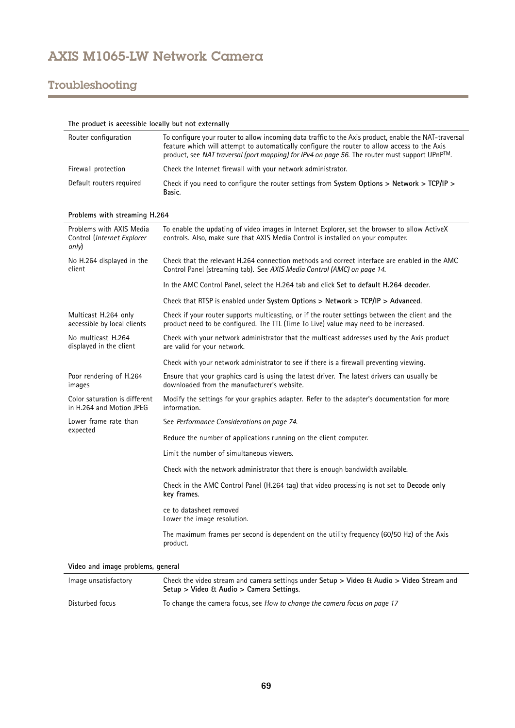# AXIS M1065-LW Network Camera

## Troubleshooting

| The product is accessible locally but not externally | |
|---|---|
| Router configuration | To configure your router to allow incoming data traffic to the Axis product, enable the NAT-traversal feature which will attempt to automatically configure the router to allow access to the Axis product, see *NAT traversal (port mapping) for IPv4 on page 56*. The router must support UPnP™. |
| Firewall protection | Check the Internet firewall with your network administrator. |
| Default routers required | Check if you need to configure the router settings from **System Options > Network > TCP/IP > Basic**. |

| Problems with streaming H.264 | |
|---|---|
| Problems with AXIS Media Control (*Internet Explorer only*) | To enable the updating of video images in Internet Explorer, set the browser to allow ActiveX controls. Also, make sure that AXIS Media Control is installed on your computer. |
| No H.264 displayed in the client | Check that the relevant H.264 connection methods and correct interface are enabled in the AMC Control Panel (streaming tab). See *AXIS Media Control (AMC) on page 14*. |
| | In the AMC Control Panel, select the H.264 tab and click **Set to default H.264 decoder**. |
| | Check that RTSP is enabled under **System Options > Network > TCP/IP > Advanced**. |
| Multicast H.264 only accessible by local clients | Check if your router supports multicasting, or if the router settings between the client and the product need to be configured. The TTL (Time To Live) value may need to be increased. |
| No multicast H.264 displayed in the client | Check with your network administrator that the multicast addresses used by the Axis product are valid for your network. |
| | Check with your network administrator to see if there is a firewall preventing viewing. |
| Poor rendering of H.264 images | Ensure that your graphics card is using the latest driver. The latest drivers can usually be downloaded from the manufacturer's website. |
| Color saturation is different in H.264 and Motion JPEG | Modify the settings for your graphics adapter. Refer to the adapter's documentation for more information. |
| Lower frame rate than expected | See *Performance Considerations on page 74*. |
| | Reduce the number of applications running on the client computer. |
| | Limit the number of simultaneous viewers. |
| | Check with the network administrator that there is enough bandwidth available. |
| | Check in the AMC Control Panel (H.264 tag) that video processing is not set to **Decode only key frames**. |
| | ce to datasheet removed<br>Lower the image resolution. |
| | The maximum frames per second is dependent on the utility frequency (60/50 Hz) of the Axis product. |

| Video and image problems, general | |
|---|---|
| Image unsatisfactory | Check the video stream and camera settings under **Setup > Video & Audio > Video Stream** and **Setup > Video & Audio > Camera Settings**. |
| Disturbed focus | To change the camera focus, see *How to change the camera focus on page 17* |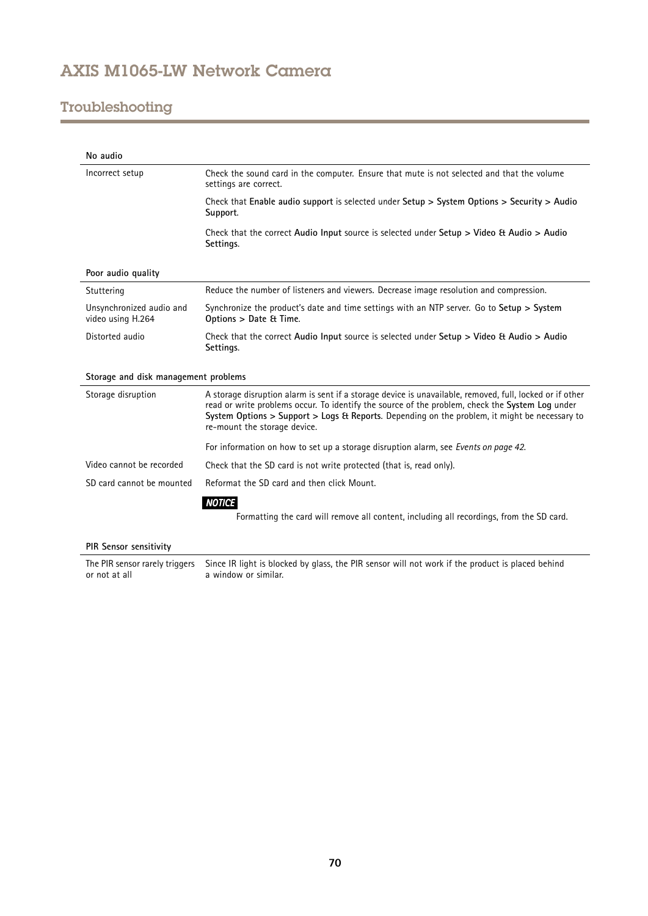## Troubleshooting

| **No audio** | |
|---|---|
| Incorrect setup | Check the sound card in the computer. Ensure that mute is not selected and that the volume settings are correct. |
| | Check that **Enable audio support** is selected under **Setup > System Options > Security > Audio Support**. |
| | Check that the correct **Audio Input** source is selected under **Setup > Video & Audio > Audio Settings**. |

| **Poor audio quality** | |
|---|---|
| Stuttering | Reduce the number of listeners and viewers. Decrease image resolution and compression. |
| Unsynchronized audio and video using H.264 | Synchronize the product's date and time settings with an NTP server. Go to **Setup > System Options > Date & Time**. |
| Distorted audio | Check that the correct **Audio Input** source is selected under **Setup > Video & Audio > Audio Settings**. |

| **Storage and disk management problems** | |
|---|---|
| Storage disruption | A storage disruption alarm is sent if a storage device is unavailable, removed, full, locked or if other read or write problems occur. To identify the source of the problem, check the **System Log** under **System Options > Support > Logs & Reports**. Depending on the problem, it might be necessary to re-mount the storage device. |
| | For information on how to set up a storage disruption alarm, see *Events on page 42*. |
| Video cannot be recorded | Check that the SD card is not write protected (that is, read only). |
| SD card cannot be mounted | Reformat the SD card and then click Mount. |
| | ***NOTICE*** Formatting the card will remove all content, including all recordings, from the SD card. |

| **PIR Sensor sensitivity** | |
|---|---|
| The PIR sensor rarely triggers or not at all | Since IR light is blocked by glass, the PIR sensor will not work if the product is placed behind a window or similar. |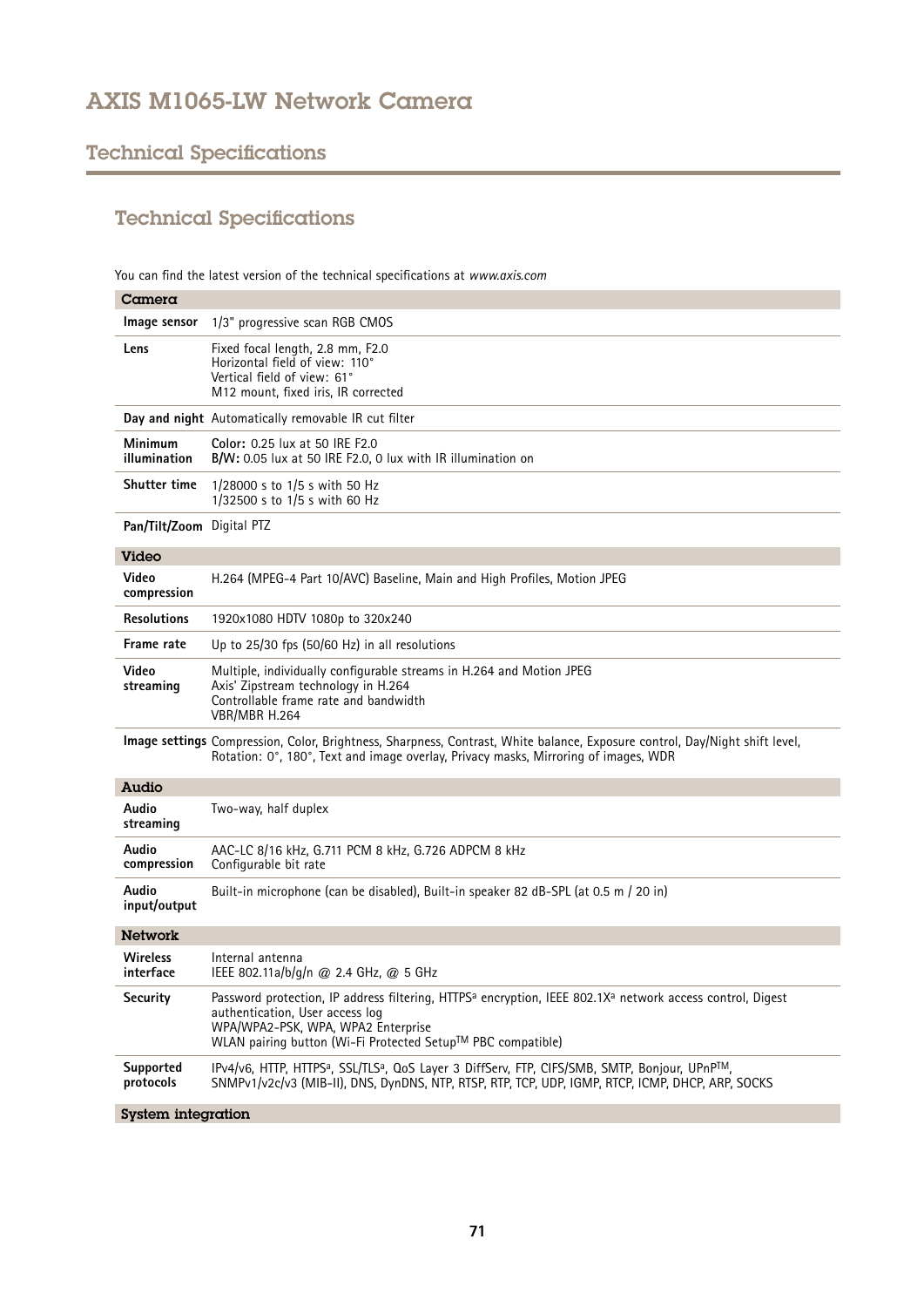# AXIS M1065-LW Network Camera

## Technical Specifications

### Technical Specifications

You can find the latest version of the technical specifications at *www.axis.com*

| **Camera** | |
|---|---|
| **Image sensor** | 1/3" progressive scan RGB CMOS |
| **Lens** | Fixed focal length, 2.8 mm, F2.0<br>Horizontal field of view: 110°<br>Vertical field of view: 61°<br>M12 mount, fixed iris, IR corrected |
| **Day and night** | Automatically removable IR cut filter |
| **Minimum illumination** | **Color:** 0.25 lux at 50 IRE F2.0<br>**B/W:** 0.05 lux at 50 IRE F2.0, 0 lux with IR illumination on |
| **Shutter time** | 1/28000 s to 1/5 s with 50 Hz<br>1/32500 s to 1/5 s with 60 Hz |
| **Pan/Tilt/Zoom** | Digital PTZ |
| **Video** | |
| **Video compression** | H.264 (MPEG-4 Part 10/AVC) Baseline, Main and High Profiles, Motion JPEG |
| **Resolutions** | 1920x1080 HDTV 1080p to 320x240 |
| **Frame rate** | Up to 25/30 fps (50/60 Hz) in all resolutions |
| **Video streaming** | Multiple, individually configurable streams in H.264 and Motion JPEG<br>Axis' Zipstream technology in H.264<br>Controllable frame rate and bandwidth<br>VBR/MBR H.264 |
| **Image settings** | Compression, Color, Brightness, Sharpness, Contrast, White balance, Exposure control, Day/Night shift level, Rotation: 0°, 180°, Text and image overlay, Privacy masks, Mirroring of images, WDR |
| **Audio** | |
| **Audio streaming** | Two-way, half duplex |
| **Audio compression** | AAC-LC 8/16 kHz, G.711 PCM 8 kHz, G.726 ADPCM 8 kHz<br>Configurable bit rate |
| **Audio input/output** | Built-in microphone (can be disabled), Built-in speaker 82 dB-SPL (at 0.5 m / 20 in) |
| **Network** | |
| **Wireless interface** | Internal antenna<br>IEEE 802.11a/b/g/n @ 2.4 GHz, @ 5 GHz |
| **Security** | Password protection, IP address filtering, HTTPS[a] encryption, IEEE 802.1X[a] network access control, Digest authentication, User access log<br>WPA/WPA2-PSK, WPA, WPA2 Enterprise<br>WLAN pairing button (Wi-Fi Protected Setup™ PBC compatible) |
| **Supported protocols** | IPv4/v6, HTTP, HTTPS[a], SSL/TLS[a], QoS Layer 3 DiffServ, FTP, CIFS/SMB, SMTP, Bonjour, UPnP™, SNMPv1/v2c/v3 (MIB-II), DNS, DynDNS, NTP, RTSP, RTP, TCP, UDP, IGMP, RTCP, ICMP, DHCP, ARP, SOCKS |
| **System integration** | |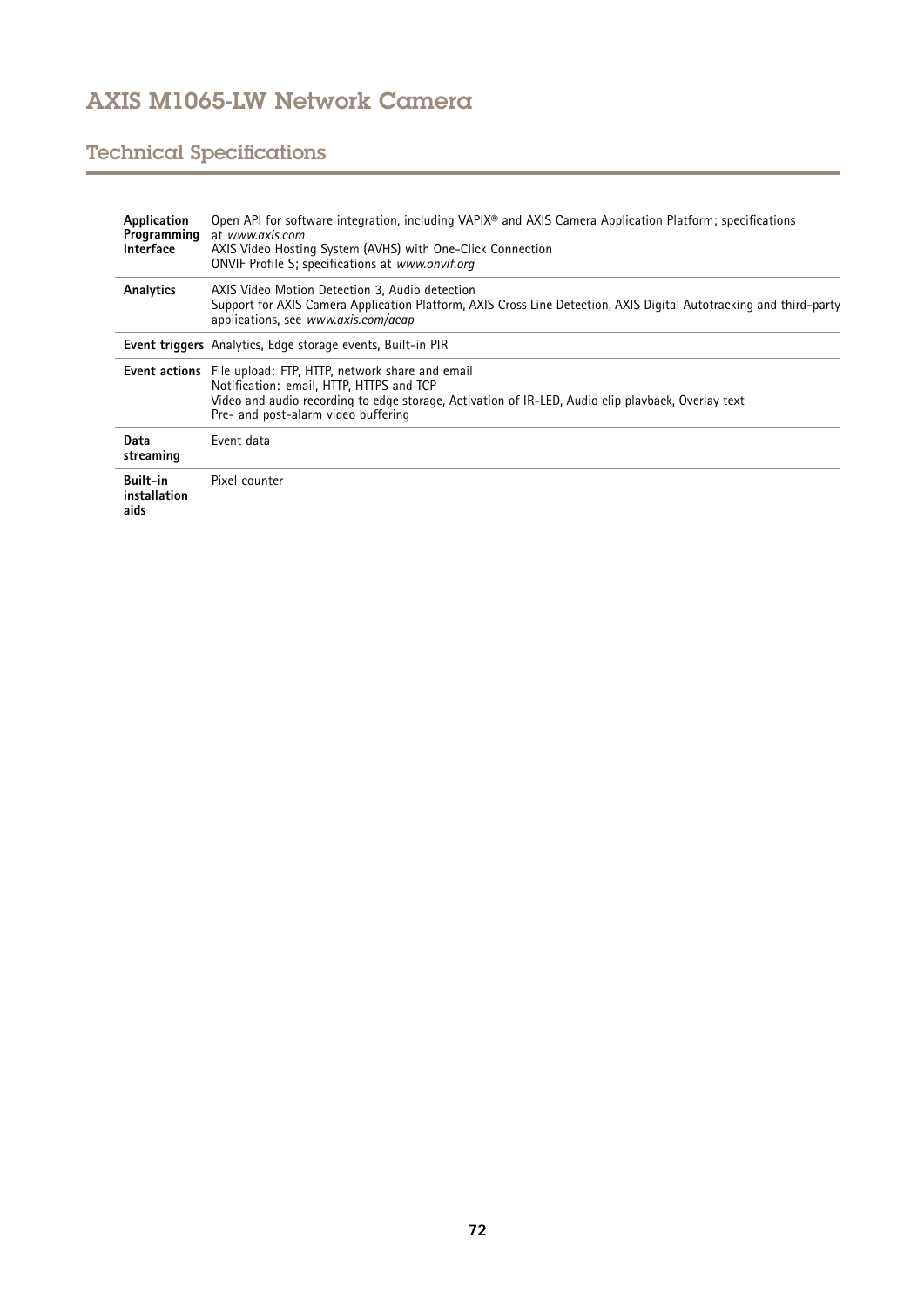| | |
|---|---|
| **Application Programming Interface** | Open API for software integration, including VAPIX® and AXIS Camera Application Platform; specifications at *www.axis.com*<br>AXIS Video Hosting System (AVHS) with One-Click Connection<br>ONVIF Profile S; specifications at *www.onvif.org* |
| **Analytics** | AXIS Video Motion Detection 3, Audio detection<br>Support for AXIS Camera Application Platform, AXIS Cross Line Detection, AXIS Digital Autotracking and third-party applications, see *www.axis.com/acap* |
| **Event triggers** | Analytics, Edge storage events, Built-in PIR |
| **Event actions** | File upload: FTP, HTTP, network share and email<br>Notification: email, HTTP, HTTPS and TCP<br>Video and audio recording to edge storage, Activation of IR-LED, Audio clip playback, Overlay text<br>Pre- and post-alarm video buffering |
| **Data streaming** | Event data |
| **Built-in installation aids** | Pixel counter |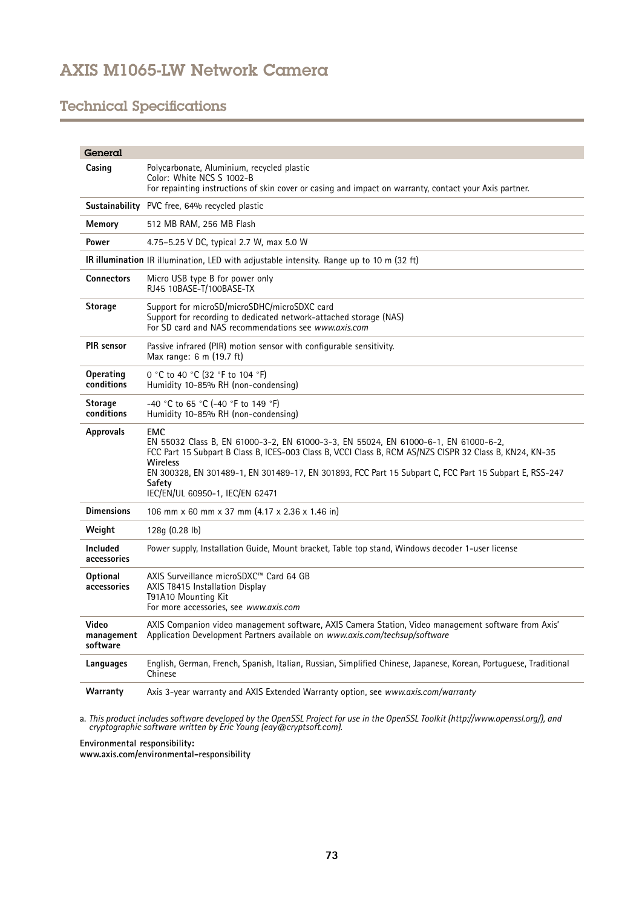# AXIS M1065-LW Network Camera

## Technical Specifications

| General | |
|---|---|
| **Casing** | Polycarbonate, Aluminium, recycled plastic<br>Color: White NCS S 1002-B<br>For repainting instructions of skin cover or casing and impact on warranty, contact your Axis partner. |
| **Sustainability** | PVC free, 64% recycled plastic |
| **Memory** | 512 MB RAM, 256 MB Flash |
| **Power** | 4.75–5.25 V DC, typical 2.7 W, max 5.0 W |
| **IR illumination** | IR illumination, LED with adjustable intensity. Range up to 10 m (32 ft) |
| **Connectors** | Micro USB type B for power only<br>RJ45 10BASE-T/100BASE-TX |
| **Storage** | Support for microSD/microSDHC/microSDXC card<br>Support for recording to dedicated network-attached storage (NAS)<br>For SD card and NAS recommendations see *www.axis.com* |
| **PIR sensor** | Passive infrared (PIR) motion sensor with configurable sensitivity.<br>Max range: 6 m (19.7 ft) |
| **Operating conditions** | 0 °C to 40 °C (32 °F to 104 °F)<br>Humidity 10-85% RH (non-condensing) |
| **Storage conditions** | -40 °C to 65 °C (-40 °F to 149 °F)<br>Humidity 10-85% RH (non-condensing) |
| **Approvals** | **EMC**<br>EN 55032 Class B, EN 61000-3-2, EN 61000-3-3, EN 55024, EN 61000-6-1, EN 61000-6-2,<br>FCC Part 15 Subpart B Class B, ICES-003 Class B, VCCI Class B, RCM AS/NZS CISPR 32 Class B, KN24, KN-35<br>**Wireless**<br>EN 300328, EN 301489-1, EN 301489-17, EN 301893, FCC Part 15 Subpart C, FCC Part 15 Subpart E, RSS-247<br>**Safety**<br>IEC/EN/UL 60950-1, IEC/EN 62471 |
| **Dimensions** | 106 mm x 60 mm x 37 mm (4.17 x 2.36 x 1.46 in) |
| **Weight** | 128g (0.28 lb) |
| **Included accessories** | Power supply, Installation Guide, Mount bracket, Table top stand, Windows decoder 1-user license |
| **Optional accessories** | AXIS Surveillance microSDXC™ Card 64 GB<br>AXIS T8415 Installation Display<br>T91A10 Mounting Kit<br>For more accessories, see *www.axis.com* |
| **Video management software** | AXIS Companion video management software, AXIS Camera Station, Video management software from Axis' Application Development Partners available on *www.axis.com/techsup/software* |
| **Languages** | English, German, French, Spanish, Italian, Russian, Simplified Chinese, Japanese, Korean, Portuguese, Traditional Chinese |
| **Warranty** | Axis 3-year warranty and AXIS Extended Warranty option, see *www.axis.com/warranty* |

a. *This product includes software developed by the OpenSSL Project for use in the OpenSSL Toolkit (http://www.openssl.org/), and cryptographic software written by Eric Young (eay@cryptsoft.com).*

**Environmental responsibility:**
**www.axis.com/environmental-responsibility**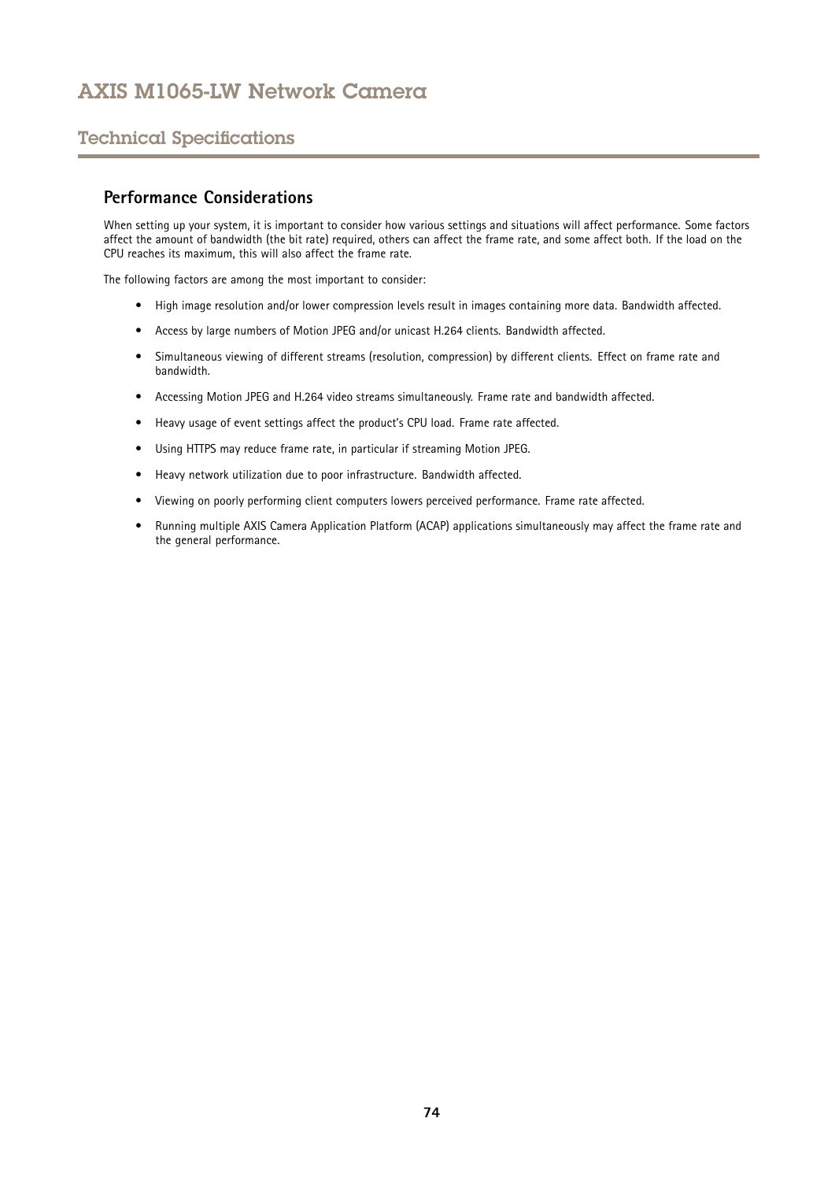## Performance Considerations

When setting up your system, it is important to consider how various settings and situations will affect performance. Some factors affect the amount of bandwidth (the bit rate) required, others can affect the frame rate, and some affect both. If the load on the CPU reaches its maximum, this will also affect the frame rate.

The following factors are among the most important to consider:

- High image resolution and/or lower compression levels result in images containing more data. Bandwidth affected.
- Access by large numbers of Motion JPEG and/or unicast H.264 clients. Bandwidth affected.
- Simultaneous viewing of different streams (resolution, compression) by different clients. Effect on frame rate and bandwidth.
- Accessing Motion JPEG and H.264 video streams simultaneously. Frame rate and bandwidth affected.
- Heavy usage of event settings affect the product's CPU load. Frame rate affected.
- Using HTTPS may reduce frame rate, in particular if streaming Motion JPEG.
- Heavy network utilization due to poor infrastructure. Bandwidth affected.
- Viewing on poorly performing client computers lowers perceived performance. Frame rate affected.
- Running multiple AXIS Camera Application Platform (ACAP) applications simultaneously may affect the frame rate and the general performance.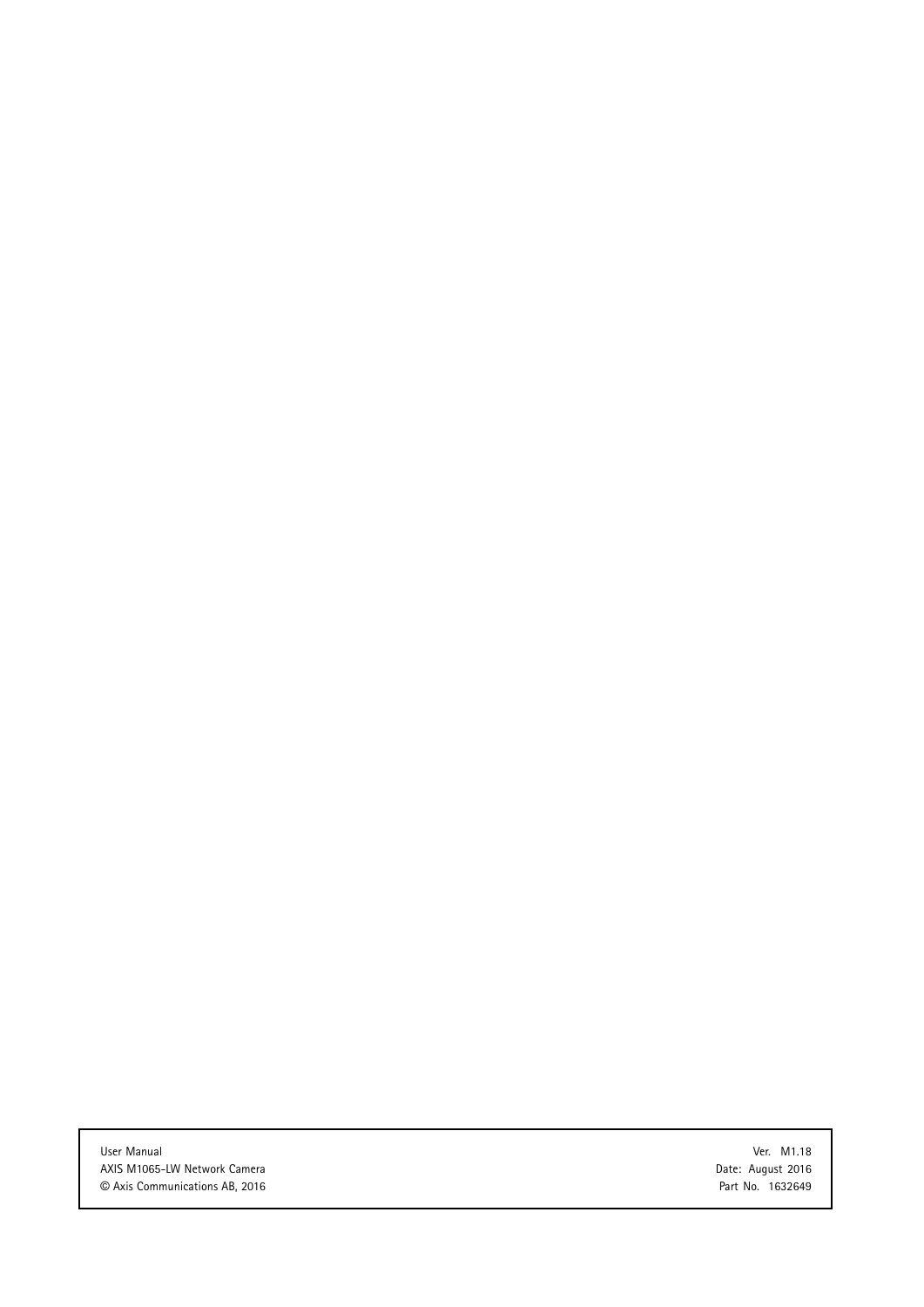| | |
|---|---|
| User Manual | Ver. M1.18 |
| AXIS M1065-LW Network Camera | Date: August 2016 |
| © Axis Communications AB, 2016 | Part No. 1632649 |